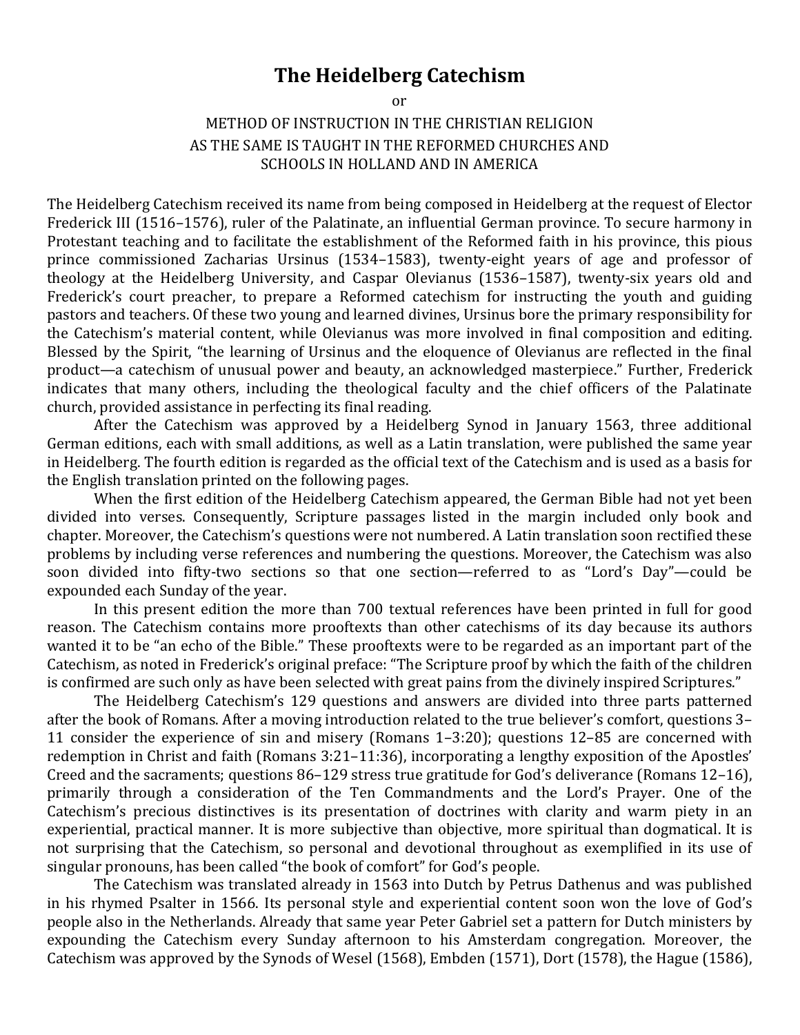# The Heidelberg Catechism

or

METHOD OF INSTRUCTION IN THE CHRISTIAN RELIGION
AS THE SAME IS TAUGHT IN THE REFORMED CHURCHES AND
SCHOOLS IN HOLLAND AND IN AMERICA

The Heidelberg Catechism received its name from being composed in Heidelberg at the request of Elector Frederick III (1516–1576), ruler of the Palatinate, an influential German province. To secure harmony in Protestant teaching and to facilitate the establishment of the Reformed faith in his province, this pious prince commissioned Zacharias Ursinus (1534–1583), twenty-eight years of age and professor of theology at the Heidelberg University, and Caspar Olevianus (1536–1587), twenty-six years old and Frederick's court preacher, to prepare a Reformed catechism for instructing the youth and guiding pastors and teachers. Of these two young and learned divines, Ursinus bore the primary responsibility for the Catechism's material content, while Olevianus was more involved in final composition and editing. Blessed by the Spirit, "the learning of Ursinus and the eloquence of Olevianus are reflected in the final product—a catechism of unusual power and beauty, an acknowledged masterpiece." Further, Frederick indicates that many others, including the theological faculty and the chief officers of the Palatinate church, provided assistance in perfecting its final reading.

After the Catechism was approved by a Heidelberg Synod in January 1563, three additional German editions, each with small additions, as well as a Latin translation, were published the same year in Heidelberg. The fourth edition is regarded as the official text of the Catechism and is used as a basis for the English translation printed on the following pages.

When the first edition of the Heidelberg Catechism appeared, the German Bible had not yet been divided into verses. Consequently, Scripture passages listed in the margin included only book and chapter. Moreover, the Catechism's questions were not numbered. A Latin translation soon rectified these problems by including verse references and numbering the questions. Moreover, the Catechism was also soon divided into fifty-two sections so that one section—referred to as "Lord's Day"—could be expounded each Sunday of the year.

In this present edition the more than 700 textual references have been printed in full for good reason. The Catechism contains more prooftexts than other catechisms of its day because its authors wanted it to be "an echo of the Bible." These prooftexts were to be regarded as an important part of the Catechism, as noted in Frederick's original preface: "The Scripture proof by which the faith of the children is confirmed are such only as have been selected with great pains from the divinely inspired Scriptures."

The Heidelberg Catechism's 129 questions and answers are divided into three parts patterned after the book of Romans. After a moving introduction related to the true believer's comfort, questions 3–11 consider the experience of sin and misery (Romans 1–3:20); questions 12–85 are concerned with redemption in Christ and faith (Romans 3:21–11:36), incorporating a lengthy exposition of the Apostles' Creed and the sacraments; questions 86–129 stress true gratitude for God's deliverance (Romans 12–16), primarily through a consideration of the Ten Commandments and the Lord's Prayer. One of the Catechism's precious distinctives is its presentation of doctrines with clarity and warm piety in an experiential, practical manner. It is more subjective than objective, more spiritual than dogmatical. It is not surprising that the Catechism, so personal and devotional throughout as exemplified in its use of singular pronouns, has been called "the book of comfort" for God's people.

The Catechism was translated already in 1563 into Dutch by Petrus Dathenus and was published in his rhymed Psalter in 1566. Its personal style and experiential content soon won the love of God's people also in the Netherlands. Already that same year Peter Gabriel set a pattern for Dutch ministers by expounding the Catechism every Sunday afternoon to his Amsterdam congregation. Moreover, the Catechism was approved by the Synods of Wesel (1568), Embden (1571), Dort (1578), the Hague (1586),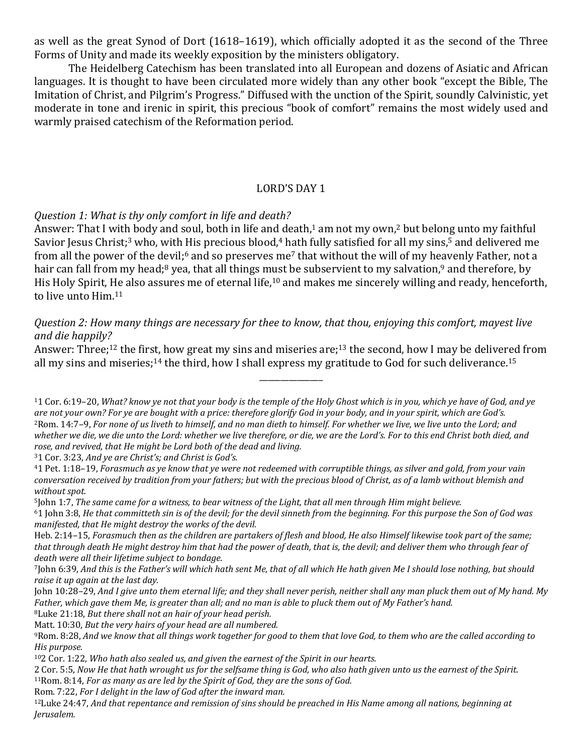as well as the great Synod of Dort (1618–1619), which officially adopted it as the second of the Three Forms of Unity and made its weekly exposition by the ministers obligatory.

The Heidelberg Catechism has been translated into all European and dozens of Asiatic and African languages. It is thought to have been circulated more widely than any other book "except the Bible, The Imitation of Christ, and Pilgrim's Progress." Diffused with the unction of the Spirit, soundly Calvinistic, yet moderate in tone and irenic in spirit, this precious "book of comfort" remains the most widely used and warmly praised catechism of the Reformation period.

## LORD'S DAY 1

*Question 1: What is thy only comfort in life and death?*

Answer: That I with body and soul, both in life and death,[1] am not my own,[2] but belong unto my faithful Savior Jesus Christ;[3] who, with His precious blood,[4] hath fully satisfied for all my sins,[5] and delivered me from all the power of the devil;[6] and so preserves me[7] that without the will of my heavenly Father, not a hair can fall from my head;[8] yea, that all things must be subservient to my salvation,[9] and therefore, by His Holy Spirit, He also assures me of eternal life,[10] and makes me sincerely willing and ready, henceforth, to live unto Him.[11]

*Question 2: How many things are necessary for thee to know, that thou, enjoying this comfort, mayest live and die happily?*

Answer: Three;[12] the first, how great my sins and miseries are;[13] the second, how I may be delivered from all my sins and miseries;[14] the third, how I shall express my gratitude to God for such deliverance.[15]

---

[1] 1 Cor. 6:19–20, *What? know ye not that your body is the temple of the Holy Ghost which is in you, which ye have of God, and ye are not your own? For ye are bought with a price: therefore glorify God in your body, and in your spirit, which are God's.*

[2] Rom. 14:7–9, *For none of us liveth to himself, and no man dieth to himself. For whether we live, we live unto the Lord; and whether we die, we die unto the Lord: whether we live therefore, or die, we are the Lord's. For to this end Christ both died, and rose, and revived, that He might be Lord both of the dead and living.*

[3] 1 Cor. 3:23, *And ye are Christ's; and Christ is God's.*

[4] 1 Pet. 1:18–19, *Forasmuch as ye know that ye were not redeemed with corruptible things, as silver and gold, from your vain conversation received by tradition from your fathers; but with the precious blood of Christ, as of a lamb without blemish and without spot.*

[5] John 1:7, *The same came for a witness, to bear witness of the Light, that all men through Him might believe.*

[6] 1 John 3:8, *He that committeth sin is of the devil; for the devil sinneth from the beginning. For this purpose the Son of God was manifested, that He might destroy the works of the devil.*

Heb. 2:14–15, *Forasmuch then as the children are partakers of flesh and blood, He also Himself likewise took part of the same; that through death He might destroy him that had the power of death, that is, the devil; and deliver them who through fear of death were all their lifetime subject to bondage.*

[7] John 6:39, *And this is the Father's will which hath sent Me, that of all which He hath given Me I should lose nothing, but should raise it up again at the last day.*

John 10:28–29, *And I give unto them eternal life; and they shall never perish, neither shall any man pluck them out of My hand. My Father, which gave them Me, is greater than all; and no man is able to pluck them out of My Father's hand.*

[8] Luke 21:18, *But there shall not an hair of your head perish.*

Matt. 10:30, *But the very hairs of your head are all numbered.*

[9] Rom. 8:28, *And we know that all things work together for good to them that love God, to them who are the called according to His purpose.*

[10] 2 Cor. 1:22, *Who hath also sealed us, and given the earnest of the Spirit in our hearts.*

2 Cor. 5:5, *Now He that hath wrought us for the selfsame thing is God, who also hath given unto us the earnest of the Spirit.*

[11] Rom. 8:14, *For as many as are led by the Spirit of God, they are the sons of God.*

Rom. 7:22, *For I delight in the law of God after the inward man.*

[12] Luke 24:47, *And that repentance and remission of sins should be preached in His Name among all nations, beginning at Jerusalem.*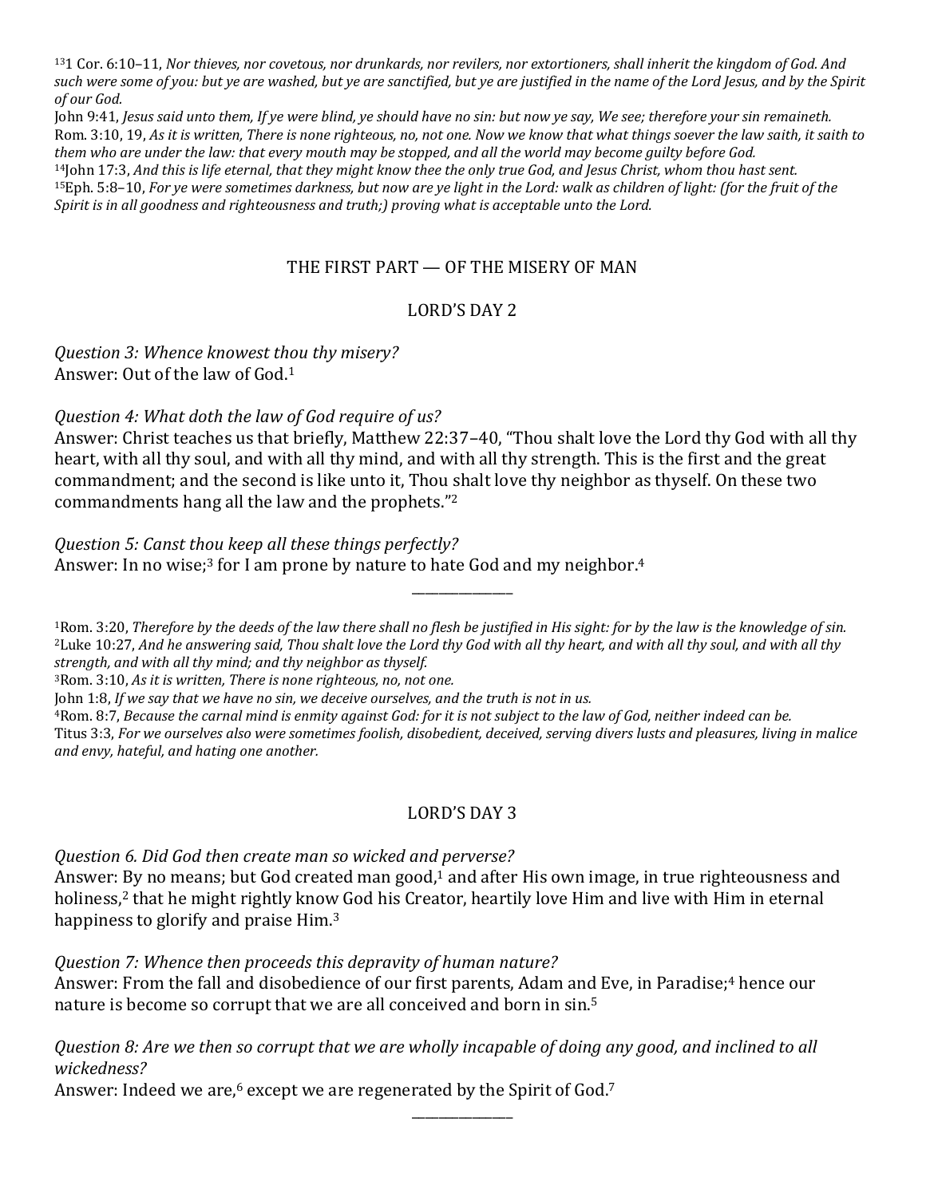[13]1 Cor. 6:10–11, *Nor thieves, nor covetous, nor drunkards, nor revilers, nor extortioners, shall inherit the kingdom of God. And such were some of you: but ye are washed, but ye are sanctified, but ye are justified in the name of the Lord Jesus, and by the Spirit of our God.*
John 9:41, *Jesus said unto them, If ye were blind, ye should have no sin: but now ye say, We see; therefore your sin remaineth.*
Rom. 3:10, 19, *As it is written, There is none righteous, no, not one. Now we know that what things soever the law saith, it saith to them who are under the law: that every mouth may be stopped, and all the world may become guilty before God.*
[14]John 17:3, *And this is life eternal, that they might know thee the only true God, and Jesus Christ, whom thou hast sent.*
[15]Eph. 5:8–10, *For ye were sometimes darkness, but now are ye light in the Lord: walk as children of light: (for the fruit of the Spirit is in all goodness and righteousness and truth;) proving what is acceptable unto the Lord.*

## THE FIRST PART — OF THE MISERY OF MAN

### LORD'S DAY 2

*Question 3: Whence knowest thou thy misery?*
Answer: Out of the law of God.[1]

*Question 4: What doth the law of God require of us?*
Answer: Christ teaches us that briefly, Matthew 22:37–40, "Thou shalt love the Lord thy God with all thy heart, with all thy soul, and with all thy mind, and with all thy strength. This is the first and the great commandment; and the second is like unto it, Thou shalt love thy neighbor as thyself. On these two commandments hang all the law and the prophets."[2]

*Question 5: Canst thou keep all these things perfectly?*
Answer: In no wise;[3] for I am prone by nature to hate God and my neighbor.[4]

---

[1]Rom. 3:20, *Therefore by the deeds of the law there shall no flesh be justified in His sight: for by the law is the knowledge of sin.*
[2]Luke 10:27, *And he answering said, Thou shalt love the Lord thy God with all thy heart, and with all thy soul, and with all thy strength, and with all thy mind; and thy neighbor as thyself.*
[3]Rom. 3:10, *As it is written, There is none righteous, no, not one.*
John 1:8, *If we say that we have no sin, we deceive ourselves, and the truth is not in us.*
[4]Rom. 8:7, *Because the carnal mind is enmity against God: for it is not subject to the law of God, neither indeed can be.*
Titus 3:3, *For we ourselves also were sometimes foolish, disobedient, deceived, serving divers lusts and pleasures, living in malice and envy, hateful, and hating one another.*

### LORD'S DAY 3

*Question 6. Did God then create man so wicked and perverse?*
Answer: By no means; but God created man good,[1] and after His own image, in true righteousness and holiness,[2] that he might rightly know God his Creator, heartily love Him and live with Him in eternal happiness to glorify and praise Him.[3]

*Question 7: Whence then proceeds this depravity of human nature?*
Answer: From the fall and disobedience of our first parents, Adam and Eve, in Paradise;[4] hence our nature is become so corrupt that we are all conceived and born in sin.[5]

*Question 8: Are we then so corrupt that we are wholly incapable of doing any good, and inclined to all wickedness?*
Answer: Indeed we are,[6] except we are regenerated by the Spirit of God.[7]

---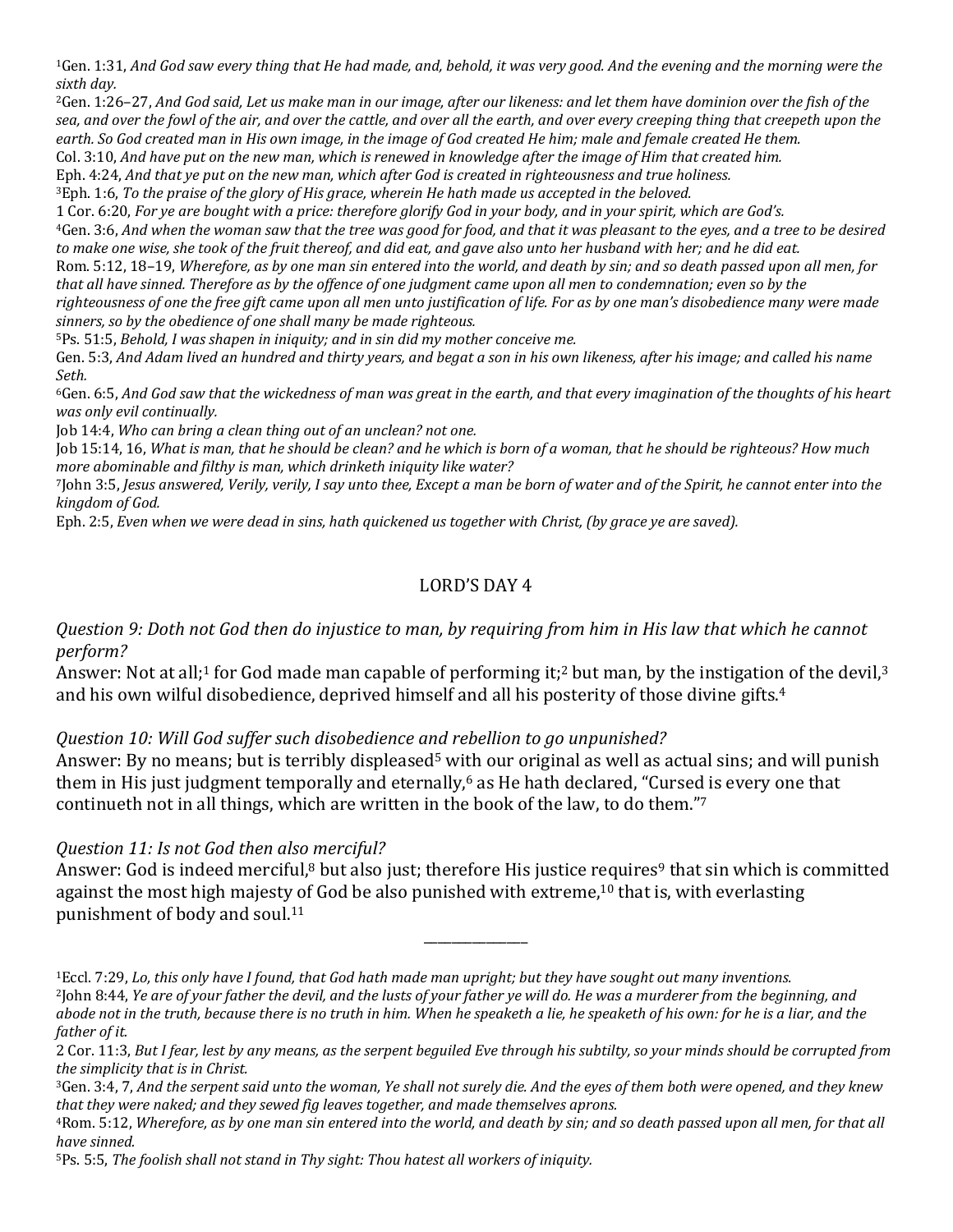[1]Gen. 1:31, *And God saw every thing that He had made, and, behold, it was very good. And the evening and the morning were the sixth day.*
[2]Gen. 1:26–27, *And God said, Let us make man in our image, after our likeness: and let them have dominion over the fish of the sea, and over the fowl of the air, and over the cattle, and over all the earth, and over every creeping thing that creepeth upon the earth. So God created man in His own image, in the image of God created He him; male and female created He them.*
Col. 3:10, *And have put on the new man, which is renewed in knowledge after the image of Him that created him.*
Eph. 4:24, *And that ye put on the new man, which after God is created in righteousness and true holiness.*
[3]Eph. 1:6, *To the praise of the glory of His grace, wherein He hath made us accepted in the beloved.*
1 Cor. 6:20, *For ye are bought with a price: therefore glorify God in your body, and in your spirit, which are God's.*
[4]Gen. 3:6, *And when the woman saw that the tree was good for food, and that it was pleasant to the eyes, and a tree to be desired to make one wise, she took of the fruit thereof, and did eat, and gave also unto her husband with her; and he did eat.*
Rom. 5:12, 18–19, *Wherefore, as by one man sin entered into the world, and death by sin; and so death passed upon all men, for that all have sinned. Therefore as by the offence of one judgment came upon all men to condemnation; even so by the righteousness of one the free gift came upon all men unto justification of life. For as by one man's disobedience many were made sinners, so by the obedience of one shall many be made righteous.*
[5]Ps. 51:5, *Behold, I was shapen in iniquity; and in sin did my mother conceive me.*
Gen. 5:3, *And Adam lived an hundred and thirty years, and begat a son in his own likeness, after his image; and called his name Seth.*
[6]Gen. 6:5, *And God saw that the wickedness of man was great in the earth, and that every imagination of the thoughts of his heart was only evil continually.*
Job 14:4, *Who can bring a clean thing out of an unclean? not one.*
Job 15:14, 16, *What is man, that he should be clean? and he which is born of a woman, that he should be righteous? How much more abominable and filthy is man, which drinketh iniquity like water?*
[7]John 3:5, *Jesus answered, Verily, verily, I say unto thee, Except a man be born of water and of the Spirit, he cannot enter into the kingdom of God.*
Eph. 2:5, *Even when we were dead in sins, hath quickened us together with Christ, (by grace ye are saved).*

## LORD'S DAY 4

*Question 9: Doth not God then do injustice to man, by requiring from him in His law that which he cannot perform?*
Answer: Not at all;[1] for God made man capable of performing it;[2] but man, by the instigation of the devil,[3] and his own wilful disobedience, deprived himself and all his posterity of those divine gifts.[4]

*Question 10: Will God suffer such disobedience and rebellion to go unpunished?*
Answer: By no means; but is terribly displeased[5] with our original as well as actual sins; and will punish them in His just judgment temporally and eternally,[6] as He hath declared, "Cursed is every one that continueth not in all things, which are written in the book of the law, to do them."[7]

*Question 11: Is not God then also merciful?*
Answer: God is indeed merciful,[8] but also just; therefore His justice requires[9] that sin which is committed against the most high majesty of God be also punished with extreme,[10] that is, with everlasting punishment of body and soul.[11]

\_\_\_\_\_\_\_\_\_\_\_\_\_\_\_

[1]Eccl. 7:29, *Lo, this only have I found, that God hath made man upright; but they have sought out many inventions.*
[2]John 8:44, *Ye are of your father the devil, and the lusts of your father ye will do. He was a murderer from the beginning, and abode not in the truth, because there is no truth in him. When he speaketh a lie, he speaketh of his own: for he is a liar, and the father of it.*
2 Cor. 11:3, *But I fear, lest by any means, as the serpent beguiled Eve through his subtilty, so your minds should be corrupted from the simplicity that is in Christ.*
[3]Gen. 3:4, 7, *And the serpent said unto the woman, Ye shall not surely die. And the eyes of them both were opened, and they knew that they were naked; and they sewed fig leaves together, and made themselves aprons.*
[4]Rom. 5:12, *Wherefore, as by one man sin entered into the world, and death by sin; and so death passed upon all men, for that all have sinned.*
[5]Ps. 5:5, *The foolish shall not stand in Thy sight: Thou hatest all workers of iniquity.*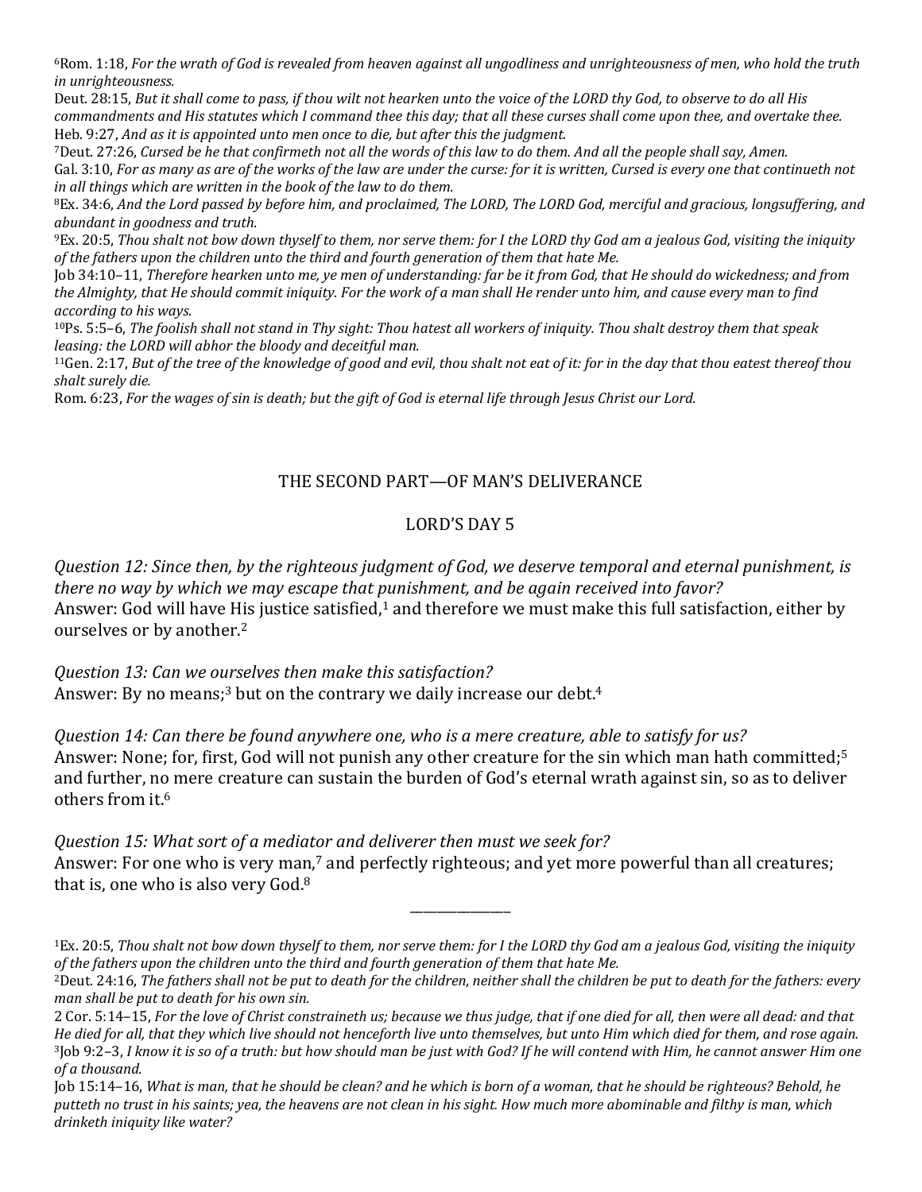[6]Rom. 1:18, *For the wrath of God is revealed from heaven against all ungodliness and unrighteousness of men, who hold the truth in unrighteousness.*
Deut. 28:15, *But it shall come to pass, if thou wilt not hearken unto the voice of the LORD thy God, to observe to do all His commandments and His statutes which I command thee this day; that all these curses shall come upon thee, and overtake thee.*
Heb. 9:27, *And as it is appointed unto men once to die, but after this the judgment.*
[7]Deut. 27:26, *Cursed be he that confirmeth not all the words of this law to do them. And all the people shall say, Amen.*
Gal. 3:10, *For as many as are of the works of the law are under the curse: for it is written, Cursed is every one that continueth not in all things which are written in the book of the law to do them.*
[8]Ex. 34:6, *And the Lord passed by before him, and proclaimed, The LORD, The LORD God, merciful and gracious, longsuffering, and abundant in goodness and truth.*
[9]Ex. 20:5, *Thou shalt not bow down thyself to them, nor serve them: for I the LORD thy God am a jealous God, visiting the iniquity of the fathers upon the children unto the third and fourth generation of them that hate Me.*
Job 34:10–11, *Therefore hearken unto me, ye men of understanding: far be it from God, that He should do wickedness; and from the Almighty, that He should commit iniquity. For the work of a man shall He render unto him, and cause every man to find according to his ways.*
[10]Ps. 5:5–6, *The foolish shall not stand in Thy sight: Thou hatest all workers of iniquity. Thou shalt destroy them that speak leasing: the LORD will abhor the bloody and deceitful man.*
[11]Gen. 2:17, *But of the tree of the knowledge of good and evil, thou shalt not eat of it: for in the day that thou eatest thereof thou shalt surely die.*
Rom. 6:23, *For the wages of sin is death; but the gift of God is eternal life through Jesus Christ our Lord.*

## THE SECOND PART—OF MAN'S DELIVERANCE

### LORD'S DAY 5

*Question 12: Since then, by the righteous judgment of God, we deserve temporal and eternal punishment, is there no way by which we may escape that punishment, and be again received into favor?*
Answer: God will have His justice satisfied,[1] and therefore we must make this full satisfaction, either by ourselves or by another.[2]

*Question 13: Can we ourselves then make this satisfaction?*
Answer: By no means;[3] but on the contrary we daily increase our debt.[4]

*Question 14: Can there be found anywhere one, who is a mere creature, able to satisfy for us?*
Answer: None; for, first, God will not punish any other creature for the sin which man hath committed;[5] and further, no mere creature can sustain the burden of God's eternal wrath against sin, so as to deliver others from it.[6]

*Question 15: What sort of a mediator and deliverer then must we seek for?*
Answer: For one who is very man,[7] and perfectly righteous; and yet more powerful than all creatures; that is, one who is also very God.[8]

\_\_\_\_\_\_\_\_\_\_\_\_\_\_\_

[1]Ex. 20:5, *Thou shalt not bow down thyself to them, nor serve them: for I the LORD thy God am a jealous God, visiting the iniquity of the fathers upon the children unto the third and fourth generation of them that hate Me.*
[2]Deut. 24:16, *The fathers shall not be put to death for the children, neither shall the children be put to death for the fathers: every man shall be put to death for his own sin.*
2 Cor. 5:14–15, *For the love of Christ constraineth us; because we thus judge, that if one died for all, then were all dead: and that He died for all, that they which live should not henceforth live unto themselves, but unto Him which died for them, and rose again.*
[3]Job 9:2–3, *I know it is so of a truth: but how should man be just with God? If he will contend with Him, he cannot answer Him one of a thousand.*
Job 15:14–16, *What is man, that he should be clean? and he which is born of a woman, that he should be righteous? Behold, he putteth no trust in his saints; yea, the heavens are not clean in his sight. How much more abominable and filthy is man, which drinketh iniquity like water?*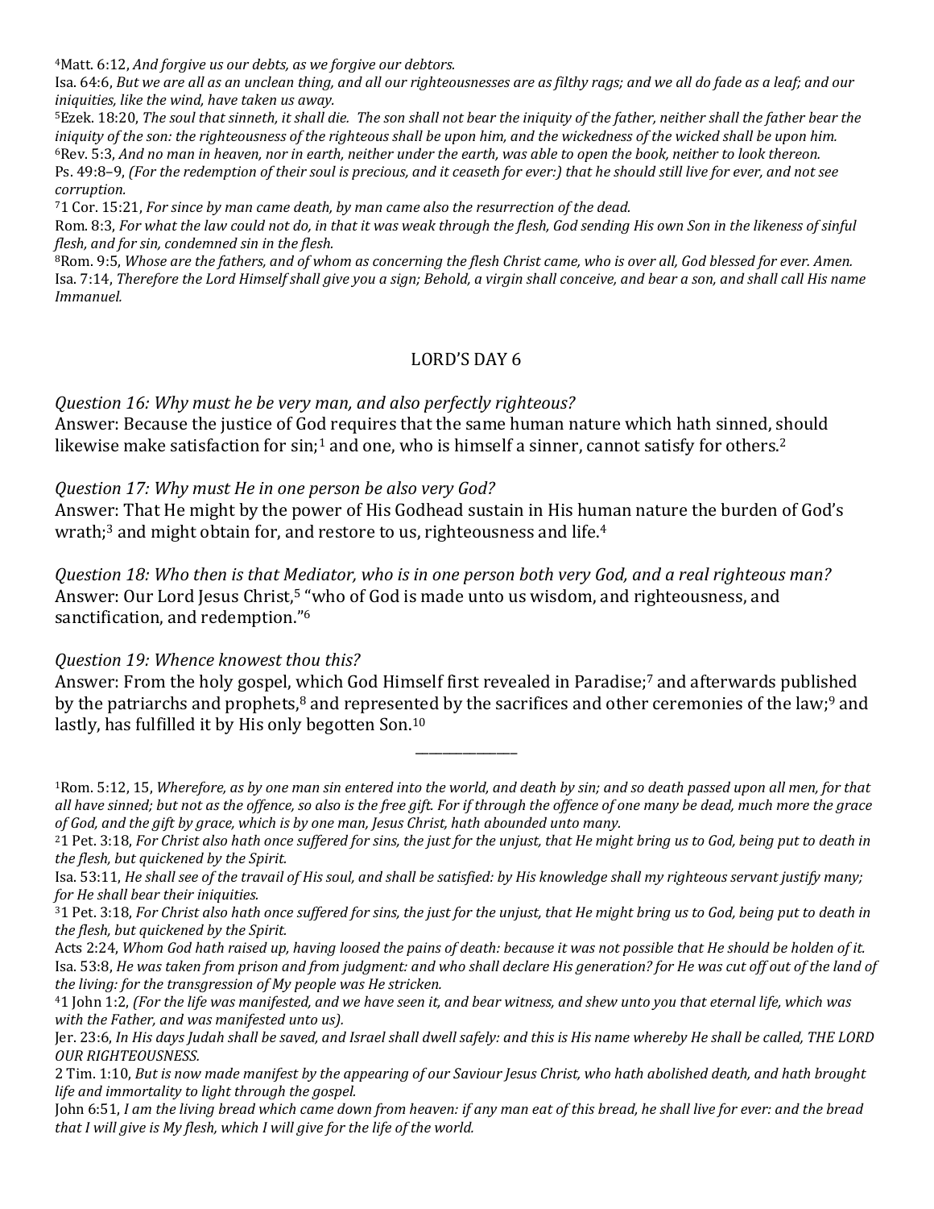[4]Matt. 6:12, *And forgive us our debts, as we forgive our debtors.*
Isa. 64:6, *But we are all as an unclean thing, and all our righteousnesses are as filthy rags; and we all do fade as a leaf; and our iniquities, like the wind, have taken us away.*
[5]Ezek. 18:20, *The soul that sinneth, it shall die. The son shall not bear the iniquity of the father, neither shall the father bear the iniquity of the son: the righteousness of the righteous shall be upon him, and the wickedness of the wicked shall be upon him.*
[6]Rev. 5:3, *And no man in heaven, nor in earth, neither under the earth, was able to open the book, neither to look thereon.*
Ps. 49:8–9, *(For the redemption of their soul is precious, and it ceaseth for ever:) that he should still live for ever, and not see corruption.*
[7]1 Cor. 15:21, *For since by man came death, by man came also the resurrection of the dead.*
Rom. 8:3, *For what the law could not do, in that it was weak through the flesh, God sending His own Son in the likeness of sinful flesh, and for sin, condemned sin in the flesh.*
[8]Rom. 9:5, *Whose are the fathers, and of whom as concerning the flesh Christ came, who is over all, God blessed for ever. Amen.*
Isa. 7:14, *Therefore the Lord Himself shall give you a sign; Behold, a virgin shall conceive, and bear a son, and shall call His name Immanuel.*

## LORD'S DAY 6

*Question 16: Why must he be very man, and also perfectly righteous?*
Answer: Because the justice of God requires that the same human nature which hath sinned, should likewise make satisfaction for sin;[1] and one, who is himself a sinner, cannot satisfy for others.[2]

*Question 17: Why must He in one person be also very God?*
Answer: That He might by the power of His Godhead sustain in His human nature the burden of God's wrath;[3] and might obtain for, and restore to us, righteousness and life.[4]

*Question 18: Who then is that Mediator, who is in one person both very God, and a real righteous man?*
Answer: Our Lord Jesus Christ,[5] "who of God is made unto us wisdom, and righteousness, and sanctification, and redemption."[6]

*Question 19: Whence knowest thou this?*
Answer: From the holy gospel, which God Himself first revealed in Paradise;[7] and afterwards published by the patriarchs and prophets,[8] and represented by the sacrifices and other ceremonies of the law;[9] and lastly, has fulfilled it by His only begotten Son.[10]

---

[1]Rom. 5:12, 15, *Wherefore, as by one man sin entered into the world, and death by sin; and so death passed upon all men, for that all have sinned; but not as the offence, so also is the free gift. For if through the offence of one many be dead, much more the grace of God, and the gift by grace, which is by one man, Jesus Christ, hath abounded unto many.*
[2]1 Pet. 3:18, *For Christ also hath once suffered for sins, the just for the unjust, that He might bring us to God, being put to death in the flesh, but quickened by the Spirit.*
Isa. 53:11, *He shall see of the travail of His soul, and shall be satisfied: by His knowledge shall my righteous servant justify many; for He shall bear their iniquities.*
[3]1 Pet. 3:18, *For Christ also hath once suffered for sins, the just for the unjust, that He might bring us to God, being put to death in the flesh, but quickened by the Spirit.*
Acts 2:24, *Whom God hath raised up, having loosed the pains of death: because it was not possible that He should be holden of it.*
Isa. 53:8, *He was taken from prison and from judgment: and who shall declare His generation? for He was cut off out of the land of the living: for the transgression of My people was He stricken.*
[4]1 John 1:2, *(For the life was manifested, and we have seen it, and bear witness, and shew unto you that eternal life, which was with the Father, and was manifested unto us).*
Jer. 23:6, *In His days Judah shall be saved, and Israel shall dwell safely: and this is His name whereby He shall be called, THE LORD OUR RIGHTEOUSNESS.*
2 Tim. 1:10, *But is now made manifest by the appearing of our Saviour Jesus Christ, who hath abolished death, and hath brought life and immortality to light through the gospel.*
John 6:51, *I am the living bread which came down from heaven: if any man eat of this bread, he shall live for ever: and the bread that I will give is My flesh, which I will give for the life of the world.*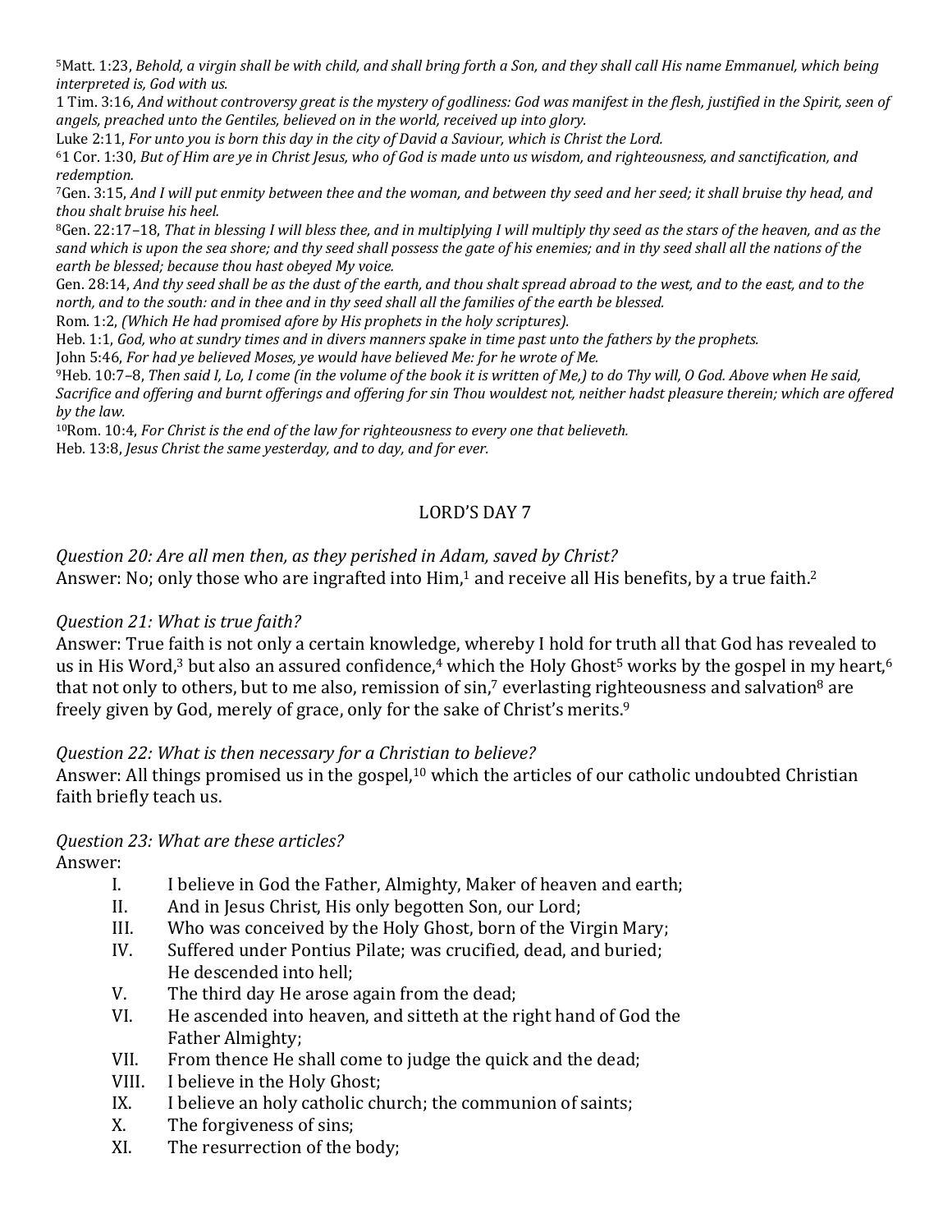[5]Matt. 1:23, *Behold, a virgin shall be with child, and shall bring forth a Son, and they shall call His name Emmanuel, which being interpreted is, God with us.*
1 Tim. 3:16, *And without controversy great is the mystery of godliness: God was manifest in the flesh, justified in the Spirit, seen of angels, preached unto the Gentiles, believed on in the world, received up into glory.*
Luke 2:11, *For unto you is born this day in the city of David a Saviour, which is Christ the Lord.*
[6]1 Cor. 1:30, *But of Him are ye in Christ Jesus, who of God is made unto us wisdom, and righteousness, and sanctification, and redemption.*
[7]Gen. 3:15, *And I will put enmity between thee and the woman, and between thy seed and her seed; it shall bruise thy head, and thou shalt bruise his heel.*
[8]Gen. 22:17–18, *That in blessing I will bless thee, and in multiplying I will multiply thy seed as the stars of the heaven, and as the sand which is upon the sea shore; and thy seed shall possess the gate of his enemies; and in thy seed shall all the nations of the earth be blessed; because thou hast obeyed My voice.*
Gen. 28:14, *And thy seed shall be as the dust of the earth, and thou shalt spread abroad to the west, and to the east, and to the north, and to the south: and in thee and in thy seed shall all the families of the earth be blessed.*
Rom. 1:2, *(Which He had promised afore by His prophets in the holy scriptures).*
Heb. 1:1, *God, who at sundry times and in divers manners spake in time past unto the fathers by the prophets.*
John 5:46, *For had ye believed Moses, ye would have believed Me: for he wrote of Me.*
[9]Heb. 10:7–8, *Then said I, Lo, I come (in the volume of the book it is written of Me,) to do Thy will, O God. Above when He said, Sacrifice and offering and burnt offerings and offering for sin Thou wouldest not, neither hadst pleasure therein; which are offered by the law.*
[10]Rom. 10:4, *For Christ is the end of the law for righteousness to every one that believeth.*
Heb. 13:8, *Jesus Christ the same yesterday, and to day, and for ever.*

## LORD'S DAY 7

*Question 20: Are all men then, as they perished in Adam, saved by Christ?*
Answer: No; only those who are ingrafted into Him,[1] and receive all His benefits, by a true faith.[2]

*Question 21: What is true faith?*
Answer: True faith is not only a certain knowledge, whereby I hold for truth all that God has revealed to us in His Word,[3] but also an assured confidence,[4] which the Holy Ghost[5] works by the gospel in my heart,[6] that not only to others, but to me also, remission of sin,[7] everlasting righteousness and salvation[8] are freely given by God, merely of grace, only for the sake of Christ's merits.[9]

*Question 22: What is then necessary for a Christian to believe?*
Answer: All things promised us in the gospel,[10] which the articles of our catholic undoubted Christian faith briefly teach us.

*Question 23: What are these articles?*
Answer:

I. I believe in God the Father, Almighty, Maker of heaven and earth;
II. And in Jesus Christ, His only begotten Son, our Lord;
III. Who was conceived by the Holy Ghost, born of the Virgin Mary;
IV. Suffered under Pontius Pilate; was crucified, dead, and buried; He descended into hell;
V. The third day He arose again from the dead;
VI. He ascended into heaven, and sitteth at the right hand of God the Father Almighty;
VII. From thence He shall come to judge the quick and the dead;
VIII. I believe in the Holy Ghost;
IX. I believe an holy catholic church; the communion of saints;
X. The forgiveness of sins;
XI. The resurrection of the body;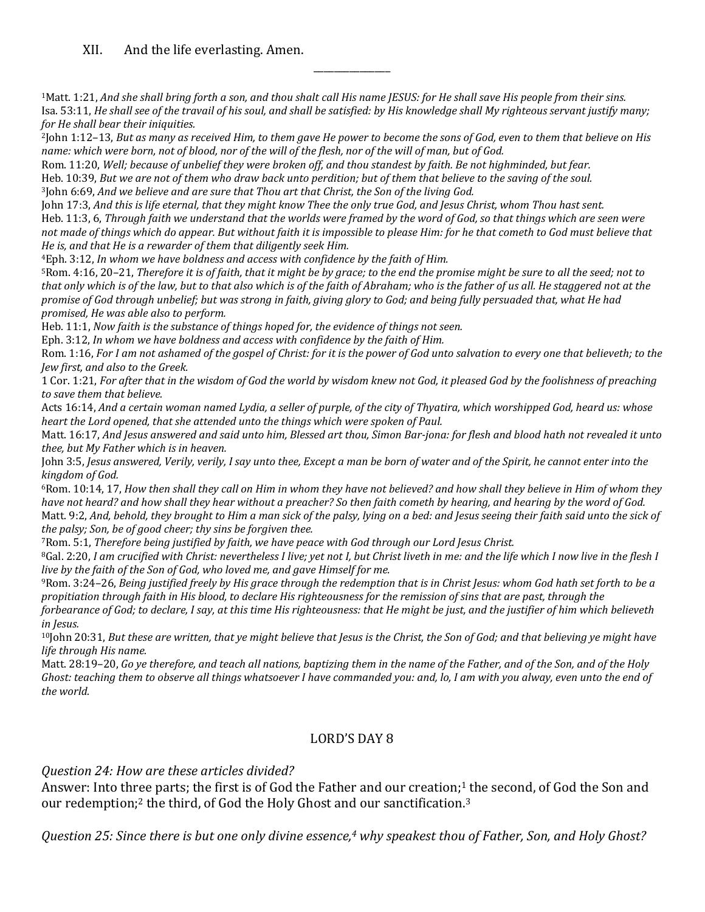XII. And the life everlasting. Amen.

______________

[1]Matt. 1:21, *And she shall bring forth a son, and thou shalt call His name JESUS: for He shall save His people from their sins.*
Isa. 53:11, *He shall see of the travail of his soul, and shall be satisfied: by His knowledge shall My righteous servant justify many; for He shall bear their iniquities.*
[2]John 1:12–13, *But as many as received Him, to them gave He power to become the sons of God, even to them that believe on His name: which were born, not of blood, nor of the will of the flesh, nor of the will of man, but of God.*
Rom. 11:20, *Well; because of unbelief they were broken off, and thou standest by faith. Be not highminded, but fear.*
Heb. 10:39, *But we are not of them who draw back unto perdition; but of them that believe to the saving of the soul.*
[3]John 6:69, *And we believe and are sure that Thou art that Christ, the Son of the living God.*
John 17:3, *And this is life eternal, that they might know Thee the only true God, and Jesus Christ, whom Thou hast sent.*
Heb. 11:3, 6, *Through faith we understand that the worlds were framed by the word of God, so that things which are seen were not made of things which do appear. But without faith it is impossible to please Him: for he that cometh to God must believe that He is, and that He is a rewarder of them that diligently seek Him.*
[4]Eph. 3:12, *In whom we have boldness and access with confidence by the faith of Him.*
[5]Rom. 4:16, 20–21, *Therefore it is of faith, that it might be by grace; to the end the promise might be sure to all the seed; not to that only which is of the law, but to that also which is of the faith of Abraham; who is the father of us all. He staggered not at the promise of God through unbelief; but was strong in faith, giving glory to God; and being fully persuaded that, what He had promised, He was able also to perform.*
Heb. 11:1, *Now faith is the substance of things hoped for, the evidence of things not seen.*
Eph. 3:12, *In whom we have boldness and access with confidence by the faith of Him.*
Rom. 1:16, *For I am not ashamed of the gospel of Christ: for it is the power of God unto salvation to every one that believeth; to the Jew first, and also to the Greek.*
1 Cor. 1:21, *For after that in the wisdom of God the world by wisdom knew not God, it pleased God by the foolishness of preaching to save them that believe.*
Acts 16:14, *And a certain woman named Lydia, a seller of purple, of the city of Thyatira, which worshipped God, heard us: whose heart the Lord opened, that she attended unto the things which were spoken of Paul.*
Matt. 16:17, *And Jesus answered and said unto him, Blessed art thou, Simon Bar-jona: for flesh and blood hath not revealed it unto thee, but My Father which is in heaven.*
John 3:5, *Jesus answered, Verily, verily, I say unto thee, Except a man be born of water and of the Spirit, he cannot enter into the kingdom of God.*
[6]Rom. 10:14, 17, *How then shall they call on Him in whom they have not believed? and how shall they believe in Him of whom they have not heard? and how shall they hear without a preacher? So then faith cometh by hearing, and hearing by the word of God.*
Matt. 9:2, *And, behold, they brought to Him a man sick of the palsy, lying on a bed: and Jesus seeing their faith said unto the sick of the palsy; Son, be of good cheer; thy sins be forgiven thee.*
[7]Rom. 5:1, *Therefore being justified by faith, we have peace with God through our Lord Jesus Christ.*
[8]Gal. 2:20, *I am crucified with Christ: nevertheless I live; yet not I, but Christ liveth in me: and the life which I now live in the flesh I live by the faith of the Son of God, who loved me, and gave Himself for me.*
[9]Rom. 3:24–26, *Being justified freely by His grace through the redemption that is in Christ Jesus: whom God hath set forth to be a propitiation through faith in His blood, to declare His righteousness for the remission of sins that are past, through the forbearance of God; to declare, I say, at this time His righteousness: that He might be just, and the justifier of him which believeth in Jesus.*
[10]John 20:31, *But these are written, that ye might believe that Jesus is the Christ, the Son of God; and that believing ye might have life through His name.*
Matt. 28:19–20, *Go ye therefore, and teach all nations, baptizing them in the name of the Father, and of the Son, and of the Holy Ghost: teaching them to observe all things whatsoever I have commanded you: and, lo, I am with you alway, even unto the end of the world.*

## LORD'S DAY 8

*Question 24: How are these articles divided?*
Answer: Into three parts; the first is of God the Father and our creation;[1] the second, of God the Son and our redemption;[2] the third, of God the Holy Ghost and our sanctification.[3]

*Question 25: Since there is but one only divine essence,[4] why speakest thou of Father, Son, and Holy Ghost?*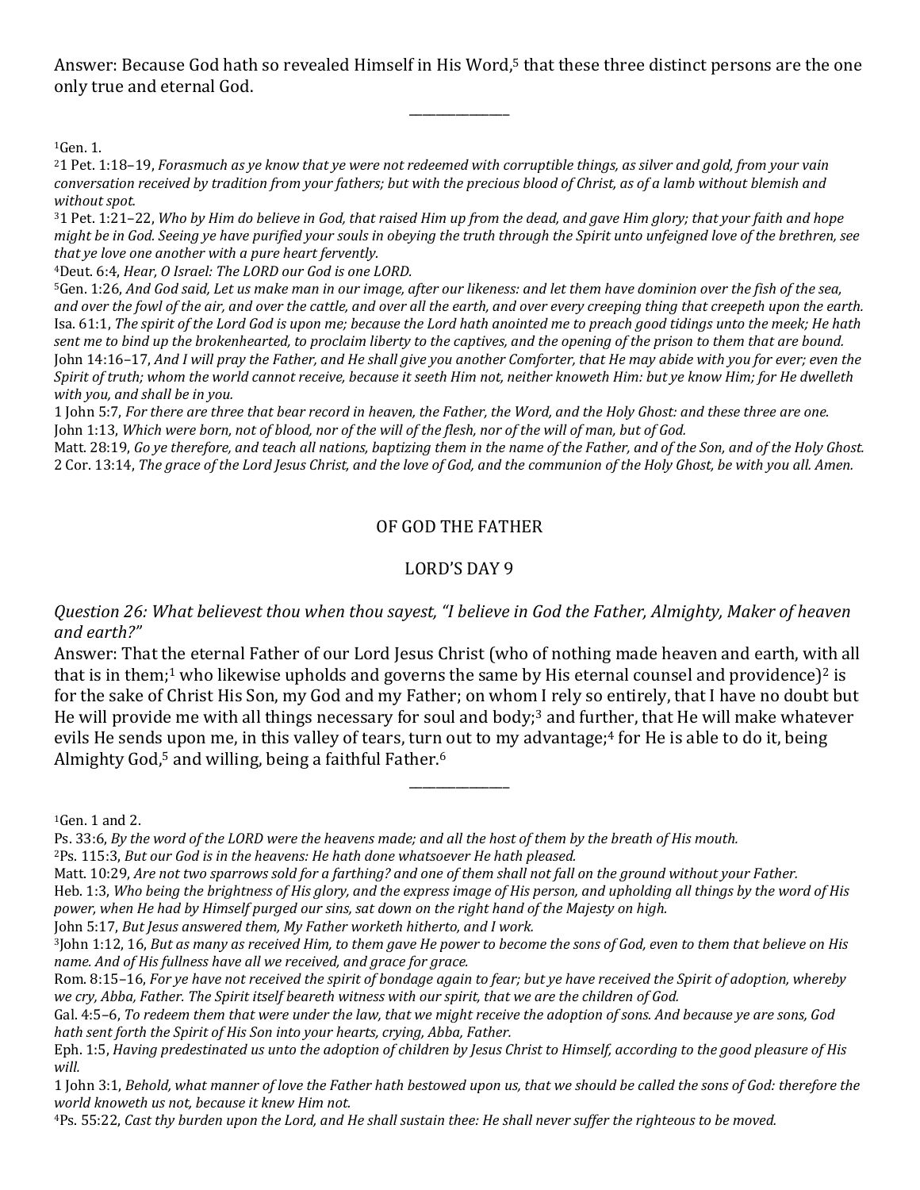Answer: Because God hath so revealed Himself in His Word,[5] that these three distinct persons are the one only true and eternal God.

---

[1]Gen. 1.

[2]1 Pet. 1:18–19, *Forasmuch as ye know that ye were not redeemed with corruptible things, as silver and gold, from your vain conversation received by tradition from your fathers; but with the precious blood of Christ, as of a lamb without blemish and without spot.*

[3]1 Pet. 1:21–22, *Who by Him do believe in God, that raised Him up from the dead, and gave Him glory; that your faith and hope might be in God. Seeing ye have purified your souls in obeying the truth through the Spirit unto unfeigned love of the brethren, see that ye love one another with a pure heart fervently.*

[4]Deut. 6:4, *Hear, O Israel: The LORD our God is one LORD.*

[5]Gen. 1:26, *And God said, Let us make man in our image, after our likeness: and let them have dominion over the fish of the sea, and over the fowl of the air, and over the cattle, and over all the earth, and over every creeping thing that creepeth upon the earth.*
Isa. 61:1, *The spirit of the Lord God is upon me; because the Lord hath anointed me to preach good tidings unto the meek; He hath sent me to bind up the brokenhearted, to proclaim liberty to the captives, and the opening of the prison to them that are bound.*
John 14:16–17, *And I will pray the Father, and He shall give you another Comforter, that He may abide with you for ever; even the Spirit of truth; whom the world cannot receive, because it seeth Him not, neither knoweth Him: but ye know Him; for He dwelleth with you, and shall be in you.*
1 John 5:7, *For there are three that bear record in heaven, the Father, the Word, and the Holy Ghost: and these three are one.*
John 1:13, *Which were born, not of blood, nor of the will of the flesh, nor of the will of man, but of God.*
Matt. 28:19, *Go ye therefore, and teach all nations, baptizing them in the name of the Father, and of the Son, and of the Holy Ghost.*
2 Cor. 13:14, *The grace of the Lord Jesus Christ, and the love of God, and the communion of the Holy Ghost, be with you all. Amen.*

## OF GOD THE FATHER

### LORD'S DAY 9

*Question 26: What believest thou when thou sayest, "I believe in God the Father, Almighty, Maker of heaven and earth?"*

Answer: That the eternal Father of our Lord Jesus Christ (who of nothing made heaven and earth, with all that is in them;[1] who likewise upholds and governs the same by His eternal counsel and providence)[2] is for the sake of Christ His Son, my God and my Father; on whom I rely so entirely, that I have no doubt but He will provide me with all things necessary for soul and body;[3] and further, that He will make whatever evils He sends upon me, in this valley of tears, turn out to my advantage;[4] for He is able to do it, being Almighty God,[5] and willing, being a faithful Father.[6]

---

[1]Gen. 1 and 2.
Ps. 33:6, *By the word of the LORD were the heavens made; and all the host of them by the breath of His mouth.*

[2]Ps. 115:3, *But our God is in the heavens: He hath done whatsoever He hath pleased.*
Matt. 10:29, *Are not two sparrows sold for a farthing? and one of them shall not fall on the ground without your Father.*
Heb. 1:3, *Who being the brightness of His glory, and the express image of His person, and upholding all things by the word of His power, when He had by Himself purged our sins, sat down on the right hand of the Majesty on high.*
John 5:17, *But Jesus answered them, My Father worketh hitherto, and I work.*

[3]John 1:12, 16, *But as many as received Him, to them gave He power to become the sons of God, even to them that believe on His name. And of His fullness have all we received, and grace for grace.*
Rom. 8:15–16, *For ye have not received the spirit of bondage again to fear; but ye have received the Spirit of adoption, whereby we cry, Abba, Father. The Spirit itself beareth witness with our spirit, that we are the children of God.*
Gal. 4:5–6, *To redeem them that were under the law, that we might receive the adoption of sons. And because ye are sons, God hath sent forth the Spirit of His Son into your hearts, crying, Abba, Father.*
Eph. 1:5, *Having predestinated us unto the adoption of children by Jesus Christ to Himself, according to the good pleasure of His will.*
1 John 3:1, *Behold, what manner of love the Father hath bestowed upon us, that we should be called the sons of God: therefore the world knoweth us not, because it knew Him not.*

[4]Ps. 55:22, *Cast thy burden upon the Lord, and He shall sustain thee: He shall never suffer the righteous to be moved.*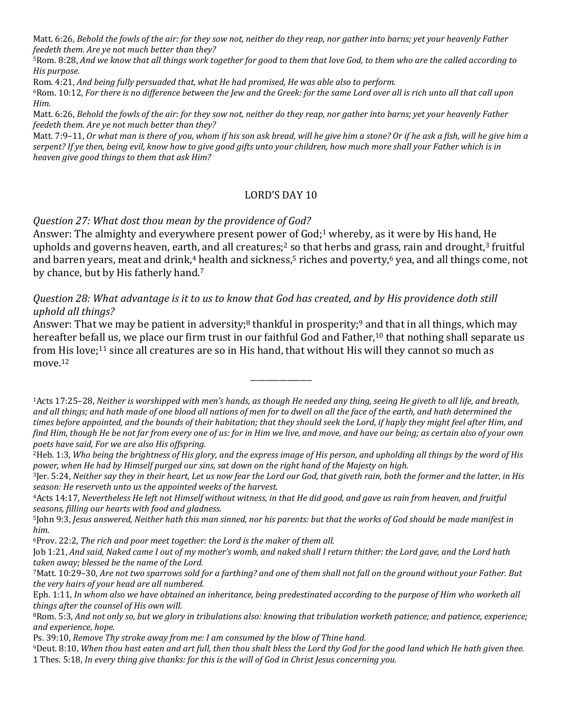Matt. 6:26, *Behold the fowls of the air: for they sow not, neither do they reap, nor gather into barns; yet your heavenly Father feedeth them. Are ye not much better than they?*

[5]Rom. 8:28, *And we know that all things work together for good to them that love God, to them who are the called according to His purpose.*

Rom. 4:21, *And being fully persuaded that, what He had promised, He was able also to perform.*

[6]Rom. 10:12, *For there is no difference between the Jew and the Greek: for the same Lord over all is rich unto all that call upon Him.*

Matt. 6:26, *Behold the fowls of the air: for they sow not, neither do they reap, nor gather into barns; yet your heavenly Father feedeth them. Are ye not much better than they?*

Matt. 7:9–11, *Or what man is there of you, whom if his son ask bread, will he give him a stone? Or if he ask a fish, will he give him a serpent? If ye then, being evil, know how to give good gifts unto your children, how much more shall your Father which is in heaven give good things to them that ask Him?*

## LORD'S DAY 10

*Question 27: What dost thou mean by the providence of God?*

Answer: The almighty and everywhere present power of God;[1] whereby, as it were by His hand, He upholds and governs heaven, earth, and all creatures;[2] so that herbs and grass, rain and drought,[3] fruitful and barren years, meat and drink,[4] health and sickness,[5] riches and poverty,[6] yea, and all things come, not by chance, but by His fatherly hand.[7]

*Question 28: What advantage is it to us to know that God has created, and by His providence doth still uphold all things?*

Answer: That we may be patient in adversity;[8] thankful in prosperity;[9] and that in all things, which may hereafter befall us, we place our firm trust in our faithful God and Father,[10] that nothing shall separate us from His love;[11] since all creatures are so in His hand, that without His will they cannot so much as move.[12]

\_\_\_\_\_\_\_\_\_\_\_\_\_\_\_

[1]Acts 17:25–28, *Neither is worshipped with men's hands, as though He needed any thing, seeing He giveth to all life, and breath, and all things; and hath made of one blood all nations of men for to dwell on all the face of the earth, and hath determined the times before appointed, and the bounds of their habitation; that they should seek the Lord, if haply they might feel after Him, and find Him, though He be not far from every one of us: for in Him we live, and move, and have our being; as certain also of your own poets have said, For we are also His offspring.*

[2]Heb. 1:3, *Who being the brightness of His glory, and the express image of His person, and upholding all things by the word of His power, when He had by Himself purged our sins, sat down on the right hand of the Majesty on high.*

[3]Jer. 5:24, *Neither say they in their heart, Let us now fear the Lord our God, that giveth rain, both the former and the latter, in His season: He reserveth unto us the appointed weeks of the harvest.*

[4]Acts 14:17, *Nevertheless He left not Himself without witness, in that He did good, and gave us rain from heaven, and fruitful seasons, filling our hearts with food and gladness.*

[5]John 9:3, *Jesus answered, Neither hath this man sinned, nor his parents: but that the works of God should be made manifest in him.*

[6]Prov. 22:2, *The rich and poor meet together: the Lord is the maker of them all.*

Job 1:21, *And said, Naked came I out of my mother's womb, and naked shall I return thither: the Lord gave, and the Lord hath taken away; blessed be the name of the Lord.*

[7]Matt. 10:29–30, *Are not two sparrows sold for a farthing? and one of them shall not fall on the ground without your Father. But the very hairs of your head are all numbered.*

Eph. 1:11, *In whom also we have obtained an inheritance, being predestinated according to the purpose of Him who worketh all things after the counsel of His own will.*

[8]Rom. 5:3, *And not only so, but we glory in tribulations also: knowing that tribulation worketh patience; and patience, experience; and experience, hope.*

Ps. 39:10, *Remove Thy stroke away from me: I am consumed by the blow of Thine hand.*

[9]Deut. 8:10, *When thou hast eaten and art full, then thou shalt bless the Lord thy God for the good land which He hath given thee.*

1 Thes. 5:18, *In every thing give thanks: for this is the will of God in Christ Jesus concerning you.*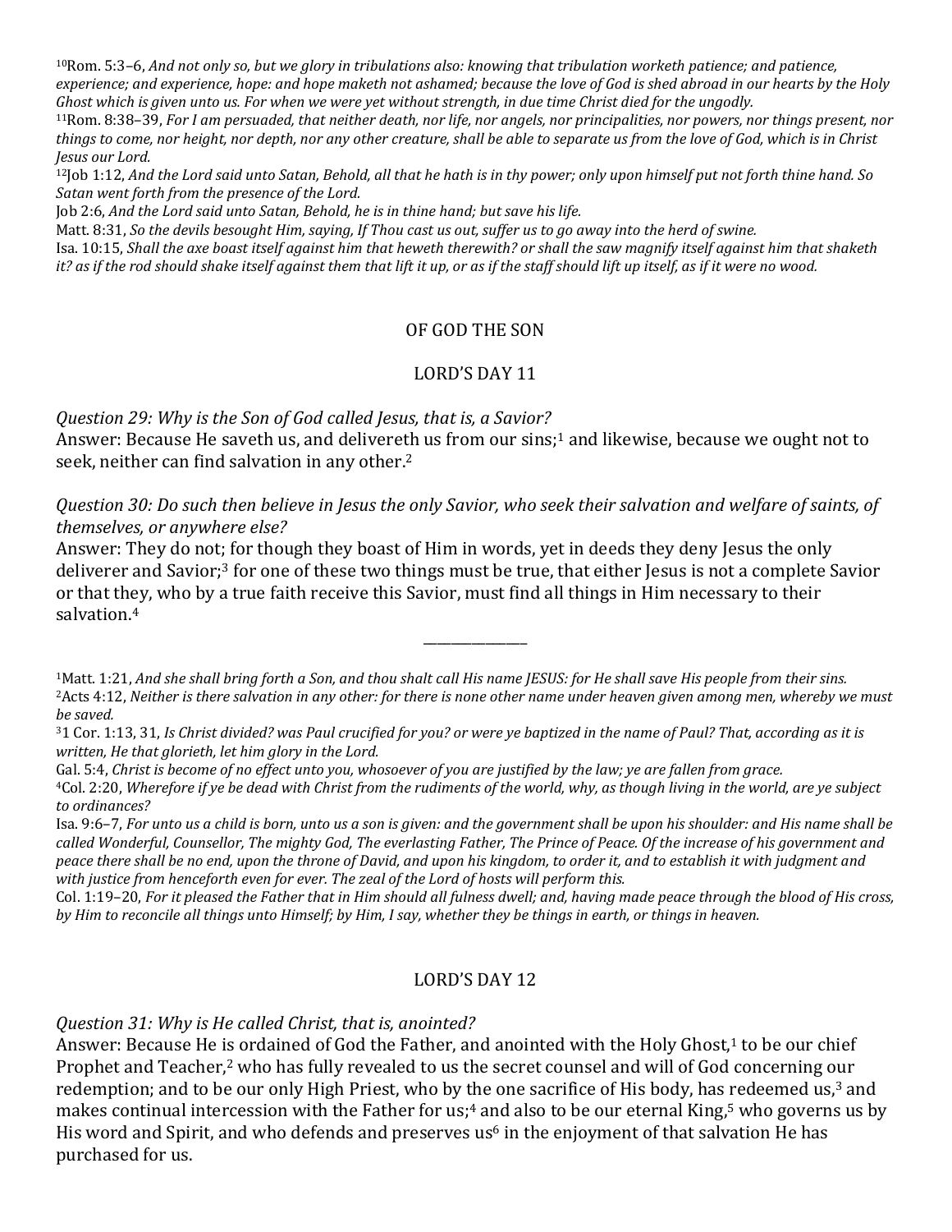[10]Rom. 5:3–6, *And not only so, but we glory in tribulations also: knowing that tribulation worketh patience; and patience, experience; and experience, hope: and hope maketh not ashamed; because the love of God is shed abroad in our hearts by the Holy Ghost which is given unto us. For when we were yet without strength, in due time Christ died for the ungodly.*

[11]Rom. 8:38–39, *For I am persuaded, that neither death, nor life, nor angels, nor principalities, nor powers, nor things present, nor things to come, nor height, nor depth, nor any other creature, shall be able to separate us from the love of God, which is in Christ Jesus our Lord.*

[12]Job 1:12, *And the Lord said unto Satan, Behold, all that he hath is in thy power; only upon himself put not forth thine hand. So Satan went forth from the presence of the Lord.*

Job 2:6, *And the Lord said unto Satan, Behold, he is in thine hand; but save his life.*

Matt. 8:31, *So the devils besought Him, saying, If Thou cast us out, suffer us to go away into the herd of swine.*

Isa. 10:15, *Shall the axe boast itself against him that heweth therewith? or shall the saw magnify itself against him that shaketh it? as if the rod should shake itself against them that lift it up, or as if the staff should lift up itself, as if it were no wood.*

## OF GOD THE SON

### LORD'S DAY 11

*Question 29: Why is the Son of God called Jesus, that is, a Savior?*

Answer: Because He saveth us, and delivereth us from our sins;[1] and likewise, because we ought not to seek, neither can find salvation in any other.[2]

*Question 30: Do such then believe in Jesus the only Savior, who seek their salvation and welfare of saints, of themselves, or anywhere else?*

Answer: They do not; for though they boast of Him in words, yet in deeds they deny Jesus the only deliverer and Savior;[3] for one of these two things must be true, that either Jesus is not a complete Savior or that they, who by a true faith receive this Savior, must find all things in Him necessary to their salvation.[4]

---

[1]Matt. 1:21, *And she shall bring forth a Son, and thou shalt call His name JESUS: for He shall save His people from their sins.*

[2]Acts 4:12, *Neither is there salvation in any other: for there is none other name under heaven given among men, whereby we must be saved.*

[3]1 Cor. 1:13, 31, *Is Christ divided? was Paul crucified for you? or were ye baptized in the name of Paul? That, according as it is written, He that glorieth, let him glory in the Lord.*

Gal. 5:4, *Christ is become of no effect unto you, whosoever of you are justified by the law; ye are fallen from grace.*

[4]Col. 2:20, *Wherefore if ye be dead with Christ from the rudiments of the world, why, as though living in the world, are ye subject to ordinances?*

Isa. 9:6–7, *For unto us a child is born, unto us a son is given: and the government shall be upon his shoulder: and His name shall be called Wonderful, Counsellor, The mighty God, The everlasting Father, The Prince of Peace. Of the increase of his government and peace there shall be no end, upon the throne of David, and upon his kingdom, to order it, and to establish it with judgment and with justice from henceforth even for ever. The zeal of the Lord of hosts will perform this.*

Col. 1:19–20, *For it pleased the Father that in Him should all fulness dwell; and, having made peace through the blood of His cross, by Him to reconcile all things unto Himself; by Him, I say, whether they be things in earth, or things in heaven.*

### LORD'S DAY 12

*Question 31: Why is He called Christ, that is, anointed?*

Answer: Because He is ordained of God the Father, and anointed with the Holy Ghost,[1] to be our chief Prophet and Teacher,[2] who has fully revealed to us the secret counsel and will of God concerning our redemption; and to be our only High Priest, who by the one sacrifice of His body, has redeemed us,[3] and makes continual intercession with the Father for us;[4] and also to be our eternal King,[5] who governs us by His word and Spirit, and who defends and preserves us[6] in the enjoyment of that salvation He has purchased for us.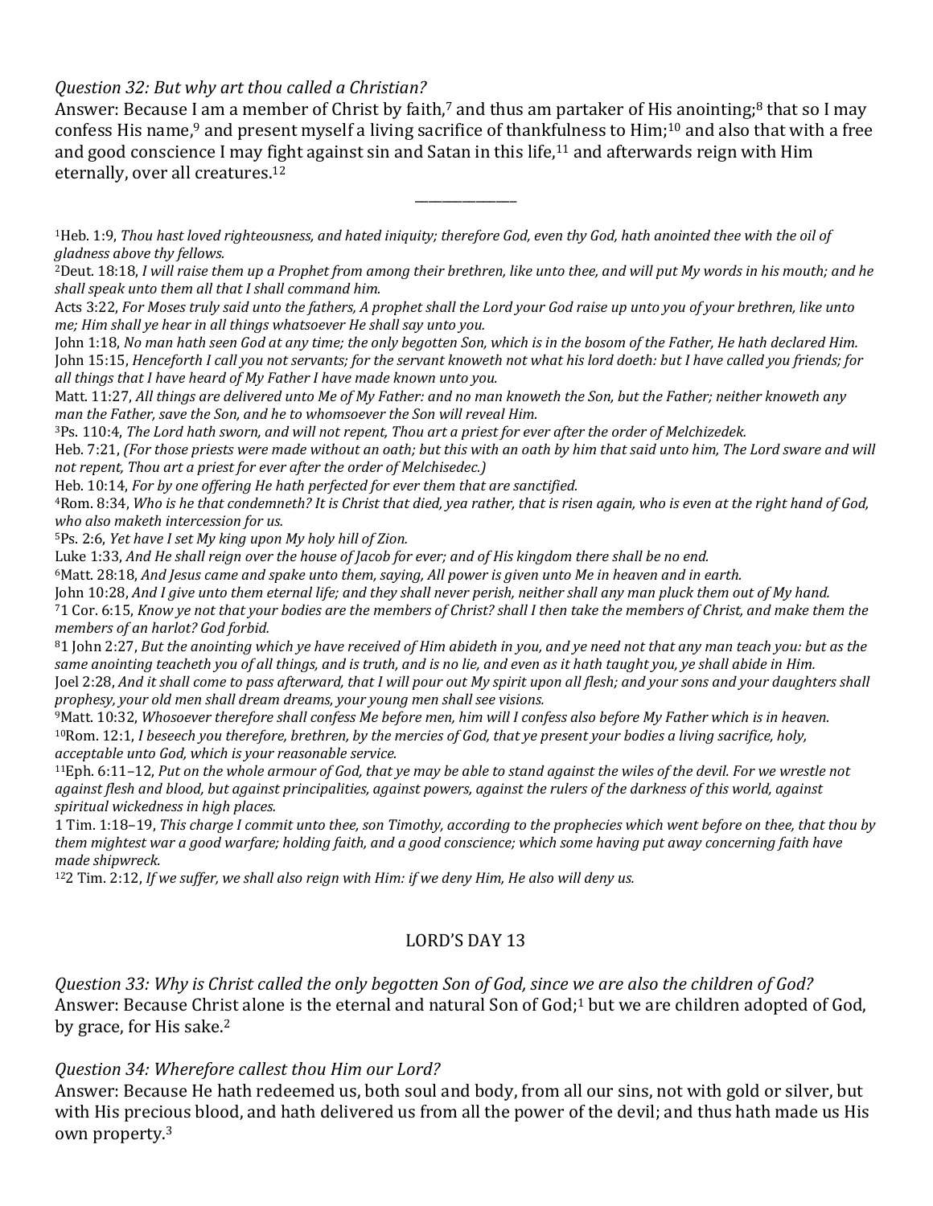*Question 32: But why art thou called a Christian?*
Answer: Because I am a member of Christ by faith,[7] and thus am partaker of His anointing;[8] that so I may confess His name,[9] and present myself a living sacrifice of thankfulness to Him;[10] and also that with a free and good conscience I may fight against sin and Satan in this life,[11] and afterwards reign with Him eternally, over all creatures.[12]

\_\_\_\_\_\_\_\_\_\_\_\_\_\_\_

[1]Heb. 1:9, *Thou hast loved righteousness, and hated iniquity; therefore God, even thy God, hath anointed thee with the oil of gladness above thy fellows.*
[2]Deut. 18:18, *I will raise them up a Prophet from among their brethren, like unto thee, and will put My words in his mouth; and he shall speak unto them all that I shall command him.*
Acts 3:22, *For Moses truly said unto the fathers, A prophet shall the Lord your God raise up unto you of your brethren, like unto me; Him shall ye hear in all things whatsoever He shall say unto you.*
John 1:18, *No man hath seen God at any time; the only begotten Son, which is in the bosom of the Father, He hath declared Him.*
John 15:15, *Henceforth I call you not servants; for the servant knoweth not what his lord doeth: but I have called you friends; for all things that I have heard of My Father I have made known unto you.*
Matt. 11:27, *All things are delivered unto Me of My Father: and no man knoweth the Son, but the Father; neither knoweth any man the Father, save the Son, and he to whomsoever the Son will reveal Him.*
[3]Ps. 110:4, *The Lord hath sworn, and will not repent, Thou art a priest for ever after the order of Melchizedek.*
Heb. 7:21, *(For those priests were made without an oath; but this with an oath by him that said unto him, The Lord sware and will not repent, Thou art a priest for ever after the order of Melchisedec.)*
Heb. 10:14, *For by one offering He hath perfected for ever them that are sanctified.*
[4]Rom. 8:34, *Who is he that condemneth? It is Christ that died, yea rather, that is risen again, who is even at the right hand of God, who also maketh intercession for us.*
[5]Ps. 2:6, *Yet have I set My king upon My holy hill of Zion.*
Luke 1:33, *And He shall reign over the house of Jacob for ever; and of His kingdom there shall be no end.*
[6]Matt. 28:18, *And Jesus came and spake unto them, saying, All power is given unto Me in heaven and in earth.*
John 10:28, *And I give unto them eternal life; and they shall never perish, neither shall any man pluck them out of My hand.*
[7]1 Cor. 6:15, *Know ye not that your bodies are the members of Christ? shall I then take the members of Christ, and make them the members of an harlot? God forbid.*
[8]1 John 2:27, *But the anointing which ye have received of Him abideth in you, and ye need not that any man teach you: but as the same anointing teacheth you of all things, and is truth, and is no lie, and even as it hath taught you, ye shall abide in Him.*
Joel 2:28, *And it shall come to pass afterward, that I will pour out My spirit upon all flesh; and your sons and your daughters shall prophesy, your old men shall dream dreams, your young men shall see visions.*
[9]Matt. 10:32, *Whosoever therefore shall confess Me before men, him will I confess also before My Father which is in heaven.*
[10]Rom. 12:1, *I beseech you therefore, brethren, by the mercies of God, that ye present your bodies a living sacrifice, holy, acceptable unto God, which is your reasonable service.*
[11]Eph. 6:11–12, *Put on the whole armour of God, that ye may be able to stand against the wiles of the devil. For we wrestle not against flesh and blood, but against principalities, against powers, against the rulers of the darkness of this world, against spiritual wickedness in high places.*
1 Tim. 1:18–19, *This charge I commit unto thee, son Timothy, according to the prophecies which went before on thee, that thou by them mightest war a good warfare; holding faith, and a good conscience; which some having put away concerning faith have made shipwreck.*
[12]2 Tim. 2:12, *If we suffer, we shall also reign with Him: if we deny Him, He also will deny us.*

## LORD'S DAY 13

*Question 33: Why is Christ called the only begotten Son of God, since we are also the children of God?*
Answer: Because Christ alone is the eternal and natural Son of God;[1] but we are children adopted of God, by grace, for His sake.[2]

*Question 34: Wherefore callest thou Him our Lord?*
Answer: Because He hath redeemed us, both soul and body, from all our sins, not with gold or silver, but with His precious blood, and hath delivered us from all the power of the devil; and thus hath made us His own property.[3]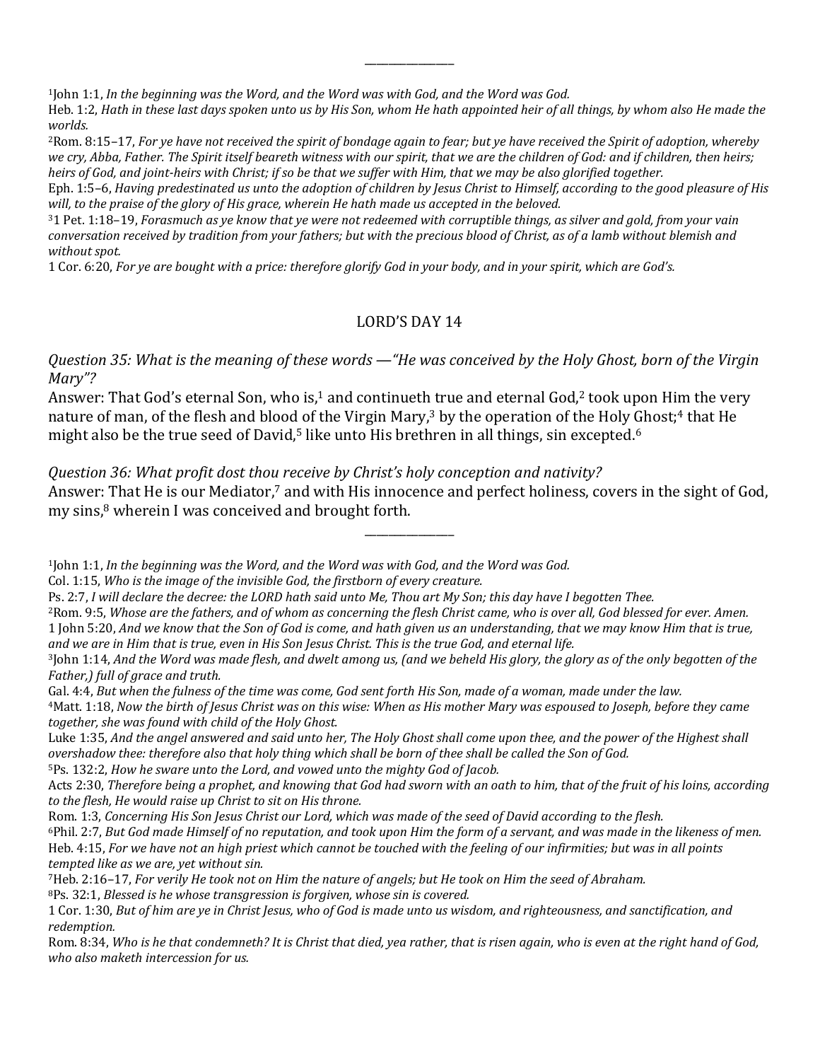______________

[1]John 1:1, *In the beginning was the Word, and the Word was with God, and the Word was God.*

Heb. 1:2, *Hath in these last days spoken unto us by His Son, whom He hath appointed heir of all things, by whom also He made the worlds.*

[2]Rom. 8:15–17, *For ye have not received the spirit of bondage again to fear; but ye have received the Spirit of adoption, whereby we cry, Abba, Father. The Spirit itself beareth witness with our spirit, that we are the children of God: and if children, then heirs; heirs of God, and joint-heirs with Christ; if so be that we suffer with Him, that we may be also glorified together.*

Eph. 1:5–6, *Having predestinated us unto the adoption of children by Jesus Christ to Himself, according to the good pleasure of His will, to the praise of the glory of His grace, wherein He hath made us accepted in the beloved.*

[3]1 Pet. 1:18–19, *Forasmuch as ye know that ye were not redeemed with corruptible things, as silver and gold, from your vain conversation received by tradition from your fathers; but with the precious blood of Christ, as of a lamb without blemish and without spot.*

1 Cor. 6:20, *For ye are bought with a price: therefore glorify God in your body, and in your spirit, which are God's.*

## LORD'S DAY 14

*Question 35: What is the meaning of these words —"He was conceived by the Holy Ghost, born of the Virgin Mary"?*

Answer: That God's eternal Son, who is,[1] and continueth true and eternal God,[2] took upon Him the very nature of man, of the flesh and blood of the Virgin Mary,[3] by the operation of the Holy Ghost;[4] that He might also be the true seed of David,[5] like unto His brethren in all things, sin excepted.[6]

*Question 36: What profit dost thou receive by Christ's holy conception and nativity?*

Answer: That He is our Mediator,[7] and with His innocence and perfect holiness, covers in the sight of God, my sins,[8] wherein I was conceived and brought forth.

______________

[1]John 1:1, *In the beginning was the Word, and the Word was with God, and the Word was God.*

Col. 1:15, *Who is the image of the invisible God, the firstborn of every creature.*

Ps. 2:7, *I will declare the decree: the LORD hath said unto Me, Thou art My Son; this day have I begotten Thee.*

[2]Rom. 9:5, *Whose are the fathers, and of whom as concerning the flesh Christ came, who is over all, God blessed for ever. Amen.*

1 John 5:20, *And we know that the Son of God is come, and hath given us an understanding, that we may know Him that is true, and we are in Him that is true, even in His Son Jesus Christ. This is the true God, and eternal life.*

[3]John 1:14, *And the Word was made flesh, and dwelt among us, (and we beheld His glory, the glory as of the only begotten of the Father,) full of grace and truth.*

Gal. 4:4, *But when the fulness of the time was come, God sent forth His Son, made of a woman, made under the law.*

[4]Matt. 1:18, *Now the birth of Jesus Christ was on this wise: When as His mother Mary was espoused to Joseph, before they came together, she was found with child of the Holy Ghost.*

Luke 1:35, *And the angel answered and said unto her, The Holy Ghost shall come upon thee, and the power of the Highest shall overshadow thee: therefore also that holy thing which shall be born of thee shall be called the Son of God.*

[5]Ps. 132:2, *How he sware unto the Lord, and vowed unto the mighty God of Jacob.*

Acts 2:30, *Therefore being a prophet, and knowing that God had sworn with an oath to him, that of the fruit of his loins, according to the flesh, He would raise up Christ to sit on His throne.*

Rom. 1:3, *Concerning His Son Jesus Christ our Lord, which was made of the seed of David according to the flesh.*

[6]Phil. 2:7, *But God made Himself of no reputation, and took upon Him the form of a servant, and was made in the likeness of men.*

Heb. 4:15, *For we have not an high priest which cannot be touched with the feeling of our infirmities; but was in all points tempted like as we are, yet without sin.*

[7]Heb. 2:16–17, *For verily He took not on Him the nature of angels; but He took on Him the seed of Abraham.*

[8]Ps. 32:1, *Blessed is he whose transgression is forgiven, whose sin is covered.*

1 Cor. 1:30, *But of him are ye in Christ Jesus, who of God is made unto us wisdom, and righteousness, and sanctification, and redemption.*

Rom. 8:34, *Who is he that condemneth? It is Christ that died, yea rather, that is risen again, who is even at the right hand of God, who also maketh intercession for us.*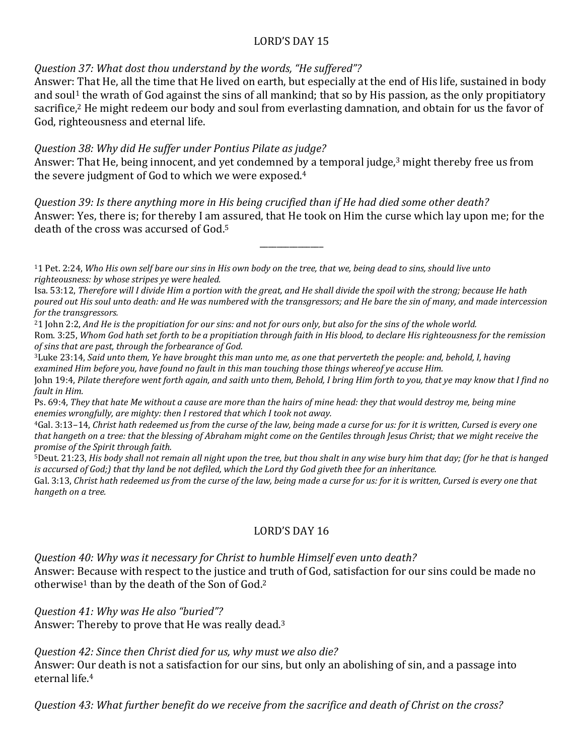## LORD'S DAY 15

*Question 37: What dost thou understand by the words, "He suffered"?*
Answer: That He, all the time that He lived on earth, but especially at the end of His life, sustained in body and soul[1] the wrath of God against the sins of all mankind; that so by His passion, as the only propitiatory sacrifice,[2] He might redeem our body and soul from everlasting damnation, and obtain for us the favor of God, righteousness and eternal life.

*Question 38: Why did He suffer under Pontius Pilate as judge?*
Answer: That He, being innocent, and yet condemned by a temporal judge,[3] might thereby free us from the severe judgment of God to which we were exposed.[4]

*Question 39: Is there anything more in His being crucified than if He had died some other death?*
Answer: Yes, there is; for thereby I am assured, that He took on Him the curse which lay upon me; for the death of the cross was accursed of God.[5]

\_\_\_\_\_\_\_\_\_\_\_\_\_\_\_

[1] 1 Pet. 2:24, *Who His own self bare our sins in His own body on the tree, that we, being dead to sins, should live unto righteousness: by whose stripes ye were healed.*
Isa. 53:12, *Therefore will I divide Him a portion with the great, and He shall divide the spoil with the strong; because He hath poured out His soul unto death: and He was numbered with the transgressors; and He bare the sin of many, and made intercession for the transgressors.*
[2] 1 John 2:2, *And He is the propitiation for our sins: and not for ours only, but also for the sins of the whole world.*
Rom. 3:25, *Whom God hath set forth to be a propitiation through faith in His blood, to declare His righteousness for the remission of sins that are past, through the forbearance of God.*
[3] Luke 23:14, *Said unto them, Ye have brought this man unto me, as one that perverteth the people: and, behold, I, having examined Him before you, have found no fault in this man touching those things whereof ye accuse Him.*
John 19:4, *Pilate therefore went forth again, and saith unto them, Behold, I bring Him forth to you, that ye may know that I find no fault in Him.*
Ps. 69:4, *They that hate Me without a cause are more than the hairs of mine head: they that would destroy me, being mine enemies wrongfully, are mighty: then I restored that which I took not away.*
[4] Gal. 3:13–14, *Christ hath redeemed us from the curse of the law, being made a curse for us: for it is written, Cursed is every one that hangeth on a tree: that the blessing of Abraham might come on the Gentiles through Jesus Christ; that we might receive the promise of the Spirit through faith.*
[5] Deut. 21:23, *His body shall not remain all night upon the tree, but thou shalt in any wise bury him that day; (for he that is hanged is accursed of God;) that thy land be not defiled, which the Lord thy God giveth thee for an inheritance.*
Gal. 3:13, *Christ hath redeemed us from the curse of the law, being made a curse for us: for it is written, Cursed is every one that hangeth on a tree.*

## LORD'S DAY 16

*Question 40: Why was it necessary for Christ to humble Himself even unto death?*
Answer: Because with respect to the justice and truth of God, satisfaction for our sins could be made no otherwise[1] than by the death of the Son of God.[2]

*Question 41: Why was He also "buried"?*
Answer: Thereby to prove that He was really dead.[3]

*Question 42: Since then Christ died for us, why must we also die?*
Answer: Our death is not a satisfaction for our sins, but only an abolishing of sin, and a passage into eternal life.[4]

*Question 43: What further benefit do we receive from the sacrifice and death of Christ on the cross?*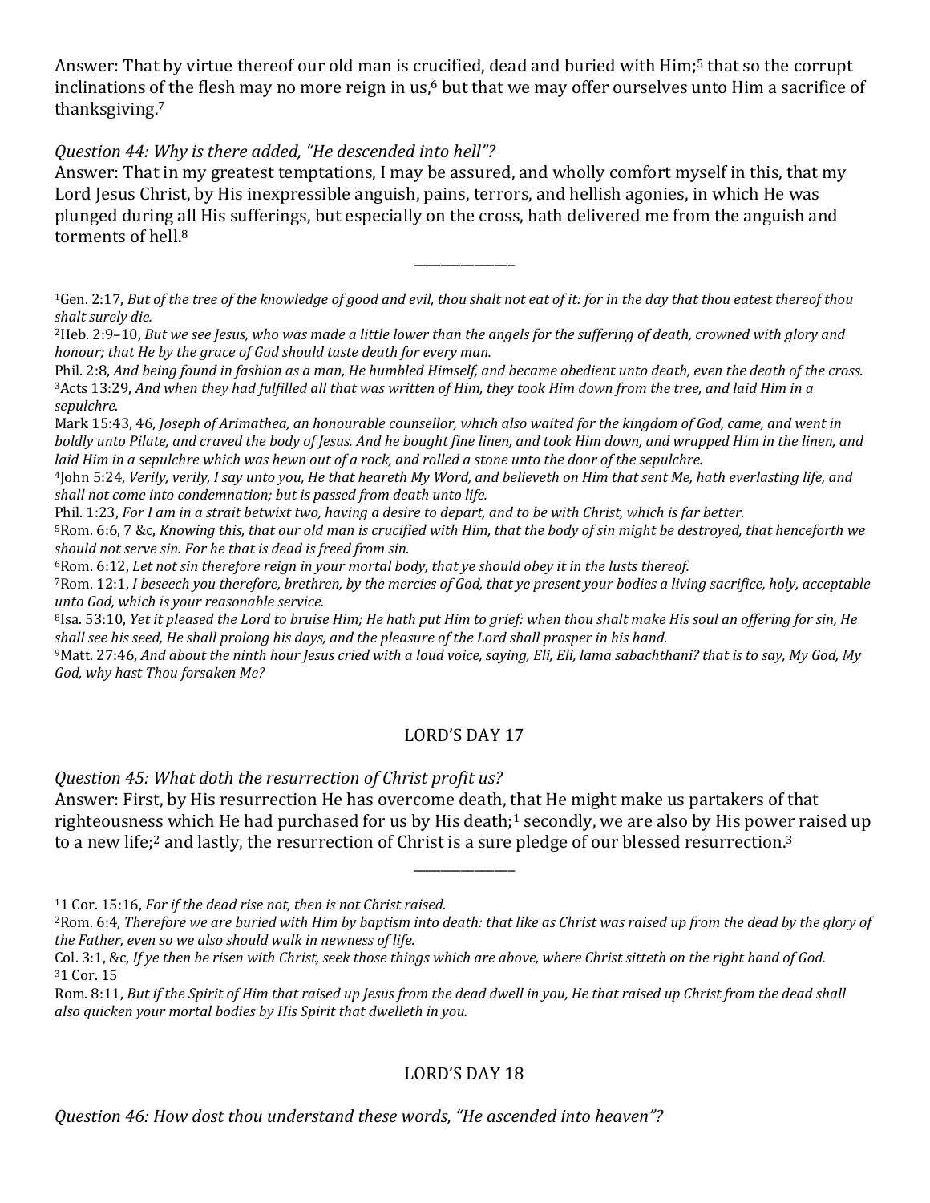Answer: That by virtue thereof our old man is crucified, dead and buried with Him;[5] that so the corrupt inclinations of the flesh may no more reign in us,[6] but that we may offer ourselves unto Him a sacrifice of thanksgiving.[7]

*Question 44: Why is there added, "He descended into hell"?*

Answer: That in my greatest temptations, I may be assured, and wholly comfort myself in this, that my Lord Jesus Christ, by His inexpressible anguish, pains, terrors, and hellish agonies, in which He was plunged during all His sufferings, but especially on the cross, hath delivered me from the anguish and torments of hell.[8]

\_\_\_\_\_\_\_\_\_\_\_\_\_\_\_

[1]Gen. 2:17, *But of the tree of the knowledge of good and evil, thou shalt not eat of it: for in the day that thou eatest thereof thou shalt surely die.*

[2]Heb. 2:9–10, *But we see Jesus, who was made a little lower than the angels for the suffering of death, crowned with glory and honour; that He by the grace of God should taste death for every man.*

Phil. 2:8, *And being found in fashion as a man, He humbled Himself, and became obedient unto death, even the death of the cross.*

[3]Acts 13:29, *And when they had fulfilled all that was written of Him, they took Him down from the tree, and laid Him in a sepulchre.*

Mark 15:43, 46, *Joseph of Arimathea, an honourable counsellor, which also waited for the kingdom of God, came, and went in boldly unto Pilate, and craved the body of Jesus. And he bought fine linen, and took Him down, and wrapped Him in the linen, and laid Him in a sepulchre which was hewn out of a rock, and rolled a stone unto the door of the sepulchre.*

[4]John 5:24, *Verily, verily, I say unto you, He that heareth My Word, and believeth on Him that sent Me, hath everlasting life, and shall not come into condemnation; but is passed from death unto life.*

Phil. 1:23, *For I am in a strait betwixt two, having a desire to depart, and to be with Christ, which is far better.*

[5]Rom. 6:6, 7 &c, *Knowing this, that our old man is crucified with Him, that the body of sin might be destroyed, that henceforth we should not serve sin. For he that is dead is freed from sin.*

[6]Rom. 6:12, *Let not sin therefore reign in your mortal body, that ye should obey it in the lusts thereof.*

[7]Rom. 12:1, *I beseech you therefore, brethren, by the mercies of God, that ye present your bodies a living sacrifice, holy, acceptable unto God, which is your reasonable service.*

[8]Isa. 53:10, *Yet it pleased the Lord to bruise Him; He hath put Him to grief: when thou shalt make His soul an offering for sin, He shall see his seed, He shall prolong his days, and the pleasure of the Lord shall prosper in his hand.*

[9]Matt. 27:46, *And about the ninth hour Jesus cried with a loud voice, saying, Eli, Eli, lama sabachthani? that is to say, My God, My God, why hast Thou forsaken Me?*

## LORD'S DAY 17

*Question 45: What doth the resurrection of Christ profit us?*

Answer: First, by His resurrection He has overcome death, that He might make us partakers of that righteousness which He had purchased for us by His death;[1] secondly, we are also by His power raised up to a new life;[2] and lastly, the resurrection of Christ is a sure pledge of our blessed resurrection.[3]

\_\_\_\_\_\_\_\_\_\_\_\_\_\_\_

[1]1 Cor. 15:16, *For if the dead rise not, then is not Christ raised.*

[2]Rom. 6:4, *Therefore we are buried with Him by baptism into death: that like as Christ was raised up from the dead by the glory of the Father, even so we also should walk in newness of life.*

Col. 3:1, &c, *If ye then be risen with Christ, seek those things which are above, where Christ sitteth on the right hand of God.*

[3]1 Cor. 15

Rom. 8:11, *But if the Spirit of Him that raised up Jesus from the dead dwell in you, He that raised up Christ from the dead shall also quicken your mortal bodies by His Spirit that dwelleth in you.*

## LORD'S DAY 18

*Question 46: How dost thou understand these words, "He ascended into heaven"?*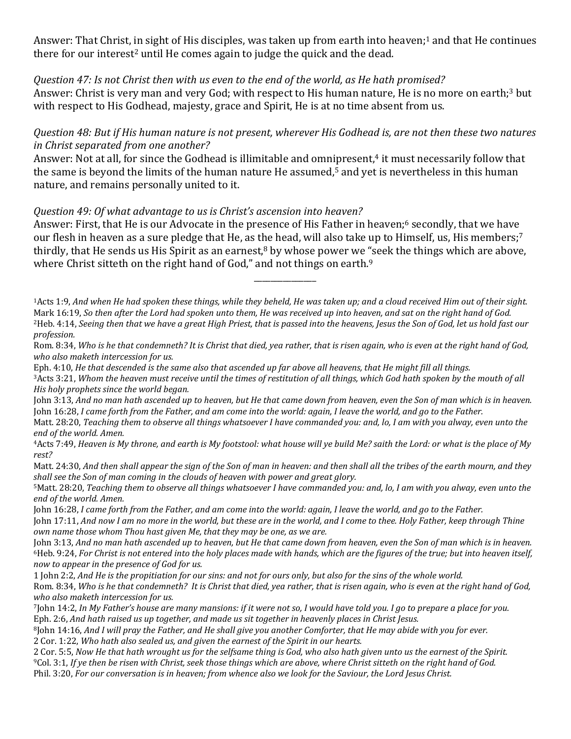Answer: That Christ, in sight of His disciples, was taken up from earth into heaven;[1] and that He continues there for our interest[2] until He comes again to judge the quick and the dead.

*Question 47: Is not Christ then with us even to the end of the world, as He hath promised?*
Answer: Christ is very man and very God; with respect to His human nature, He is no more on earth;[3] but with respect to His Godhead, majesty, grace and Spirit, He is at no time absent from us.

*Question 48: But if His human nature is not present, wherever His Godhead is, are not then these two natures in Christ separated from one another?*
Answer: Not at all, for since the Godhead is illimitable and omnipresent,[4] it must necessarily follow that the same is beyond the limits of the human nature He assumed,[5] and yet is nevertheless in this human nature, and remains personally united to it.

*Question 49: Of what advantage to us is Christ's ascension into heaven?*
Answer: First, that He is our Advocate in the presence of His Father in heaven;[6] secondly, that we have our flesh in heaven as a sure pledge that He, as the head, will also take up to Himself, us, His members;[7] thirdly, that He sends us His Spirit as an earnest,[8] by whose power we "seek the things which are above, where Christ sitteth on the right hand of God," and not things on earth.[9]

______________

[1]Acts 1:9, *And when He had spoken these things, while they beheld, He was taken up; and a cloud received Him out of their sight.*
Mark 16:19, *So then after the Lord had spoken unto them, He was received up into heaven, and sat on the right hand of God.*
[2]Heb. 4:14, *Seeing then that we have a great High Priest, that is passed into the heavens, Jesus the Son of God, let us hold fast our profession.*
Rom. 8:34, *Who is he that condemneth? It is Christ that died, yea rather, that is risen again, who is even at the right hand of God, who also maketh intercession for us.*
Eph. 4:10, *He that descended is the same also that ascended up far above all heavens, that He might fill all things.*
[3]Acts 3:21, *Whom the heaven must receive until the times of restitution of all things, which God hath spoken by the mouth of all His holy prophets since the world began.*
John 3:13, *And no man hath ascended up to heaven, but He that came down from heaven, even the Son of man which is in heaven.*
John 16:28, *I came forth from the Father, and am come into the world: again, I leave the world, and go to the Father.*
Matt. 28:20, *Teaching them to observe all things whatsoever I have commanded you: and, lo, I am with you alway, even unto the end of the world. Amen.*
[4]Acts 7:49, *Heaven is My throne, and earth is My footstool: what house will ye build Me? saith the Lord: or what is the place of My rest?*
Matt. 24:30, *And then shall appear the sign of the Son of man in heaven: and then shall all the tribes of the earth mourn, and they shall see the Son of man coming in the clouds of heaven with power and great glory.*
[5]Matt. 28:20, *Teaching them to observe all things whatsoever I have commanded you: and, lo, I am with you alway, even unto the end of the world. Amen.*
John 16:28, *I came forth from the Father, and am come into the world: again, I leave the world, and go to the Father.*
John 17:11, *And now I am no more in the world, but these are in the world, and I come to thee. Holy Father, keep through Thine own name those whom Thou hast given Me, that they may be one, as we are.*
John 3:13, *And no man hath ascended up to heaven, but He that came down from heaven, even the Son of man which is in heaven.*
[6]Heb. 9:24, *For Christ is not entered into the holy places made with hands, which are the figures of the true; but into heaven itself, now to appear in the presence of God for us.*
1 John 2:2, *And He is the propitiation for our sins: and not for ours only, but also for the sins of the whole world.*
Rom. 8:34, *Who is he that condemneth? It is Christ that died, yea rather, that is risen again, who is even at the right hand of God, who also maketh intercession for us.*
[7]John 14:2, *In My Father's house are many mansions: if it were not so, I would have told you. I go to prepare a place for you.*
Eph. 2:6, *And hath raised us up together, and made us sit together in heavenly places in Christ Jesus.*
[8]John 14:16, *And I will pray the Father, and He shall give you another Comforter, that He may abide with you for ever.*
2 Cor. 1:22, *Who hath also sealed us, and given the earnest of the Spirit in our hearts.*
2 Cor. 5:5, *Now He that hath wrought us for the selfsame thing is God, who also hath given unto us the earnest of the Spirit.*
[9]Col. 3:1, *If ye then be risen with Christ, seek those things which are above, where Christ sitteth on the right hand of God.*
Phil. 3:20, *For our conversation is in heaven; from whence also we look for the Saviour, the Lord Jesus Christ.*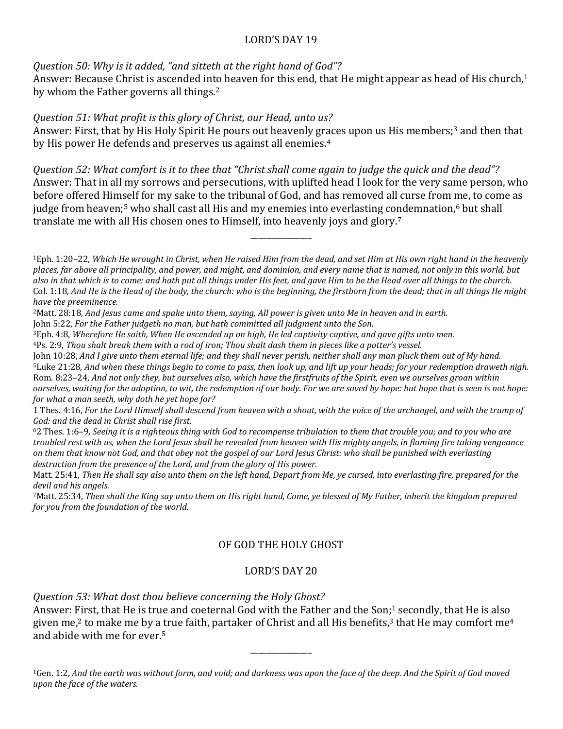## LORD'S DAY 19

*Question 50: Why is it added, "and sitteth at the right hand of God"?*
Answer: Because Christ is ascended into heaven for this end, that He might appear as head of His church,[1] by whom the Father governs all things.[2]

*Question 51: What profit is this glory of Christ, our Head, unto us?*
Answer: First, that by His Holy Spirit He pours out heavenly graces upon us His members;[3] and then that by His power He defends and preserves us against all enemies.[4]

*Question 52: What comfort is it to thee that "Christ shall come again to judge the quick and the dead"?*
Answer: That in all my sorrows and persecutions, with uplifted head I look for the very same person, who before offered Himself for my sake to the tribunal of God, and has removed all curse from me, to come as judge from heaven;[5] who shall cast all His and my enemies into everlasting condemnation,[6] but shall translate me with all His chosen ones to Himself, into heavenly joys and glory.[7]

\_\_\_\_\_\_\_\_\_\_\_\_\_\_\_

[1]Eph. 1:20–22, *Which He wrought in Christ, when He raised Him from the dead, and set Him at His own right hand in the heavenly places, far above all principality, and power, and might, and dominion, and every name that is named, not only in this world, but also in that which is to come: and hath put all things under His feet, and gave Him to be the Head over all things to the church.*
Col. 1:18, *And He is the Head of the body, the church: who is the beginning, the firstborn from the dead; that in all things He might have the preeminence.*
[2]Matt. 28:18, *And Jesus came and spake unto them, saying, All power is given unto Me in heaven and in earth.*
John 5:22, *For the Father judgeth no man, but hath committed all judgment unto the Son.*
[3]Eph. 4:8, *Wherefore He saith, When He ascended up on high, He led captivity captive, and gave gifts unto men.*
[4]Ps. 2:9, *Thou shalt break them with a rod of iron; Thou shalt dash them in pieces like a potter's vessel.*
John 10:28, *And I give unto them eternal life; and they shall never perish, neither shall any man pluck them out of My hand.*
[5]Luke 21:28, *And when these things begin to come to pass, then look up, and lift up your heads; for your redemption draweth nigh.*
Rom. 8:23–24, *And not only they, but ourselves also, which have the firstfruits of the Spirit, even we ourselves groan within ourselves, waiting for the adoption, to wit, the redemption of our body. For we are saved by hope: but hope that is seen is not hope: for what a man seeth, why doth he yet hope for?*
1 Thes. 4:16, *For the Lord Himself shall descend from heaven with a shout, with the voice of the archangel, and with the trump of God: and the dead in Christ shall rise first.*
[6]2 Thes. 1:6–9, *Seeing it is a righteous thing with God to recompense tribulation to them that trouble you; and to you who are troubled rest with us, when the Lord Jesus shall be revealed from heaven with His mighty angels, in flaming fire taking vengeance on them that know not God, and that obey not the gospel of our Lord Jesus Christ: who shall be punished with everlasting destruction from the presence of the Lord, and from the glory of His power.*
Matt. 25:41, *Then He shall say also unto them on the left hand, Depart from Me, ye cursed, into everlasting fire, prepared for the devil and his angels.*
[7]Matt. 25:34, *Then shall the King say unto them on His right hand, Come, ye blessed of My Father, inherit the kingdom prepared for you from the foundation of the world.*

# OF GOD THE HOLY GHOST

## LORD'S DAY 20

*Question 53: What dost thou believe concerning the Holy Ghost?*
Answer: First, that He is true and coeternal God with the Father and the Son;[1] secondly, that He is also given me,[2] to make me by a true faith, partaker of Christ and all His benefits,[3] that He may comfort me[4] and abide with me for ever.[5]

\_\_\_\_\_\_\_\_\_\_\_\_\_\_\_

[1]Gen. 1:2, *And the earth was without form, and void; and darkness was upon the face of the deep. And the Spirit of God moved upon the face of the waters.*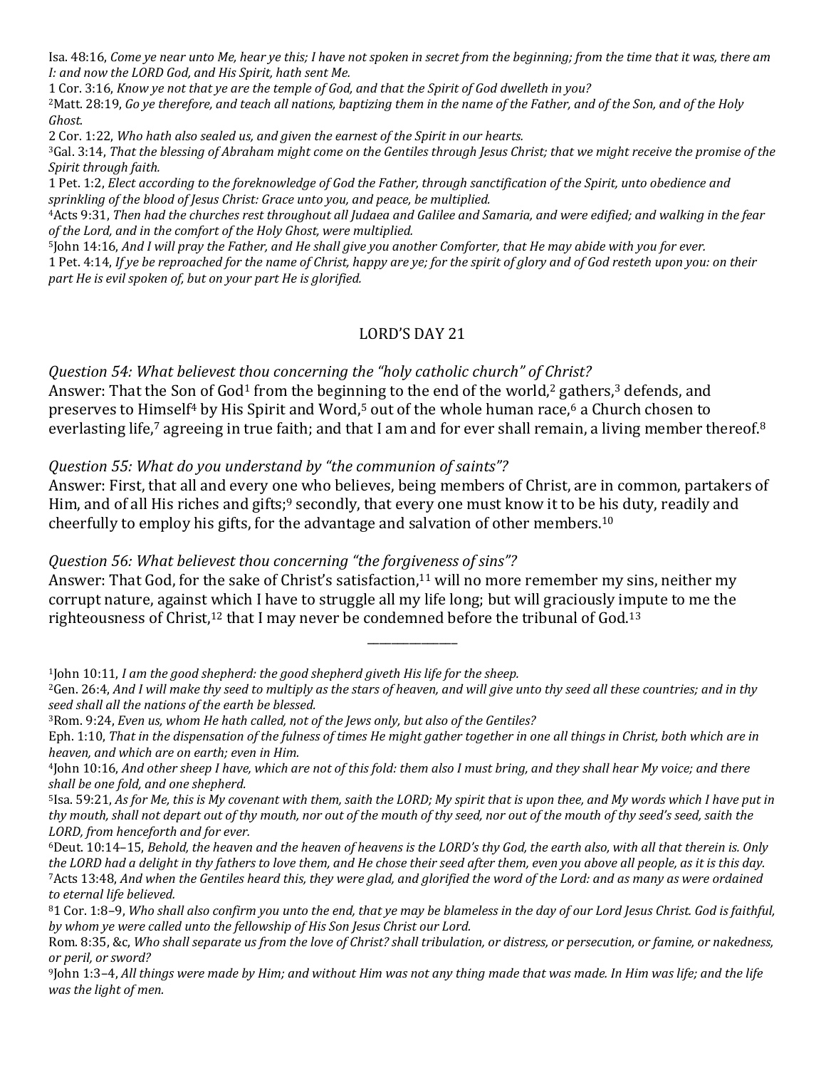Isa. 48:16, *Come ye near unto Me, hear ye this; I have not spoken in secret from the beginning; from the time that it was, there am I: and now the LORD God, and His Spirit, hath sent Me.*
1 Cor. 3:16, *Know ye not that ye are the temple of God, and that the Spirit of God dwelleth in you?*
[2]Matt. 28:19, *Go ye therefore, and teach all nations, baptizing them in the name of the Father, and of the Son, and of the Holy Ghost.*
2 Cor. 1:22, *Who hath also sealed us, and given the earnest of the Spirit in our hearts.*
[3]Gal. 3:14, *That the blessing of Abraham might come on the Gentiles through Jesus Christ; that we might receive the promise of the Spirit through faith.*
1 Pet. 1:2, *Elect according to the foreknowledge of God the Father, through sanctification of the Spirit, unto obedience and sprinkling of the blood of Jesus Christ: Grace unto you, and peace, be multiplied.*
[4]Acts 9:31, *Then had the churches rest throughout all Judaea and Galilee and Samaria, and were edified; and walking in the fear of the Lord, and in the comfort of the Holy Ghost, were multiplied.*
[5]John 14:16, *And I will pray the Father, and He shall give you another Comforter, that He may abide with you for ever.*
1 Pet. 4:14, *If ye be reproached for the name of Christ, happy are ye; for the spirit of glory and of God resteth upon you: on their part He is evil spoken of, but on your part He is glorified.*

## LORD'S DAY 21

*Question 54: What believest thou concerning the "holy catholic church" of Christ?*
Answer: That the Son of God[1] from the beginning to the end of the world,[2] gathers,[3] defends, and preserves to Himself[4] by His Spirit and Word,[5] out of the whole human race,[6] a Church chosen to everlasting life,[7] agreeing in true faith; and that I am and for ever shall remain, a living member thereof.[8]

*Question 55: What do you understand by "the communion of saints"?*
Answer: First, that all and every one who believes, being members of Christ, are in common, partakers of Him, and of all His riches and gifts;[9] secondly, that every one must know it to be his duty, readily and cheerfully to employ his gifts, for the advantage and salvation of other members.[10]

*Question 56: What believest thou concerning "the forgiveness of sins"?*
Answer: That God, for the sake of Christ's satisfaction,[11] will no more remember my sins, neither my corrupt nature, against which I have to struggle all my life long; but will graciously impute to me the righteousness of Christ,[12] that I may never be condemned before the tribunal of God.[13]

---

[1]John 10:11, *I am the good shepherd: the good shepherd giveth His life for the sheep.*
[2]Gen. 26:4, *And I will make thy seed to multiply as the stars of heaven, and will give unto thy seed all these countries; and in thy seed shall all the nations of the earth be blessed.*
[3]Rom. 9:24, *Even us, whom He hath called, not of the Jews only, but also of the Gentiles?*
Eph. 1:10, *That in the dispensation of the fulness of times He might gather together in one all things in Christ, both which are in heaven, and which are on earth; even in Him.*
[4]John 10:16, *And other sheep I have, which are not of this fold: them also I must bring, and they shall hear My voice; and there shall be one fold, and one shepherd.*
[5]Isa. 59:21, *As for Me, this is My covenant with them, saith the LORD; My spirit that is upon thee, and My words which I have put in thy mouth, shall not depart out of thy mouth, nor out of the mouth of thy seed, nor out of the mouth of thy seed's seed, saith the LORD, from henceforth and for ever.*
[6]Deut. 10:14–15, *Behold, the heaven and the heaven of heavens is the LORD's thy God, the earth also, with all that therein is. Only the LORD had a delight in thy fathers to love them, and He chose their seed after them, even you above all people, as it is this day.*
[7]Acts 13:48, *And when the Gentiles heard this, they were glad, and glorified the word of the Lord: and as many as were ordained to eternal life believed.*
[8]1 Cor. 1:8–9, *Who shall also confirm you unto the end, that ye may be blameless in the day of our Lord Jesus Christ. God is faithful, by whom ye were called unto the fellowship of His Son Jesus Christ our Lord.*
Rom. 8:35, &c, *Who shall separate us from the love of Christ? shall tribulation, or distress, or persecution, or famine, or nakedness, or peril, or sword?*
[9]John 1:3–4, *All things were made by Him; and without Him was not any thing made that was made. In Him was life; and the life was the light of men.*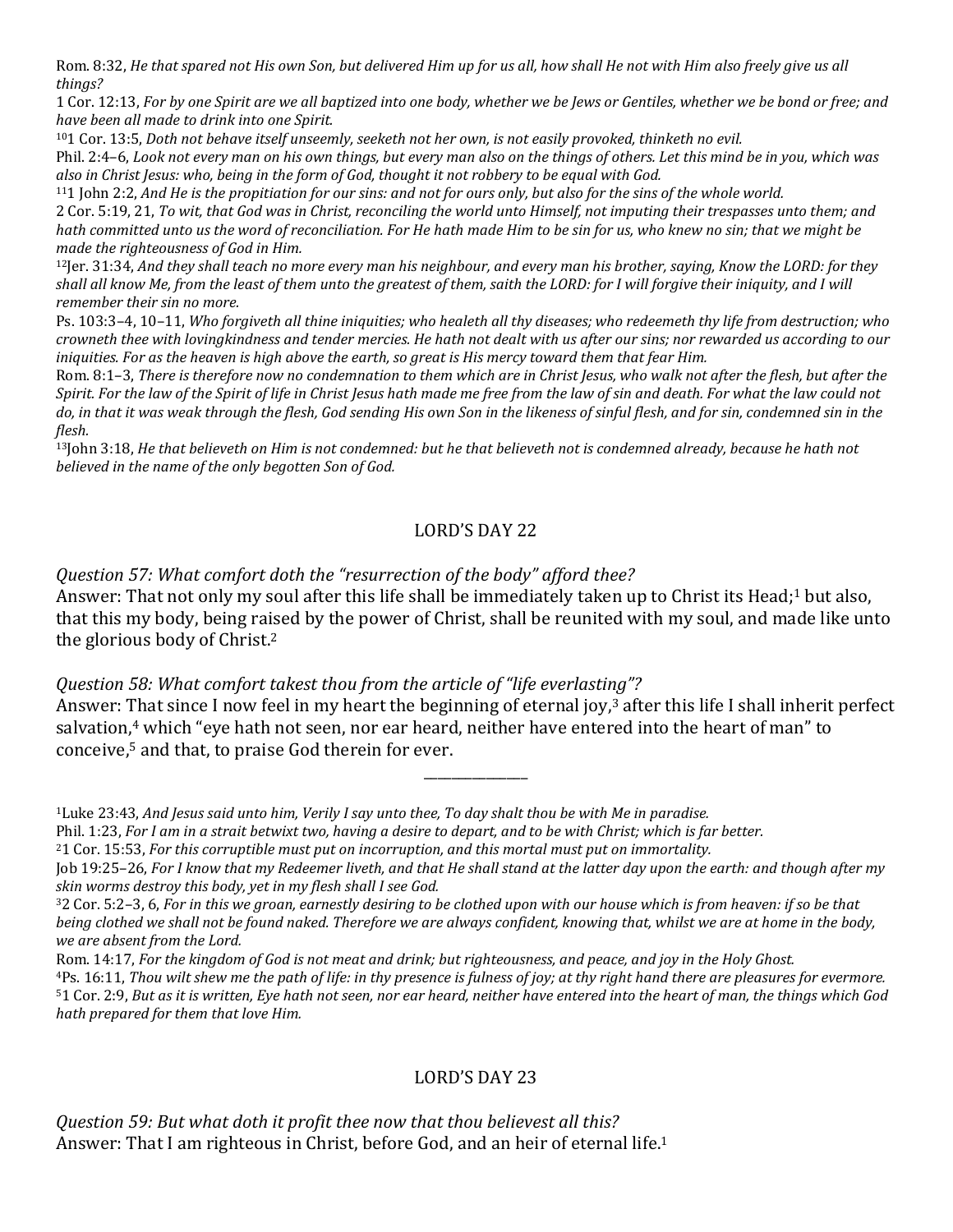Rom. 8:32, *He that spared not His own Son, but delivered Him up for us all, how shall He not with Him also freely give us all things?*

1 Cor. 12:13, *For by one Spirit are we all baptized into one body, whether we be Jews or Gentiles, whether we be bond or free; and have been all made to drink into one Spirit.*

[10]1 Cor. 13:5, *Doth not behave itself unseemly, seeketh not her own, is not easily provoked, thinketh no evil.*

Phil. 2:4–6, *Look not every man on his own things, but every man also on the things of others. Let this mind be in you, which was also in Christ Jesus: who, being in the form of God, thought it not robbery to be equal with God.*

[11]1 John 2:2, *And He is the propitiation for our sins: and not for ours only, but also for the sins of the whole world.*

2 Cor. 5:19, 21, *To wit, that God was in Christ, reconciling the world unto Himself, not imputing their trespasses unto them; and hath committed unto us the word of reconciliation. For He hath made Him to be sin for us, who knew no sin; that we might be made the righteousness of God in Him.*

[12]Jer. 31:34, *And they shall teach no more every man his neighbour, and every man his brother, saying, Know the LORD: for they shall all know Me, from the least of them unto the greatest of them, saith the LORD: for I will forgive their iniquity, and I will remember their sin no more.*

Ps. 103:3–4, 10–11, *Who forgiveth all thine iniquities; who healeth all thy diseases; who redeemeth thy life from destruction; who crowneth thee with lovingkindness and tender mercies. He hath not dealt with us after our sins; nor rewarded us according to our iniquities. For as the heaven is high above the earth, so great is His mercy toward them that fear Him.*

Rom. 8:1–3, *There is therefore now no condemnation to them which are in Christ Jesus, who walk not after the flesh, but after the Spirit. For the law of the Spirit of life in Christ Jesus hath made me free from the law of sin and death. For what the law could not do, in that it was weak through the flesh, God sending His own Son in the likeness of sinful flesh, and for sin, condemned sin in the flesh.*

[13]John 3:18, *He that believeth on Him is not condemned: but he that believeth not is condemned already, because he hath not believed in the name of the only begotten Son of God.*

## LORD'S DAY 22

*Question 57: What comfort doth the "resurrection of the body" afford thee?*

Answer: That not only my soul after this life shall be immediately taken up to Christ its Head;[1] but also, that this my body, being raised by the power of Christ, shall be reunited with my soul, and made like unto the glorious body of Christ.[2]

*Question 58: What comfort takest thou from the article of "life everlasting"?*

Answer: That since I now feel in my heart the beginning of eternal joy,[3] after this life I shall inherit perfect salvation,[4] which "eye hath not seen, nor ear heard, neither have entered into the heart of man" to conceive,[5] and that, to praise God therein for ever.

\_\_\_\_\_\_\_\_\_\_\_\_\_\_\_

[1]Luke 23:43, *And Jesus said unto him, Verily I say unto thee, To day shalt thou be with Me in paradise.*

Phil. 1:23, *For I am in a strait betwixt two, having a desire to depart, and to be with Christ; which is far better.*

[2]1 Cor. 15:53, *For this corruptible must put on incorruption, and this mortal must put on immortality.*

Job 19:25–26, *For I know that my Redeemer liveth, and that He shall stand at the latter day upon the earth: and though after my skin worms destroy this body, yet in my flesh shall I see God.*

[3]2 Cor. 5:2–3, 6, *For in this we groan, earnestly desiring to be clothed upon with our house which is from heaven: if so be that being clothed we shall not be found naked. Therefore we are always confident, knowing that, whilst we are at home in the body, we are absent from the Lord.*

Rom. 14:17, *For the kingdom of God is not meat and drink; but righteousness, and peace, and joy in the Holy Ghost.*

[4]Ps. 16:11, *Thou wilt shew me the path of life: in thy presence is fulness of joy; at thy right hand there are pleasures for evermore.*

[5]1 Cor. 2:9, *But as it is written, Eye hath not seen, nor ear heard, neither have entered into the heart of man, the things which God hath prepared for them that love Him.*

## LORD'S DAY 23

*Question 59: But what doth it profit thee now that thou believest all this?*

Answer: That I am righteous in Christ, before God, and an heir of eternal life.[1]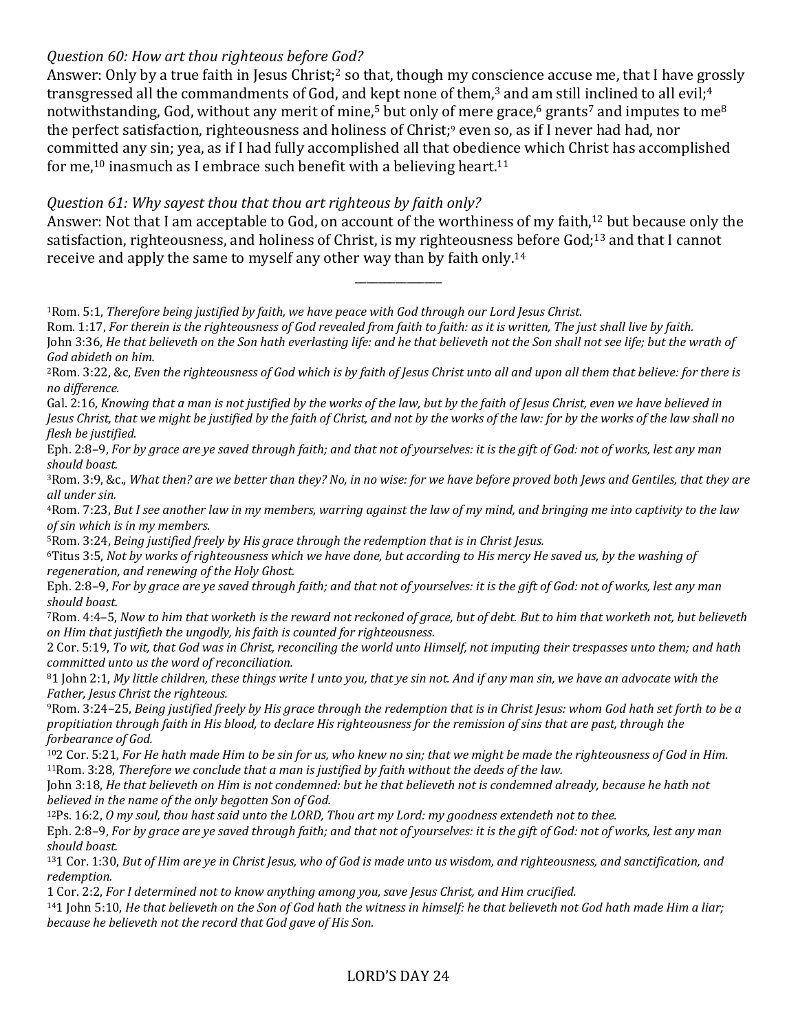*Question 60: How art thou righteous before God?*

Answer: Only by a true faith in Jesus Christ;[2] so that, though my conscience accuse me, that I have grossly transgressed all the commandments of God, and kept none of them,[3] and am still inclined to all evil;[4] notwithstanding, God, without any merit of mine,[5] but only of mere grace,[6] grants[7] and imputes to me[8] the perfect satisfaction, righteousness and holiness of Christ;[9] even so, as if I never had had, nor committed any sin; yea, as if I had fully accomplished all that obedience which Christ has accomplished for me,[10] inasmuch as I embrace such benefit with a believing heart.[11]

*Question 61: Why sayest thou that thou art righteous by faith only?*

Answer: Not that I am acceptable to God, on account of the worthiness of my faith,[12] but because only the satisfaction, righteousness, and holiness of Christ, is my righteousness before God;[13] and that I cannot receive and apply the same to myself any other way than by faith only.[14]

\_\_\_\_\_\_\_\_\_\_\_\_\_\_\_

[1]Rom. 5:1, *Therefore being justified by faith, we have peace with God through our Lord Jesus Christ.*

Rom. 1:17, *For therein is the righteousness of God revealed from faith to faith: as it is written, The just shall live by faith.*

John 3:36, *He that believeth on the Son hath everlasting life: and he that believeth not the Son shall not see life; but the wrath of God abideth on him.*

[2]Rom. 3:22, &c, *Even the righteousness of God which is by faith of Jesus Christ unto all and upon all them that believe: for there is no difference.*

Gal. 2:16, *Knowing that a man is not justified by the works of the law, but by the faith of Jesus Christ, even we have believed in Jesus Christ, that we might be justified by the faith of Christ, and not by the works of the law: for by the works of the law shall no flesh be justified.*

Eph. 2:8–9, *For by grace are ye saved through faith; and that not of yourselves: it is the gift of God: not of works, lest any man should boast.*

[3]Rom. 3:9, &c., *What then? are we better than they? No, in no wise: for we have before proved both Jews and Gentiles, that they are all under sin.*

[4]Rom. 7:23, *But I see another law in my members, warring against the law of my mind, and bringing me into captivity to the law of sin which is in my members.*

[5]Rom. 3:24, *Being justified freely by His grace through the redemption that is in Christ Jesus.*

[6]Titus 3:5, *Not by works of righteousness which we have done, but according to His mercy He saved us, by the washing of regeneration, and renewing of the Holy Ghost.*

Eph. 2:8–9, *For by grace are ye saved through faith; and that not of yourselves: it is the gift of God: not of works, lest any man should boast.*

[7]Rom. 4:4–5, *Now to him that worketh is the reward not reckoned of grace, but of debt. But to him that worketh not, but believeth on Him that justifieth the ungodly, his faith is counted for righteousness.*

2 Cor. 5:19, *To wit, that God was in Christ, reconciling the world unto Himself, not imputing their trespasses unto them; and hath committed unto us the word of reconciliation.*

[8]1 John 2:1, *My little children, these things write I unto you, that ye sin not. And if any man sin, we have an advocate with the Father, Jesus Christ the righteous.*

[9]Rom. 3:24–25, *Being justified freely by His grace through the redemption that is in Christ Jesus: whom God hath set forth to be a propitiation through faith in His blood, to declare His righteousness for the remission of sins that are past, through the forbearance of God.*

[10]2 Cor. 5:21, *For He hath made Him to be sin for us, who knew no sin; that we might be made the righteousness of God in Him.*

[11]Rom. 3:28, *Therefore we conclude that a man is justified by faith without the deeds of the law.*

John 3:18, *He that believeth on Him is not condemned: but he that believeth not is condemned already, because he hath not believed in the name of the only begotten Son of God.*

[12]Ps. 16:2, *O my soul, thou hast said unto the LORD, Thou art my Lord: my goodness extendeth not to thee.*

Eph. 2:8–9, *For by grace are ye saved through faith; and that not of yourselves: it is the gift of God: not of works, lest any man should boast.*

[13]1 Cor. 1:30, *But of Him are ye in Christ Jesus, who of God is made unto us wisdom, and righteousness, and sanctification, and redemption.*

1 Cor. 2:2, *For I determined not to know anything among you, save Jesus Christ, and Him crucified.*

[14]1 John 5:10, *He that believeth on the Son of God hath the witness in himself: he that believeth not God hath made Him a liar; because he believeth not the record that God gave of His Son.*

## LORD'S DAY 24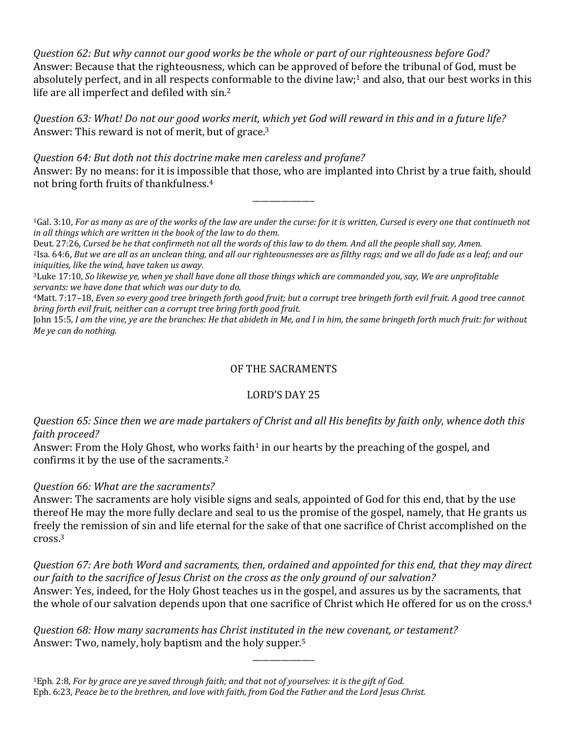*Question 62: But why cannot our good works be the whole or part of our righteousness before God?*
Answer: Because that the righteousness, which can be approved of before the tribunal of God, must be absolutely perfect, and in all respects conformable to the divine law;[1] and also, that our best works in this life are all imperfect and defiled with sin.[2]

*Question 63: What! Do not our good works merit, which yet God will reward in this and in a future life?*
Answer: This reward is not of merit, but of grace.[3]

*Question 64: But doth not this doctrine make men careless and profane?*
Answer: By no means: for it is impossible that those, who are implanted into Christ by a true faith, should not bring forth fruits of thankfulness.[4]

______________

[1]Gal. 3:10, *For as many as are of the works of the law are under the curse: for it is written, Cursed is every one that continueth not in all things which are written in the book of the law to do them.*
Deut. 27:26, *Cursed be he that confirmeth not all the words of this law to do them. And all the people shall say, Amen.*
[2]Isa. 64:6, *But we are all as an unclean thing, and all our righteousnesses are as filthy rags; and we all do fade as a leaf; and our iniquities, like the wind, have taken us away.*
[3]Luke 17:10, *So likewise ye, when ye shall have done all those things which are commanded you, say, We are unprofitable servants: we have done that which was our duty to do.*
[4]Matt. 7:17–18, *Even so every good tree bringeth forth good fruit; but a corrupt tree bringeth forth evil fruit. A good tree cannot bring forth evil fruit, neither can a corrupt tree bring forth good fruit.*
John 15:5, *I am the vine, ye are the branches: He that abideth in Me, and I in him, the same bringeth forth much fruit: for without Me ye can do nothing.*

## OF THE SACRAMENTS

### LORD'S DAY 25

*Question 65: Since then we are made partakers of Christ and all His benefits by faith only, whence doth this faith proceed?*
Answer: From the Holy Ghost, who works faith[1] in our hearts by the preaching of the gospel, and confirms it by the use of the sacraments.[2]

*Question 66: What are the sacraments?*
Answer: The sacraments are holy visible signs and seals, appointed of God for this end, that by the use thereof He may the more fully declare and seal to us the promise of the gospel, namely, that He grants us freely the remission of sin and life eternal for the sake of that one sacrifice of Christ accomplished on the cross.[3]

*Question 67: Are both Word and sacraments, then, ordained and appointed for this end, that they may direct our faith to the sacrifice of Jesus Christ on the cross as the only ground of our salvation?*
Answer: Yes, indeed, for the Holy Ghost teaches us in the gospel, and assures us by the sacraments, that the whole of our salvation depends upon that one sacrifice of Christ which He offered for us on the cross.[4]

*Question 68: How many sacraments has Christ instituted in the new covenant, or testament?*
Answer: Two, namely, holy baptism and the holy supper.[5]

______________

[1]Eph. 2:8, *For by grace are ye saved through faith; and that not of yourselves: it is the gift of God.*
Eph. 6:23, *Peace be to the brethren, and love with faith, from God the Father and the Lord Jesus Christ.*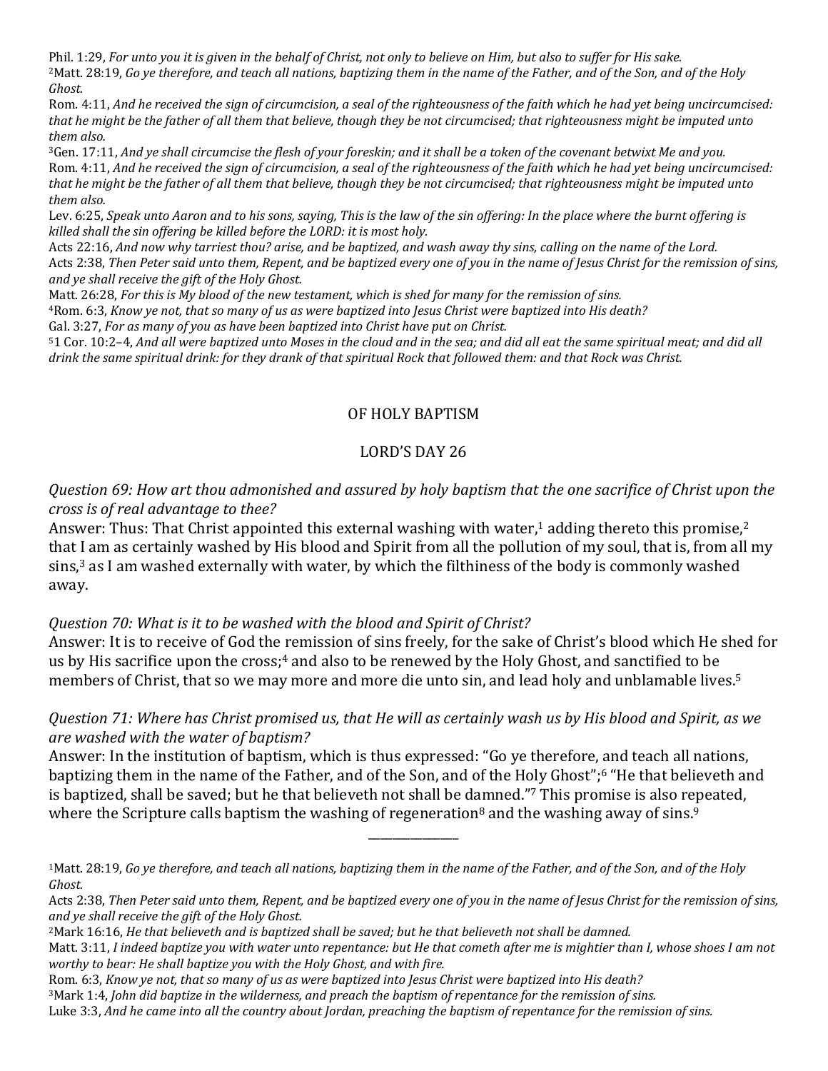Phil. 1:29, *For unto you it is given in the behalf of Christ, not only to believe on Him, but also to suffer for His sake.*
[2]Matt. 28:19, *Go ye therefore, and teach all nations, baptizing them in the name of the Father, and of the Son, and of the Holy Ghost.*
Rom. 4:11, *And he received the sign of circumcision, a seal of the righteousness of the faith which he had yet being uncircumcised: that he might be the father of all them that believe, though they be not circumcised; that righteousness might be imputed unto them also.*
[3]Gen. 17:11, *And ye shall circumcise the flesh of your foreskin; and it shall be a token of the covenant betwixt Me and you.*
Rom. 4:11, *And he received the sign of circumcision, a seal of the righteousness of the faith which he had yet being uncircumcised: that he might be the father of all them that believe, though they be not circumcised; that righteousness might be imputed unto them also.*
Lev. 6:25, *Speak unto Aaron and to his sons, saying, This is the law of the sin offering: In the place where the burnt offering is killed shall the sin offering be killed before the LORD: it is most holy.*
Acts 22:16, *And now why tarriest thou? arise, and be baptized, and wash away thy sins, calling on the name of the Lord.*
Acts 2:38, *Then Peter said unto them, Repent, and be baptized every one of you in the name of Jesus Christ for the remission of sins, and ye shall receive the gift of the Holy Ghost.*
Matt. 26:28, *For this is My blood of the new testament, which is shed for many for the remission of sins.*
[4]Rom. 6:3, *Know ye not, that so many of us as were baptized into Jesus Christ were baptized into His death?*
Gal. 3:27, *For as many of you as have been baptized into Christ have put on Christ.*
[5]1 Cor. 10:2–4, *And all were baptized unto Moses in the cloud and in the sea; and did all eat the same spiritual meat; and did all drink the same spiritual drink: for they drank of that spiritual Rock that followed them: and that Rock was Christ.*

## OF HOLY BAPTISM

## LORD'S DAY 26

*Question 69: How art thou admonished and assured by holy baptism that the one sacrifice of Christ upon the cross is of real advantage to thee?*
Answer: Thus: That Christ appointed this external washing with water,[1] adding thereto this promise,[2] that I am as certainly washed by His blood and Spirit from all the pollution of my soul, that is, from all my sins,[3] as I am washed externally with water, by which the filthiness of the body is commonly washed away.

*Question 70: What is it to be washed with the blood and Spirit of Christ?*
Answer: It is to receive of God the remission of sins freely, for the sake of Christ's blood which He shed for us by His sacrifice upon the cross;[4] and also to be renewed by the Holy Ghost, and sanctified to be members of Christ, that so we may more and more die unto sin, and lead holy and unblamable lives.[5]

*Question 71: Where has Christ promised us, that He will as certainly wash us by His blood and Spirit, as we are washed with the water of baptism?*
Answer: In the institution of baptism, which is thus expressed: "Go ye therefore, and teach all nations, baptizing them in the name of the Father, and of the Son, and of the Holy Ghost";[6] "He that believeth and is baptized, shall be saved; but he that believeth not shall be damned."[7] This promise is also repeated, where the Scripture calls baptism the washing of regeneration[8] and the washing away of sins.[9]

\_\_\_\_\_\_\_\_\_\_\_\_\_\_\_

[1]Matt. 28:19, *Go ye therefore, and teach all nations, baptizing them in the name of the Father, and of the Son, and of the Holy Ghost.*
Acts 2:38, *Then Peter said unto them, Repent, and be baptized every one of you in the name of Jesus Christ for the remission of sins, and ye shall receive the gift of the Holy Ghost.*
[2]Mark 16:16, *He that believeth and is baptized shall be saved; but he that believeth not shall be damned.*
Matt. 3:11, *I indeed baptize you with water unto repentance: but He that cometh after me is mightier than I, whose shoes I am not worthy to bear: He shall baptize you with the Holy Ghost, and with fire.*
Rom. 6:3, *Know ye not, that so many of us as were baptized into Jesus Christ were baptized into His death?*
[3]Mark 1:4, *John did baptize in the wilderness, and preach the baptism of repentance for the remission of sins.*
Luke 3:3, *And he came into all the country about Jordan, preaching the baptism of repentance for the remission of sins.*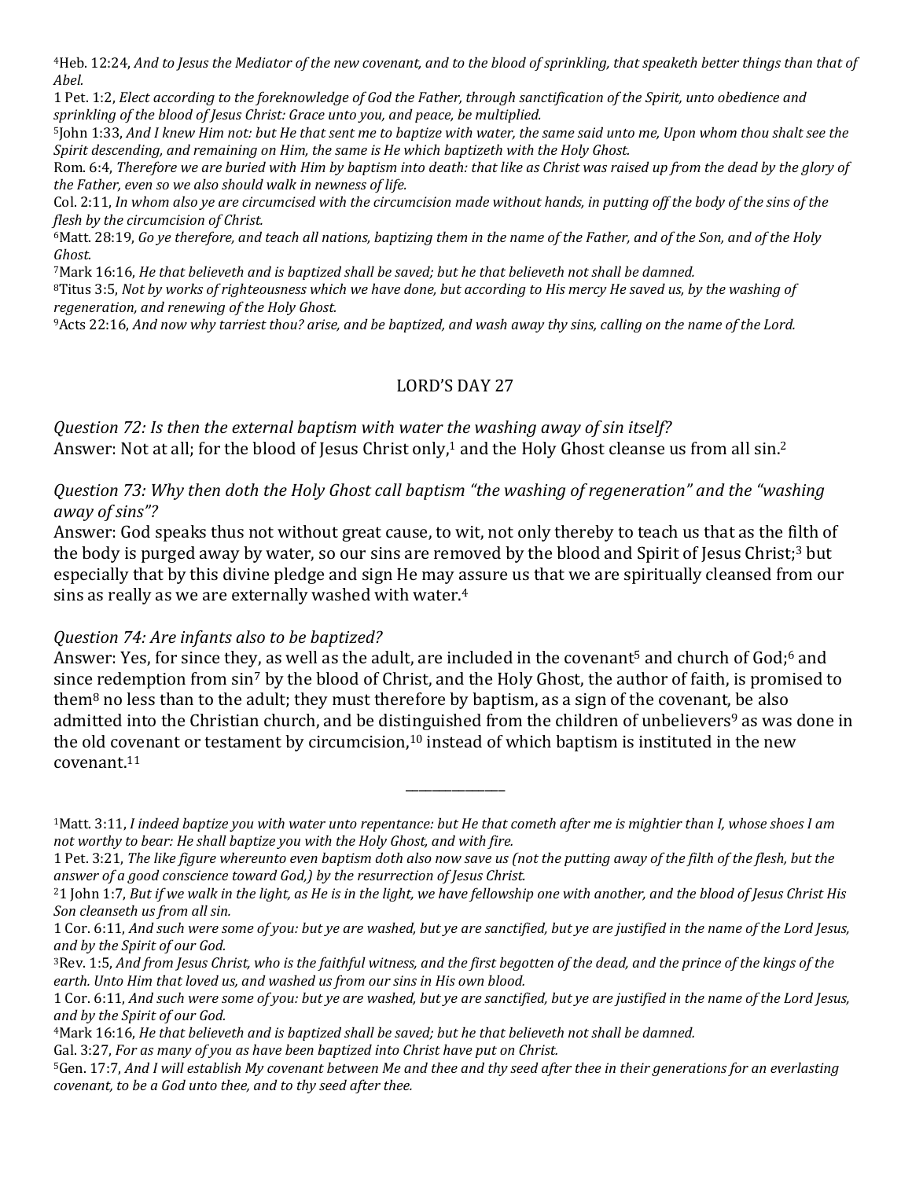[4]Heb. 12:24, *And to Jesus the Mediator of the new covenant, and to the blood of sprinkling, that speaketh better things than that of Abel.*

1 Pet. 1:2, *Elect according to the foreknowledge of God the Father, through sanctification of the Spirit, unto obedience and sprinkling of the blood of Jesus Christ: Grace unto you, and peace, be multiplied.*

[5]John 1:33, *And I knew Him not: but He that sent me to baptize with water, the same said unto me, Upon whom thou shalt see the Spirit descending, and remaining on Him, the same is He which baptizeth with the Holy Ghost.*

Rom. 6:4, *Therefore we are buried with Him by baptism into death: that like as Christ was raised up from the dead by the glory of the Father, even so we also should walk in newness of life.*

Col. 2:11, *In whom also ye are circumcised with the circumcision made without hands, in putting off the body of the sins of the flesh by the circumcision of Christ.*

[6]Matt. 28:19, *Go ye therefore, and teach all nations, baptizing them in the name of the Father, and of the Son, and of the Holy Ghost.*

[7]Mark 16:16, *He that believeth and is baptized shall be saved; but he that believeth not shall be damned.*

[8]Titus 3:5, *Not by works of righteousness which we have done, but according to His mercy He saved us, by the washing of regeneration, and renewing of the Holy Ghost.*

[9]Acts 22:16, *And now why tarriest thou? arise, and be baptized, and wash away thy sins, calling on the name of the Lord.*

## LORD'S DAY 27

*Question 72: Is then the external baptism with water the washing away of sin itself?*
Answer: Not at all; for the blood of Jesus Christ only,[1] and the Holy Ghost cleanse us from all sin.[2]

*Question 73: Why then doth the Holy Ghost call baptism "the washing of regeneration" and the "washing away of sins"?*
Answer: God speaks thus not without great cause, to wit, not only thereby to teach us that as the filth of the body is purged away by water, so our sins are removed by the blood and Spirit of Jesus Christ;[3] but especially that by this divine pledge and sign He may assure us that we are spiritually cleansed from our sins as really as we are externally washed with water.[4]

*Question 74: Are infants also to be baptized?*
Answer: Yes, for since they, as well as the adult, are included in the covenant[5] and church of God;[6] and since redemption from sin[7] by the blood of Christ, and the Holy Ghost, the author of faith, is promised to them[8] no less than to the adult; they must therefore by baptism, as a sign of the covenant, be also admitted into the Christian church, and be distinguished from the children of unbelievers[9] as was done in the old covenant or testament by circumcision,[10] instead of which baptism is instituted in the new covenant.[11]

---

[1]Matt. 3:11, *I indeed baptize you with water unto repentance: but He that cometh after me is mightier than I, whose shoes I am not worthy to bear: He shall baptize you with the Holy Ghost, and with fire.*

1 Pet. 3:21, *The like figure whereunto even baptism doth also now save us (not the putting away of the filth of the flesh, but the answer of a good conscience toward God,) by the resurrection of Jesus Christ.*

[2]1 John 1:7, *But if we walk in the light, as He is in the light, we have fellowship one with another, and the blood of Jesus Christ His Son cleanseth us from all sin.*

1 Cor. 6:11, *And such were some of you: but ye are washed, but ye are sanctified, but ye are justified in the name of the Lord Jesus, and by the Spirit of our God.*

[3]Rev. 1:5, *And from Jesus Christ, who is the faithful witness, and the first begotten of the dead, and the prince of the kings of the earth. Unto Him that loved us, and washed us from our sins in His own blood.*

1 Cor. 6:11, *And such were some of you: but ye are washed, but ye are sanctified, but ye are justified in the name of the Lord Jesus, and by the Spirit of our God.*

[4]Mark 16:16, *He that believeth and is baptized shall be saved; but he that believeth not shall be damned.*

Gal. 3:27, *For as many of you as have been baptized into Christ have put on Christ.*

[5]Gen. 17:7, *And I will establish My covenant between Me and thee and thy seed after thee in their generations for an everlasting covenant, to be a God unto thee, and to thy seed after thee.*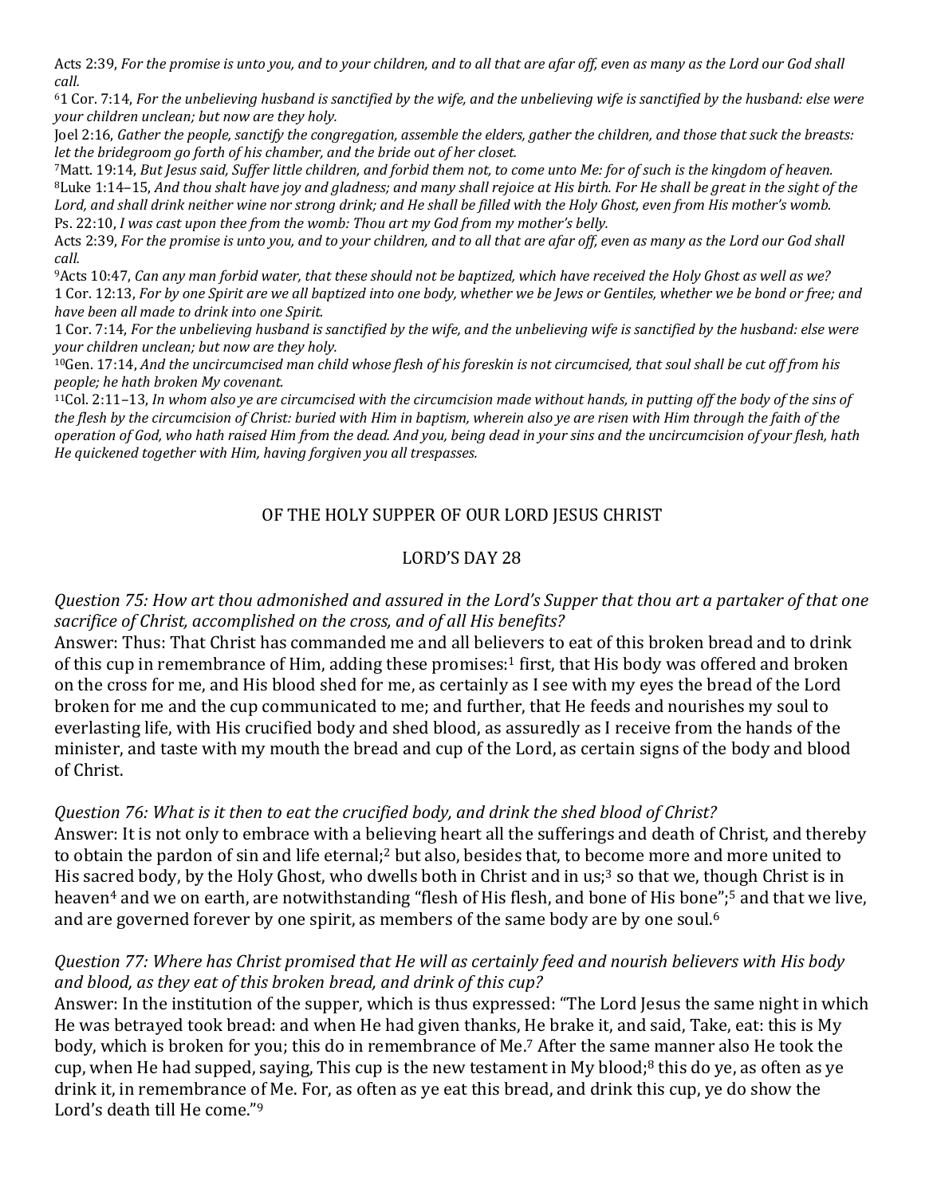Acts 2:39, *For the promise is unto you, and to your children, and to all that are afar off, even as many as the Lord our God shall call.*

[6]1 Cor. 7:14, *For the unbelieving husband is sanctified by the wife, and the unbelieving wife is sanctified by the husband: else were your children unclean; but now are they holy.*

Joel 2:16, *Gather the people, sanctify the congregation, assemble the elders, gather the children, and those that suck the breasts: let the bridegroom go forth of his chamber, and the bride out of her closet.*

[7]Matt. 19:14, *But Jesus said, Suffer little children, and forbid them not, to come unto Me: for of such is the kingdom of heaven.*

[8]Luke 1:14–15, *And thou shalt have joy and gladness; and many shall rejoice at His birth. For He shall be great in the sight of the Lord, and shall drink neither wine nor strong drink; and He shall be filled with the Holy Ghost, even from His mother's womb.*

Ps. 22:10, *I was cast upon thee from the womb: Thou art my God from my mother's belly.*

Acts 2:39, *For the promise is unto you, and to your children, and to all that are afar off, even as many as the Lord our God shall call.*

[9]Acts 10:47, *Can any man forbid water, that these should not be baptized, which have received the Holy Ghost as well as we?*

1 Cor. 12:13, *For by one Spirit are we all baptized into one body, whether we be Jews or Gentiles, whether we be bond or free; and have been all made to drink into one Spirit.*

1 Cor. 7:14, *For the unbelieving husband is sanctified by the wife, and the unbelieving wife is sanctified by the husband: else were your children unclean; but now are they holy.*

[10]Gen. 17:14, *And the uncircumcised man child whose flesh of his foreskin is not circumcised, that soul shall be cut off from his people; he hath broken My covenant.*

[11]Col. 2:11–13, *In whom also ye are circumcised with the circumcision made without hands, in putting off the body of the sins of the flesh by the circumcision of Christ: buried with Him in baptism, wherein also ye are risen with Him through the faith of the operation of God, who hath raised Him from the dead. And you, being dead in your sins and the uncircumcision of your flesh, hath He quickened together with Him, having forgiven you all trespasses.*

## OF THE HOLY SUPPER OF OUR LORD JESUS CHRIST

### LORD'S DAY 28

*Question 75: How art thou admonished and assured in the Lord's Supper that thou art a partaker of that one sacrifice of Christ, accomplished on the cross, and of all His benefits?*

Answer: Thus: That Christ has commanded me and all believers to eat of this broken bread and to drink of this cup in remembrance of Him, adding these promises:[1] first, that His body was offered and broken on the cross for me, and His blood shed for me, as certainly as I see with my eyes the bread of the Lord broken for me and the cup communicated to me; and further, that He feeds and nourishes my soul to everlasting life, with His crucified body and shed blood, as assuredly as I receive from the hands of the minister, and taste with my mouth the bread and cup of the Lord, as certain signs of the body and blood of Christ.

*Question 76: What is it then to eat the crucified body, and drink the shed blood of Christ?*

Answer: It is not only to embrace with a believing heart all the sufferings and death of Christ, and thereby to obtain the pardon of sin and life eternal;[2] but also, besides that, to become more and more united to His sacred body, by the Holy Ghost, who dwells both in Christ and in us;[3] so that we, though Christ is in heaven[4] and we on earth, are notwithstanding "flesh of His flesh, and bone of His bone";[5] and that we live, and are governed forever by one spirit, as members of the same body are by one soul.[6]

*Question 77: Where has Christ promised that He will as certainly feed and nourish believers with His body and blood, as they eat of this broken bread, and drink of this cup?*

Answer: In the institution of the supper, which is thus expressed: "The Lord Jesus the same night in which He was betrayed took bread: and when He had given thanks, He brake it, and said, Take, eat: this is My body, which is broken for you; this do in remembrance of Me.[7] After the same manner also He took the cup, when He had supped, saying, This cup is the new testament in My blood;[8] this do ye, as often as ye drink it, in remembrance of Me. For, as often as ye eat this bread, and drink this cup, ye do show the Lord's death till He come."[9]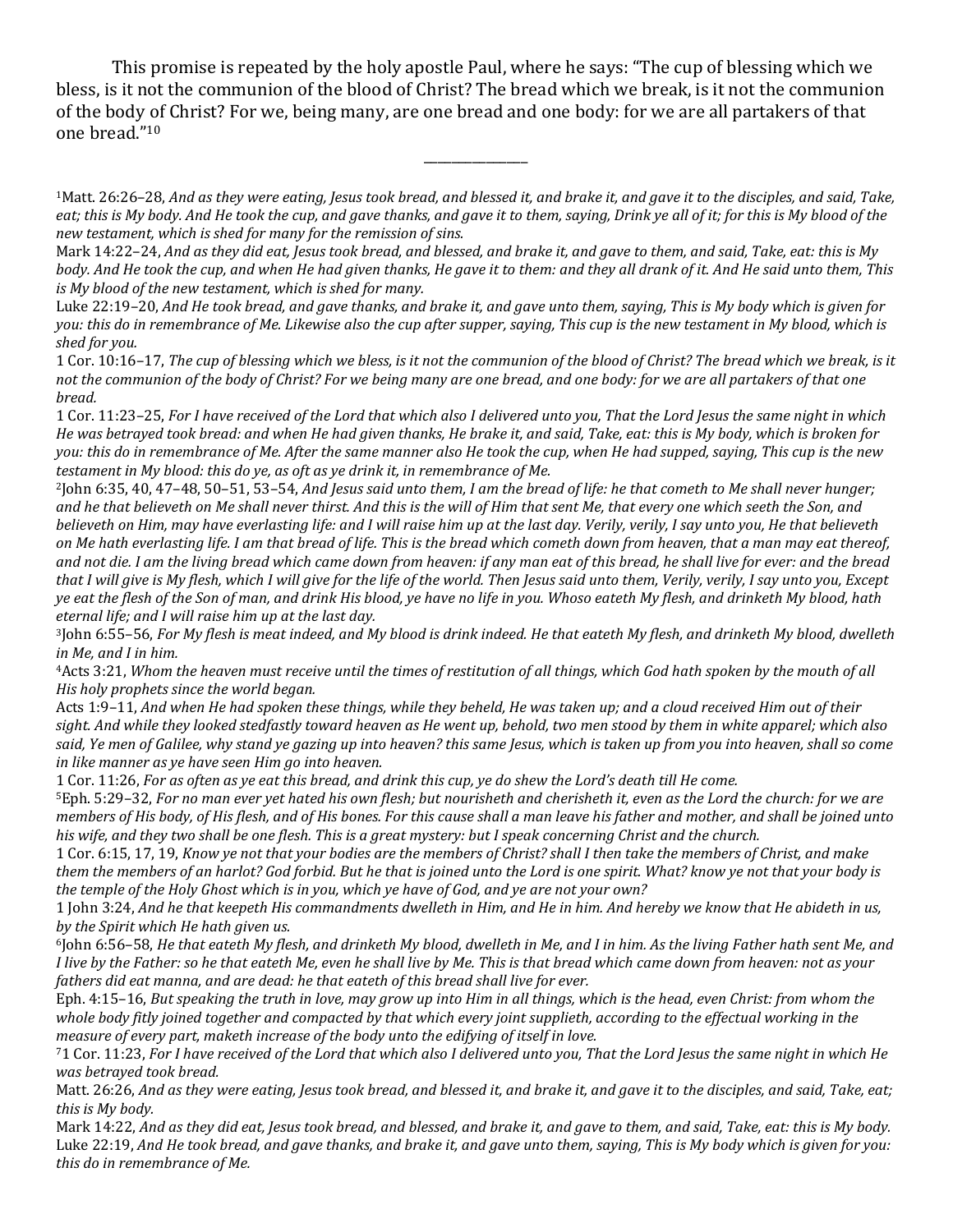This promise is repeated by the holy apostle Paul, where he says: "The cup of blessing which we bless, is it not the communion of the blood of Christ? The bread which we break, is it not the communion of the body of Christ? For we, being many, are one bread and one body: for we are all partakers of that one bread."[10]

---

[1]Matt. 26:26–28, *And as they were eating, Jesus took bread, and blessed it, and brake it, and gave it to the disciples, and said, Take, eat; this is My body. And He took the cup, and gave thanks, and gave it to them, saying, Drink ye all of it; for this is My blood of the new testament, which is shed for many for the remission of sins.*

Mark 14:22–24, *And as they did eat, Jesus took bread, and blessed, and brake it, and gave to them, and said, Take, eat: this is My body. And He took the cup, and when He had given thanks, He gave it to them: and they all drank of it. And He said unto them, This is My blood of the new testament, which is shed for many.*

Luke 22:19–20, *And He took bread, and gave thanks, and brake it, and gave unto them, saying, This is My body which is given for you: this do in remembrance of Me. Likewise also the cup after supper, saying, This cup is the new testament in My blood, which is shed for you.*

1 Cor. 10:16–17, *The cup of blessing which we bless, is it not the communion of the blood of Christ? The bread which we break, is it not the communion of the body of Christ? For we being many are one bread, and one body: for we are all partakers of that one bread.*

1 Cor. 11:23–25, *For I have received of the Lord that which also I delivered unto you, That the Lord Jesus the same night in which He was betrayed took bread: and when He had given thanks, He brake it, and said, Take, eat: this is My body, which is broken for you: this do in remembrance of Me. After the same manner also He took the cup, when He had supped, saying, This cup is the new testament in My blood: this do ye, as oft as ye drink it, in remembrance of Me.*

[2]John 6:35, 40, 47–48, 50–51, 53–54, *And Jesus said unto them, I am the bread of life: he that cometh to Me shall never hunger; and he that believeth on Me shall never thirst. And this is the will of Him that sent Me, that every one which seeth the Son, and believeth on Him, may have everlasting life: and I will raise him up at the last day. Verily, verily, I say unto you, He that believeth on Me hath everlasting life. I am that bread of life. This is the bread which cometh down from heaven, that a man may eat thereof, and not die. I am the living bread which came down from heaven: if any man eat of this bread, he shall live for ever: and the bread that I will give is My flesh, which I will give for the life of the world. Then Jesus said unto them, Verily, verily, I say unto you, Except ye eat the flesh of the Son of man, and drink His blood, ye have no life in you. Whoso eateth My flesh, and drinketh My blood, hath eternal life; and I will raise him up at the last day.*

[3]John 6:55–56, *For My flesh is meat indeed, and My blood is drink indeed. He that eateth My flesh, and drinketh My blood, dwelleth in Me, and I in him.*

[4]Acts 3:21, *Whom the heaven must receive until the times of restitution of all things, which God hath spoken by the mouth of all His holy prophets since the world began.*

Acts 1:9–11, *And when He had spoken these things, while they beheld, He was taken up; and a cloud received Him out of their sight. And while they looked stedfastly toward heaven as He went up, behold, two men stood by them in white apparel; which also said, Ye men of Galilee, why stand ye gazing up into heaven? this same Jesus, which is taken up from you into heaven, shall so come in like manner as ye have seen Him go into heaven.*

1 Cor. 11:26, *For as often as ye eat this bread, and drink this cup, ye do shew the Lord's death till He come.*

[5]Eph. 5:29–32, *For no man ever yet hated his own flesh; but nourisheth and cherisheth it, even as the Lord the church: for we are members of His body, of His flesh, and of His bones. For this cause shall a man leave his father and mother, and shall be joined unto his wife, and they two shall be one flesh. This is a great mystery: but I speak concerning Christ and the church.*

1 Cor. 6:15, 17, 19, *Know ye not that your bodies are the members of Christ? shall I then take the members of Christ, and make them the members of an harlot? God forbid. But he that is joined unto the Lord is one spirit. What? know ye not that your body is the temple of the Holy Ghost which is in you, which ye have of God, and ye are not your own?*

1 John 3:24, *And he that keepeth His commandments dwelleth in Him, and He in him. And hereby we know that He abideth in us, by the Spirit which He hath given us.*

[6]John 6:56–58, *He that eateth My flesh, and drinketh My blood, dwelleth in Me, and I in him. As the living Father hath sent Me, and I live by the Father: so he that eateth Me, even he shall live by Me. This is that bread which came down from heaven: not as your fathers did eat manna, and are dead: he that eateth of this bread shall live for ever.*

Eph. 4:15–16, *But speaking the truth in love, may grow up into Him in all things, which is the head, even Christ: from whom the whole body fitly joined together and compacted by that which every joint supplieth, according to the effectual working in the measure of every part, maketh increase of the body unto the edifying of itself in love.*

[7]1 Cor. 11:23, *For I have received of the Lord that which also I delivered unto you, That the Lord Jesus the same night in which He was betrayed took bread.*

Matt. 26:26, *And as they were eating, Jesus took bread, and blessed it, and brake it, and gave it to the disciples, and said, Take, eat; this is My body.*

Mark 14:22, *And as they did eat, Jesus took bread, and blessed, and brake it, and gave to them, and said, Take, eat: this is My body.*

Luke 22:19, *And He took bread, and gave thanks, and brake it, and gave unto them, saying, This is My body which is given for you: this do in remembrance of Me.*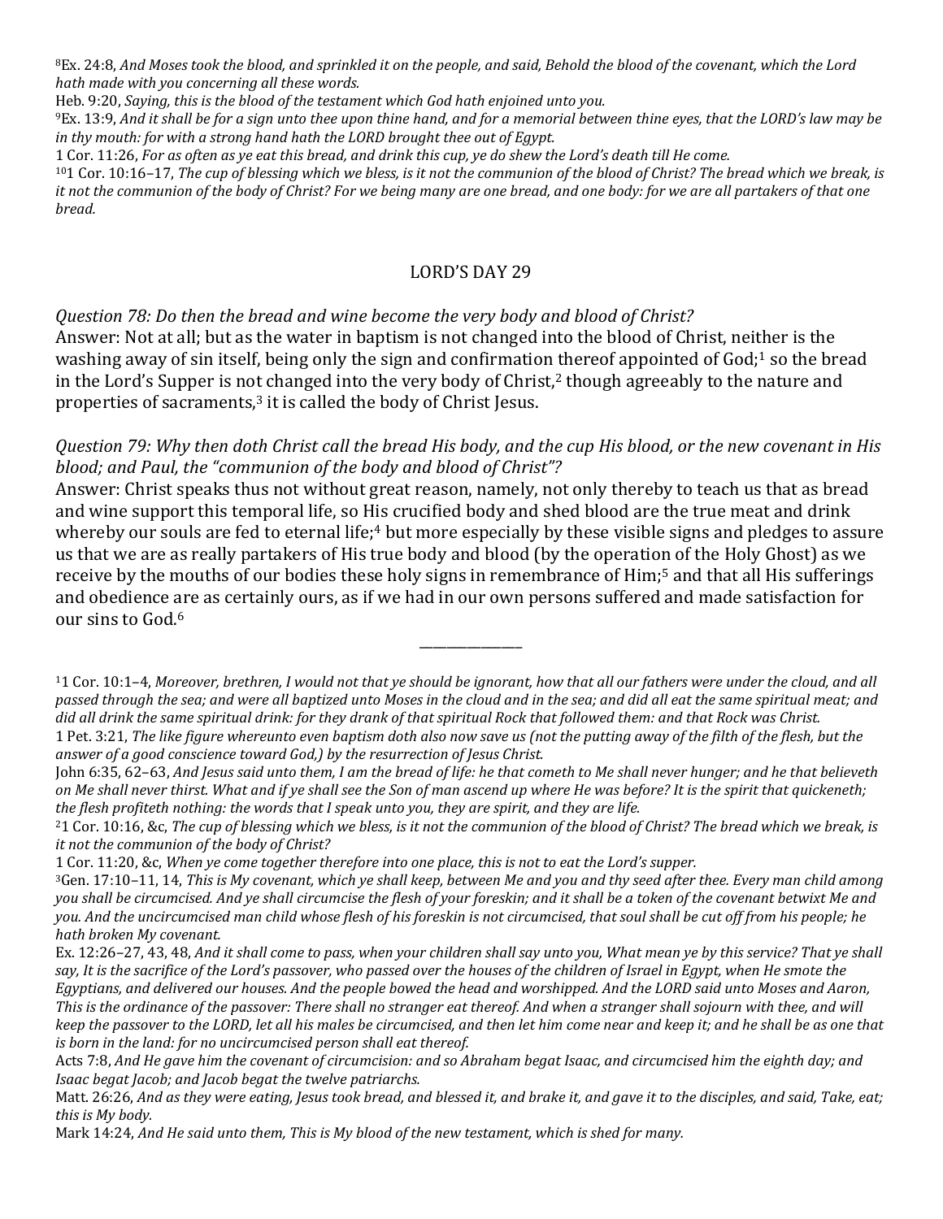[8]Ex. 24:8, *And Moses took the blood, and sprinkled it on the people, and said, Behold the blood of the covenant, which the Lord hath made with you concerning all these words.*
Heb. 9:20, *Saying, this is the blood of the testament which God hath enjoined unto you.*
[9]Ex. 13:9, *And it shall be for a sign unto thee upon thine hand, and for a memorial between thine eyes, that the LORD's law may be in thy mouth: for with a strong hand hath the LORD brought thee out of Egypt.*
1 Cor. 11:26, *For as often as ye eat this bread, and drink this cup, ye do shew the Lord's death till He come.*
[10]1 Cor. 10:16–17, *The cup of blessing which we bless, is it not the communion of the blood of Christ? The bread which we break, is it not the communion of the body of Christ? For we being many are one bread, and one body: for we are all partakers of that one bread.*

## LORD'S DAY 29

*Question 78: Do then the bread and wine become the very body and blood of Christ?*
Answer: Not at all; but as the water in baptism is not changed into the blood of Christ, neither is the washing away of sin itself, being only the sign and confirmation thereof appointed of God;[1] so the bread in the Lord's Supper is not changed into the very body of Christ,[2] though agreeably to the nature and properties of sacraments,[3] it is called the body of Christ Jesus.

*Question 79: Why then doth Christ call the bread His body, and the cup His blood, or the new covenant in His blood; and Paul, the "communion of the body and blood of Christ"?*
Answer: Christ speaks thus not without great reason, namely, not only thereby to teach us that as bread and wine support this temporal life, so His crucified body and shed blood are the true meat and drink whereby our souls are fed to eternal life;[4] but more especially by these visible signs and pledges to assure us that we are as really partakers of His true body and blood (by the operation of the Holy Ghost) as we receive by the mouths of our bodies these holy signs in remembrance of Him;[5] and that all His sufferings and obedience are as certainly ours, as if we had in our own persons suffered and made satisfaction for our sins to God.[6]

\_\_\_\_\_\_\_\_\_\_\_\_\_\_\_

[1]1 Cor. 10:1–4, *Moreover, brethren, I would not that ye should be ignorant, how that all our fathers were under the cloud, and all passed through the sea; and were all baptized unto Moses in the cloud and in the sea; and did all eat the same spiritual meat; and did all drink the same spiritual drink: for they drank of that spiritual Rock that followed them: and that Rock was Christ.*
1 Pet. 3:21, *The like figure whereunto even baptism doth also now save us (not the putting away of the filth of the flesh, but the answer of a good conscience toward God,) by the resurrection of Jesus Christ.*
John 6:35, 62–63, *And Jesus said unto them, I am the bread of life: he that cometh to Me shall never hunger; and he that believeth on Me shall never thirst. What and if ye shall see the Son of man ascend up where He was before? It is the spirit that quickeneth; the flesh profiteth nothing: the words that I speak unto you, they are spirit, and they are life.*
[2]1 Cor. 10:16, &c, *The cup of blessing which we bless, is it not the communion of the blood of Christ? The bread which we break, is it not the communion of the body of Christ?*
1 Cor. 11:20, &c, *When ye come together therefore into one place, this is not to eat the Lord's supper.*
[3]Gen. 17:10–11, 14, *This is My covenant, which ye shall keep, between Me and you and thy seed after thee. Every man child among you shall be circumcised. And ye shall circumcise the flesh of your foreskin; and it shall be a token of the covenant betwixt Me and you. And the uncircumcised man child whose flesh of his foreskin is not circumcised, that soul shall be cut off from his people; he hath broken My covenant.*
Ex. 12:26–27, 43, 48, *And it shall come to pass, when your children shall say unto you, What mean ye by this service? That ye shall say, It is the sacrifice of the Lord's passover, who passed over the houses of the children of Israel in Egypt, when He smote the Egyptians, and delivered our houses. And the people bowed the head and worshipped. And the LORD said unto Moses and Aaron, This is the ordinance of the passover: There shall no stranger eat thereof. And when a stranger shall sojourn with thee, and will keep the passover to the LORD, let all his males be circumcised, and then let him come near and keep it; and he shall be as one that is born in the land: for no uncircumcised person shall eat thereof.*
Acts 7:8, *And He gave him the covenant of circumcision: and so Abraham begat Isaac, and circumcised him the eighth day; and Isaac begat Jacob; and Jacob begat the twelve patriarchs.*
Matt. 26:26, *And as they were eating, Jesus took bread, and blessed it, and brake it, and gave it to the disciples, and said, Take, eat; this is My body.*
Mark 14:24, *And He said unto them, This is My blood of the new testament, which is shed for many.*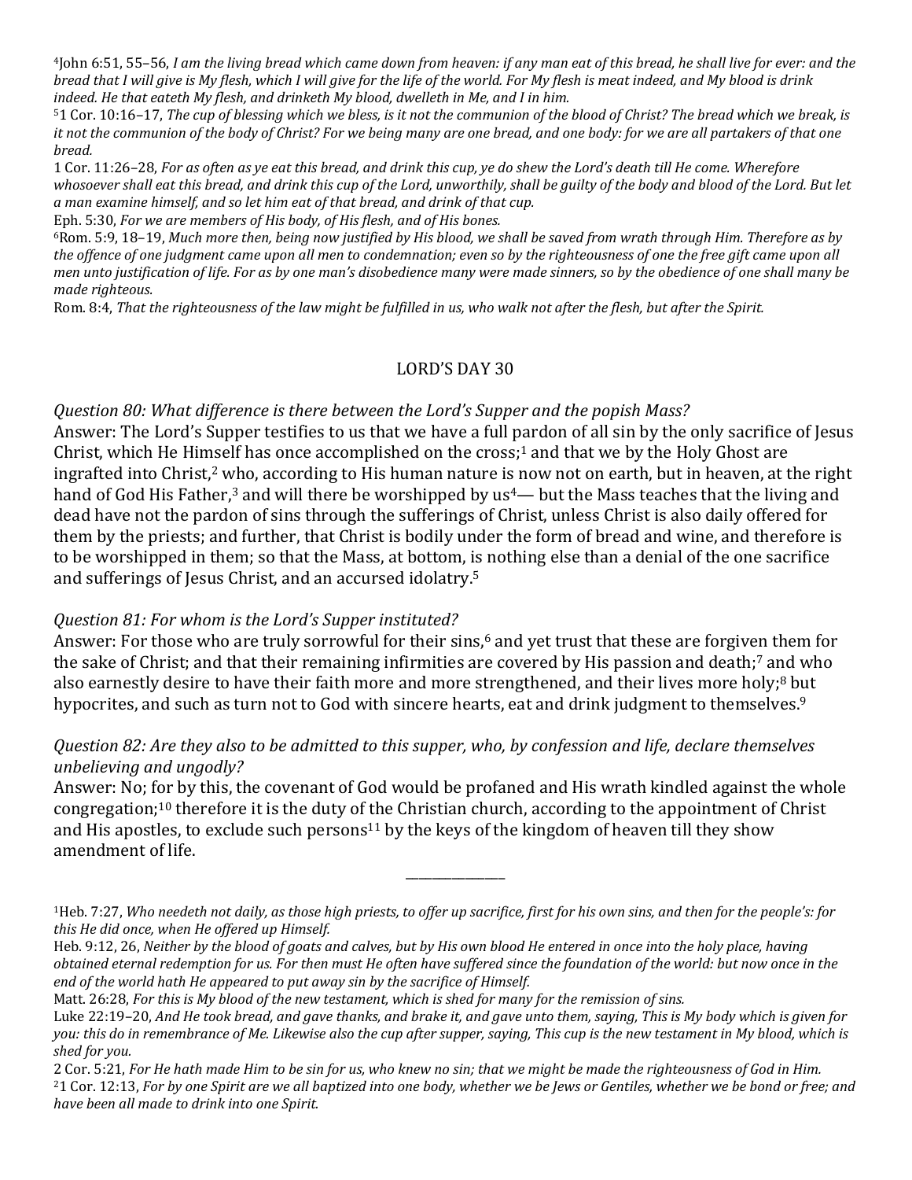[4]John 6:51, 55–56, *I am the living bread which came down from heaven: if any man eat of this bread, he shall live for ever: and the bread that I will give is My flesh, which I will give for the life of the world. For My flesh is meat indeed, and My blood is drink indeed. He that eateth My flesh, and drinketh My blood, dwelleth in Me, and I in him.*
[5]1 Cor. 10:16–17, *The cup of blessing which we bless, is it not the communion of the blood of Christ? The bread which we break, is it not the communion of the body of Christ? For we being many are one bread, and one body: for we are all partakers of that one bread.*
1 Cor. 11:26–28, *For as often as ye eat this bread, and drink this cup, ye do shew the Lord's death till He come. Wherefore whosoever shall eat this bread, and drink this cup of the Lord, unworthily, shall be guilty of the body and blood of the Lord. But let a man examine himself, and so let him eat of that bread, and drink of that cup.*
Eph. 5:30, *For we are members of His body, of His flesh, and of His bones.*
[6]Rom. 5:9, 18–19, *Much more then, being now justified by His blood, we shall be saved from wrath through Him. Therefore as by the offence of one judgment came upon all men to condemnation; even so by the righteousness of one the free gift came upon all men unto justification of life. For as by one man's disobedience many were made sinners, so by the obedience of one shall many be made righteous.*
Rom. 8:4, *That the righteousness of the law might be fulfilled in us, who walk not after the flesh, but after the Spirit.*

## LORD'S DAY 30

*Question 80: What difference is there between the Lord's Supper and the popish Mass?*
Answer: The Lord's Supper testifies to us that we have a full pardon of all sin by the only sacrifice of Jesus Christ, which He Himself has once accomplished on the cross;[1] and that we by the Holy Ghost are ingrafted into Christ,[2] who, according to His human nature is now not on earth, but in heaven, at the right hand of God His Father,[3] and will there be worshipped by us[4]— but the Mass teaches that the living and dead have not the pardon of sins through the sufferings of Christ, unless Christ is also daily offered for them by the priests; and further, that Christ is bodily under the form of bread and wine, and therefore is to be worshipped in them; so that the Mass, at bottom, is nothing else than a denial of the one sacrifice and sufferings of Jesus Christ, and an accursed idolatry.[5]

*Question 81: For whom is the Lord's Supper instituted?*
Answer: For those who are truly sorrowful for their sins,[6] and yet trust that these are forgiven them for the sake of Christ; and that their remaining infirmities are covered by His passion and death;[7] and who also earnestly desire to have their faith more and more strengthened, and their lives more holy;[8] but hypocrites, and such as turn not to God with sincere hearts, eat and drink judgment to themselves.[9]

*Question 82: Are they also to be admitted to this supper, who, by confession and life, declare themselves unbelieving and ungodly?*
Answer: No; for by this, the covenant of God would be profaned and His wrath kindled against the whole congregation;[10] therefore it is the duty of the Christian church, according to the appointment of Christ and His apostles, to exclude such persons[11] by the keys of the kingdom of heaven till they show amendment of life.

---

[1]Heb. 7:27, *Who needeth not daily, as those high priests, to offer up sacrifice, first for his own sins, and then for the people's: for this He did once, when He offered up Himself.*
Heb. 9:12, 26, *Neither by the blood of goats and calves, but by His own blood He entered in once into the holy place, having obtained eternal redemption for us. For then must He often have suffered since the foundation of the world: but now once in the end of the world hath He appeared to put away sin by the sacrifice of Himself.*
Matt. 26:28, *For this is My blood of the new testament, which is shed for many for the remission of sins.*
Luke 22:19–20, *And He took bread, and gave thanks, and brake it, and gave unto them, saying, This is My body which is given for you: this do in remembrance of Me. Likewise also the cup after supper, saying, This cup is the new testament in My blood, which is shed for you.*
2 Cor. 5:21, *For He hath made Him to be sin for us, who knew no sin; that we might be made the righteousness of God in Him.*
[2]1 Cor. 12:13, *For by one Spirit are we all baptized into one body, whether we be Jews or Gentiles, whether we be bond or free; and have been all made to drink into one Spirit.*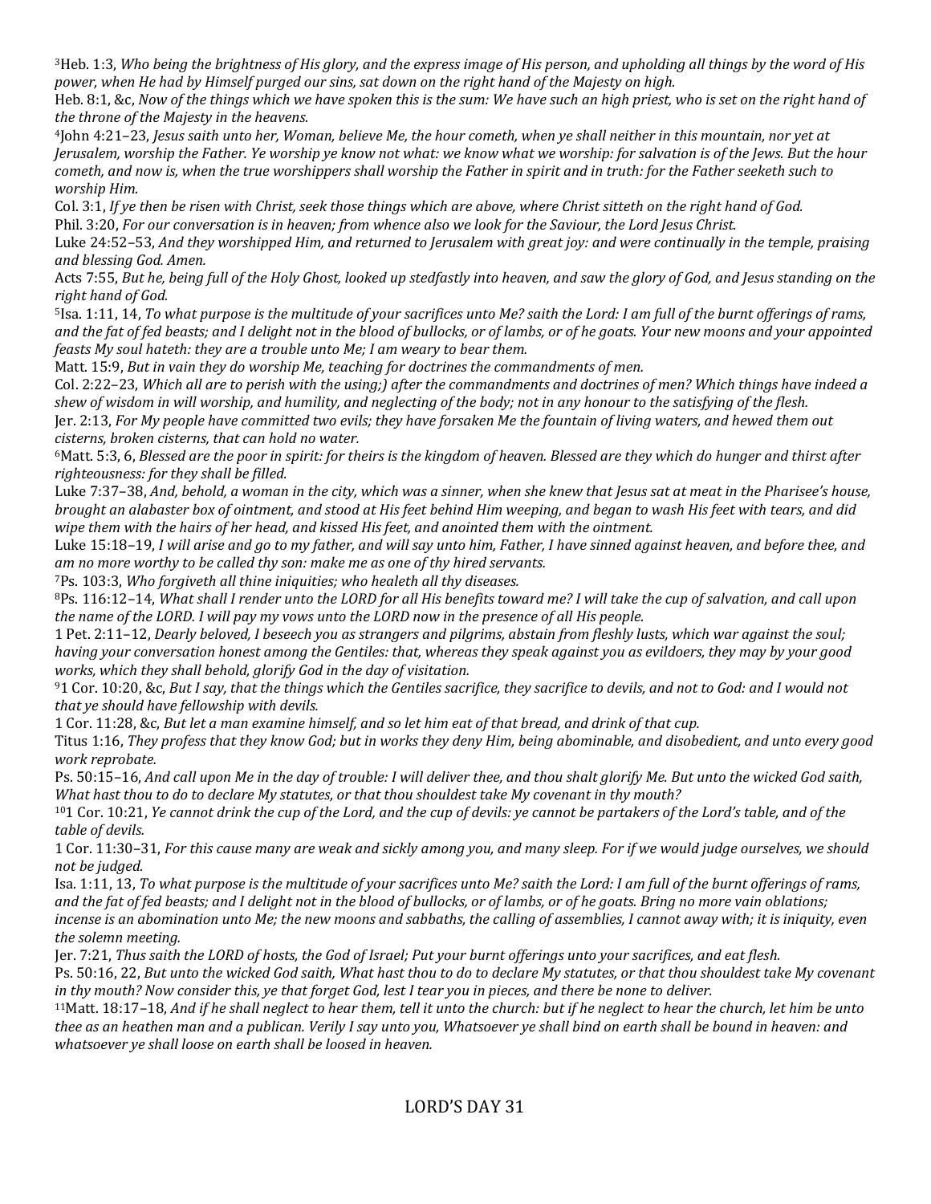[3]Heb. 1:3, *Who being the brightness of His glory, and the express image of His person, and upholding all things by the word of His power, when He had by Himself purged our sins, sat down on the right hand of the Majesty on high.*

Heb. 8:1, &c, *Now of the things which we have spoken this is the sum: We have such an high priest, who is set on the right hand of the throne of the Majesty in the heavens.*

[4]John 4:21–23, *Jesus saith unto her, Woman, believe Me, the hour cometh, when ye shall neither in this mountain, nor yet at Jerusalem, worship the Father. Ye worship ye know not what: we know what we worship: for salvation is of the Jews. But the hour cometh, and now is, when the true worshippers shall worship the Father in spirit and in truth: for the Father seeketh such to worship Him.*

Col. 3:1, *If ye then be risen with Christ, seek those things which are above, where Christ sitteth on the right hand of God.*

Phil. 3:20, *For our conversation is in heaven; from whence also we look for the Saviour, the Lord Jesus Christ.*

Luke 24:52–53, *And they worshipped Him, and returned to Jerusalem with great joy: and were continually in the temple, praising and blessing God. Amen.*

Acts 7:55, *But he, being full of the Holy Ghost, looked up stedfastly into heaven, and saw the glory of God, and Jesus standing on the right hand of God.*

[5]Isa. 1:11, 14, *To what purpose is the multitude of your sacrifices unto Me? saith the Lord: I am full of the burnt offerings of rams, and the fat of fed beasts; and I delight not in the blood of bullocks, or of lambs, or of he goats. Your new moons and your appointed feasts My soul hateth: they are a trouble unto Me; I am weary to bear them.*

Matt. 15:9, *But in vain they do worship Me, teaching for doctrines the commandments of men.*

Col. 2:22–23, *Which all are to perish with the using;) after the commandments and doctrines of men? Which things have indeed a shew of wisdom in will worship, and humility, and neglecting of the body; not in any honour to the satisfying of the flesh.*

Jer. 2:13, *For My people have committed two evils; they have forsaken Me the fountain of living waters, and hewed them out cisterns, broken cisterns, that can hold no water.*

[6]Matt. 5:3, 6, *Blessed are the poor in spirit: for theirs is the kingdom of heaven. Blessed are they which do hunger and thirst after righteousness: for they shall be filled.*

Luke 7:37–38, *And, behold, a woman in the city, which was a sinner, when she knew that Jesus sat at meat in the Pharisee's house, brought an alabaster box of ointment, and stood at His feet behind Him weeping, and began to wash His feet with tears, and did wipe them with the hairs of her head, and kissed His feet, and anointed them with the ointment.*

Luke 15:18–19, *I will arise and go to my father, and will say unto him, Father, I have sinned against heaven, and before thee, and am no more worthy to be called thy son: make me as one of thy hired servants.*

[7]Ps. 103:3, *Who forgiveth all thine iniquities; who healeth all thy diseases.*

[8]Ps. 116:12–14, *What shall I render unto the LORD for all His benefits toward me? I will take the cup of salvation, and call upon the name of the LORD. I will pay my vows unto the LORD now in the presence of all His people.*

1 Pet. 2:11–12, *Dearly beloved, I beseech you as strangers and pilgrims, abstain from fleshly lusts, which war against the soul; having your conversation honest among the Gentiles: that, whereas they speak against you as evildoers, they may by your good works, which they shall behold, glorify God in the day of visitation.*

[9]1 Cor. 10:20, &c, *But I say, that the things which the Gentiles sacrifice, they sacrifice to devils, and not to God: and I would not that ye should have fellowship with devils.*

1 Cor. 11:28, &c, *But let a man examine himself, and so let him eat of that bread, and drink of that cup.*

Titus 1:16, *They profess that they know God; but in works they deny Him, being abominable, and disobedient, and unto every good work reprobate.*

Ps. 50:15–16, *And call upon Me in the day of trouble: I will deliver thee, and thou shalt glorify Me. But unto the wicked God saith, What hast thou to do to declare My statutes, or that thou shouldest take My covenant in thy mouth?*

[10]1 Cor. 10:21, *Ye cannot drink the cup of the Lord, and the cup of devils: ye cannot be partakers of the Lord's table, and of the table of devils.*

1 Cor. 11:30–31, *For this cause many are weak and sickly among you, and many sleep. For if we would judge ourselves, we should not be judged.*

Isa. 1:11, 13, *To what purpose is the multitude of your sacrifices unto Me? saith the Lord: I am full of the burnt offerings of rams, and the fat of fed beasts; and I delight not in the blood of bullocks, or of lambs, or of he goats. Bring no more vain oblations; incense is an abomination unto Me; the new moons and sabbaths, the calling of assemblies, I cannot away with; it is iniquity, even the solemn meeting.*

Jer. 7:21, *Thus saith the LORD of hosts, the God of Israel; Put your burnt offerings unto your sacrifices, and eat flesh.*

Ps. 50:16, 22, *But unto the wicked God saith, What hast thou to do to declare My statutes, or that thou shouldest take My covenant in thy mouth? Now consider this, ye that forget God, lest I tear you in pieces, and there be none to deliver.*

[11]Matt. 18:17–18, *And if he shall neglect to hear them, tell it unto the church: but if he neglect to hear the church, let him be unto thee as an heathen man and a publican. Verily I say unto you, Whatsoever ye shall bind on earth shall be bound in heaven: and whatsoever ye shall loose on earth shall be loosed in heaven.*

## LORD'S DAY 31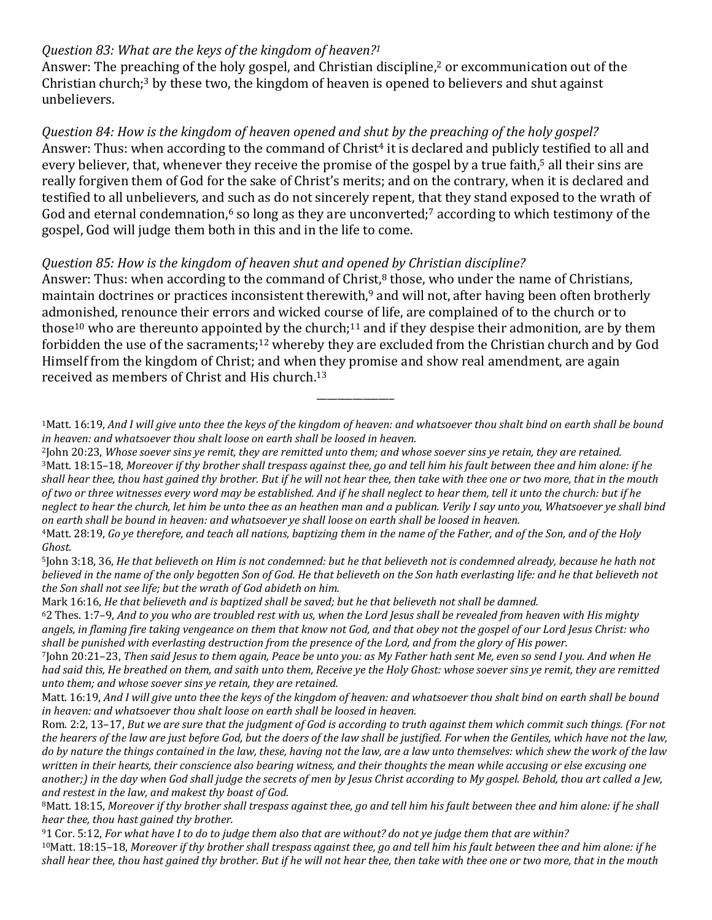*Question 83: What are the keys of the kingdom of heaven?*[1]
Answer: The preaching of the holy gospel, and Christian discipline,[2] or excommunication out of the Christian church;[3] by these two, the kingdom of heaven is opened to believers and shut against unbelievers.

*Question 84: How is the kingdom of heaven opened and shut by the preaching of the holy gospel?*
Answer: Thus: when according to the command of Christ[4] it is declared and publicly testified to all and every believer, that, whenever they receive the promise of the gospel by a true faith,[5] all their sins are really forgiven them of God for the sake of Christ's merits; and on the contrary, when it is declared and testified to all unbelievers, and such as do not sincerely repent, that they stand exposed to the wrath of God and eternal condemnation,[6] so long as they are unconverted;[7] according to which testimony of the gospel, God will judge them both in this and in the life to come.

*Question 85: How is the kingdom of heaven shut and opened by Christian discipline?*
Answer: Thus: when according to the command of Christ,[8] those, who under the name of Christians, maintain doctrines or practices inconsistent therewith,[9] and will not, after having been often brotherly admonished, renounce their errors and wicked course of life, are complained of to the church or to those[10] who are thereunto appointed by the church;[11] and if they despise their admonition, are by them forbidden the use of the sacraments;[12] whereby they are excluded from the Christian church and by God Himself from the kingdom of Christ; and when they promise and show real amendment, are again received as members of Christ and His church.[13]

---

[1]Matt. 16:19, *And I will give unto thee the keys of the kingdom of heaven: and whatsoever thou shalt bind on earth shall be bound in heaven: and whatsoever thou shalt loose on earth shall be loosed in heaven.*

[2]John 20:23, *Whose soever sins ye remit, they are remitted unto them; and whose soever sins ye retain, they are retained.*

[3]Matt. 18:15–18, *Moreover if thy brother shall trespass against thee, go and tell him his fault between thee and him alone: if he shall hear thee, thou hast gained thy brother. But if he will not hear thee, then take with thee one or two more, that in the mouth of two or three witnesses every word may be established. And if he shall neglect to hear them, tell it unto the church: but if he neglect to hear the church, let him be unto thee as an heathen man and a publican. Verily I say unto you, Whatsoever ye shall bind on earth shall be bound in heaven: and whatsoever ye shall loose on earth shall be loosed in heaven.*

[4]Matt. 28:19, *Go ye therefore, and teach all nations, baptizing them in the name of the Father, and of the Son, and of the Holy Ghost.*

[5]John 3:18, 36, *He that believeth on Him is not condemned: but he that believeth not is condemned already, because he hath not believed in the name of the only begotten Son of God. He that believeth on the Son hath everlasting life: and he that believeth not the Son shall not see life; but the wrath of God abideth on him.*

Mark 16:16, *He that believeth and is baptized shall be saved; but he that believeth not shall be damned.*

[6]2 Thes. 1:7–9, *And to you who are troubled rest with us, when the Lord Jesus shall be revealed from heaven with His mighty angels, in flaming fire taking vengeance on them that know not God, and that obey not the gospel of our Lord Jesus Christ: who shall be punished with everlasting destruction from the presence of the Lord, and from the glory of His power.*

[7]John 20:21–23, *Then said Jesus to them again, Peace be unto you: as My Father hath sent Me, even so send I you. And when He had said this, He breathed on them, and saith unto them, Receive ye the Holy Ghost: whose soever sins ye remit, they are remitted unto them; and whose soever sins ye retain, they are retained.*

Matt. 16:19, *And I will give unto thee the keys of the kingdom of heaven: and whatsoever thou shalt bind on earth shall be bound in heaven: and whatsoever thou shalt loose on earth shall be loosed in heaven.*

Rom. 2:2, 13–17, *But we are sure that the judgment of God is according to truth against them which commit such things. (For not the hearers of the law are just before God, but the doers of the law shall be justified. For when the Gentiles, which have not the law, do by nature the things contained in the law, these, having not the law, are a law unto themselves: which shew the work of the law written in their hearts, their conscience also bearing witness, and their thoughts the mean while accusing or else excusing one another;) in the day when God shall judge the secrets of men by Jesus Christ according to My gospel. Behold, thou art called a Jew, and restest in the law, and makest thy boast of God.*

[8]Matt. 18:15, *Moreover if thy brother shall trespass against thee, go and tell him his fault between thee and him alone: if he shall hear thee, thou hast gained thy brother.*

[9]1 Cor. 5:12, *For what have I to do to judge them also that are without? do not ye judge them that are within?*

[10]Matt. 18:15–18, *Moreover if thy brother shall trespass against thee, go and tell him his fault between thee and him alone: if he shall hear thee, thou hast gained thy brother. But if he will not hear thee, then take with thee one or two more, that in the mouth*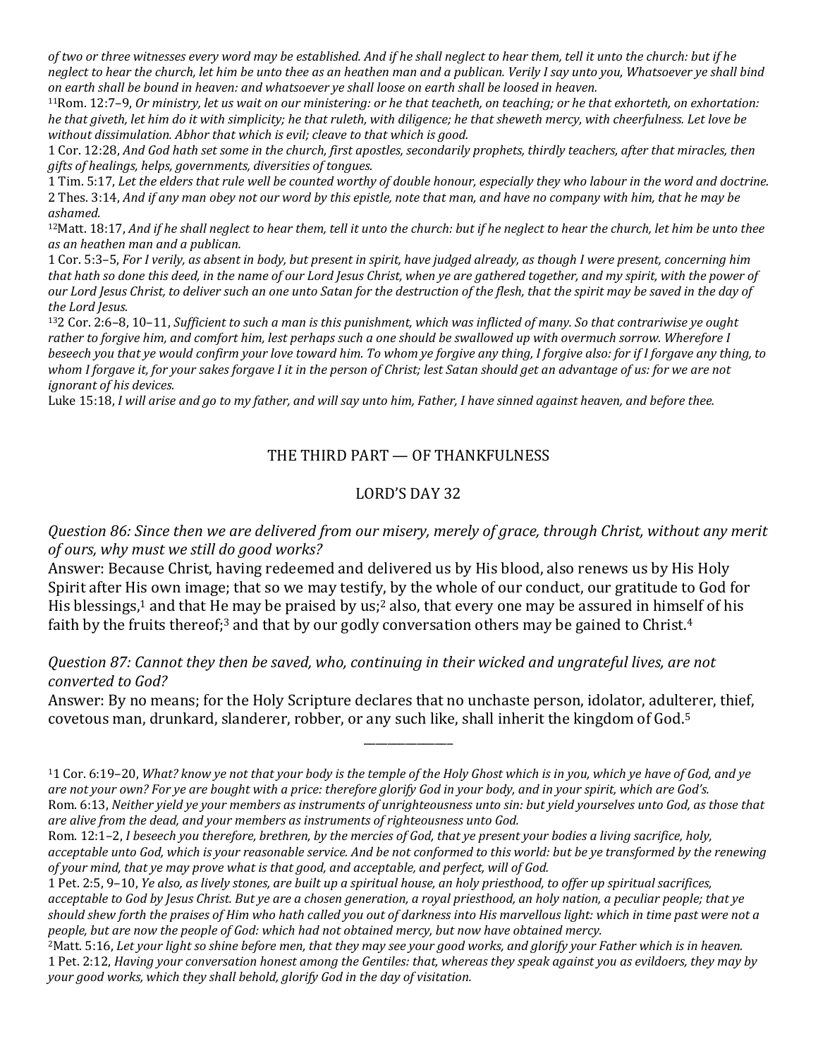*of two or three witnesses every word may be established. And if he shall neglect to hear them, tell it unto the church: but if he neglect to hear the church, let him be unto thee as an heathen man and a publican. Verily I say unto you, Whatsoever ye shall bind on earth shall be bound in heaven: and whatsoever ye shall loose on earth shall be loosed in heaven.*

[11]Rom. 12:7–9, *Or ministry, let us wait on our ministering: or he that teacheth, on teaching; or he that exhorteth, on exhortation: he that giveth, let him do it with simplicity; he that ruleth, with diligence; he that sheweth mercy, with cheerfulness. Let love be without dissimulation. Abhor that which is evil; cleave to that which is good.*

1 Cor. 12:28, *And God hath set some in the church, first apostles, secondarily prophets, thirdly teachers, after that miracles, then gifts of healings, helps, governments, diversities of tongues.*

1 Tim. 5:17, *Let the elders that rule well be counted worthy of double honour, especially they who labour in the word and doctrine.*

2 Thes. 3:14, *And if any man obey not our word by this epistle, note that man, and have no company with him, that he may be ashamed.*

[12]Matt. 18:17, *And if he shall neglect to hear them, tell it unto the church: but if he neglect to hear the church, let him be unto thee as an heathen man and a publican.*

1 Cor. 5:3–5, *For I verily, as absent in body, but present in spirit, have judged already, as though I were present, concerning him that hath so done this deed, in the name of our Lord Jesus Christ, when ye are gathered together, and my spirit, with the power of our Lord Jesus Christ, to deliver such an one unto Satan for the destruction of the flesh, that the spirit may be saved in the day of the Lord Jesus.*

[13]2 Cor. 2:6–8, 10–11, *Sufficient to such a man is this punishment, which was inflicted of many. So that contrariwise ye ought rather to forgive him, and comfort him, lest perhaps such a one should be swallowed up with overmuch sorrow. Wherefore I beseech you that ye would confirm your love toward him. To whom ye forgive any thing, I forgive also: for if I forgave any thing, to whom I forgave it, for your sakes forgave I it in the person of Christ; lest Satan should get an advantage of us: for we are not ignorant of his devices.*

Luke 15:18, *I will arise and go to my father, and will say unto him, Father, I have sinned against heaven, and before thee.*

## THE THIRD PART — OF THANKFULNESS

### LORD'S DAY 32

*Question 86: Since then we are delivered from our misery, merely of grace, through Christ, without any merit of ours, why must we still do good works?*

Answer: Because Christ, having redeemed and delivered us by His blood, also renews us by His Holy Spirit after His own image; that so we may testify, by the whole of our conduct, our gratitude to God for His blessings,[1] and that He may be praised by us;[2] also, that every one may be assured in himself of his faith by the fruits thereof;[3] and that by our godly conversation others may be gained to Christ.[4]

*Question 87: Cannot they then be saved, who, continuing in their wicked and ungrateful lives, are not converted to God?*

Answer: By no means; for the Holy Scripture declares that no unchaste person, idolator, adulterer, thief, covetous man, drunkard, slanderer, robber, or any such like, shall inherit the kingdom of God.[5]

---

[1]1 Cor. 6:19–20, *What? know ye not that your body is the temple of the Holy Ghost which is in you, which ye have of God, and ye are not your own? For ye are bought with a price: therefore glorify God in your body, and in your spirit, which are God's.*

Rom. 6:13, *Neither yield ye your members as instruments of unrighteousness unto sin: but yield yourselves unto God, as those that are alive from the dead, and your members as instruments of righteousness unto God.*

Rom. 12:1–2, *I beseech you therefore, brethren, by the mercies of God, that ye present your bodies a living sacrifice, holy, acceptable unto God, which is your reasonable service. And be not conformed to this world: but be ye transformed by the renewing of your mind, that ye may prove what is that good, and acceptable, and perfect, will of God.*

1 Pet. 2:5, 9–10, *Ye also, as lively stones, are built up a spiritual house, an holy priesthood, to offer up spiritual sacrifices, acceptable to God by Jesus Christ. But ye are a chosen generation, a royal priesthood, an holy nation, a peculiar people; that ye should shew forth the praises of Him who hath called you out of darkness into His marvellous light: which in time past were not a people, but are now the people of God: which had not obtained mercy, but now have obtained mercy.*

[2]Matt. 5:16, *Let your light so shine before men, that they may see your good works, and glorify your Father which is in heaven.*

1 Pet. 2:12, *Having your conversation honest among the Gentiles: that, whereas they speak against you as evildoers, they may by your good works, which they shall behold, glorify God in the day of visitation.*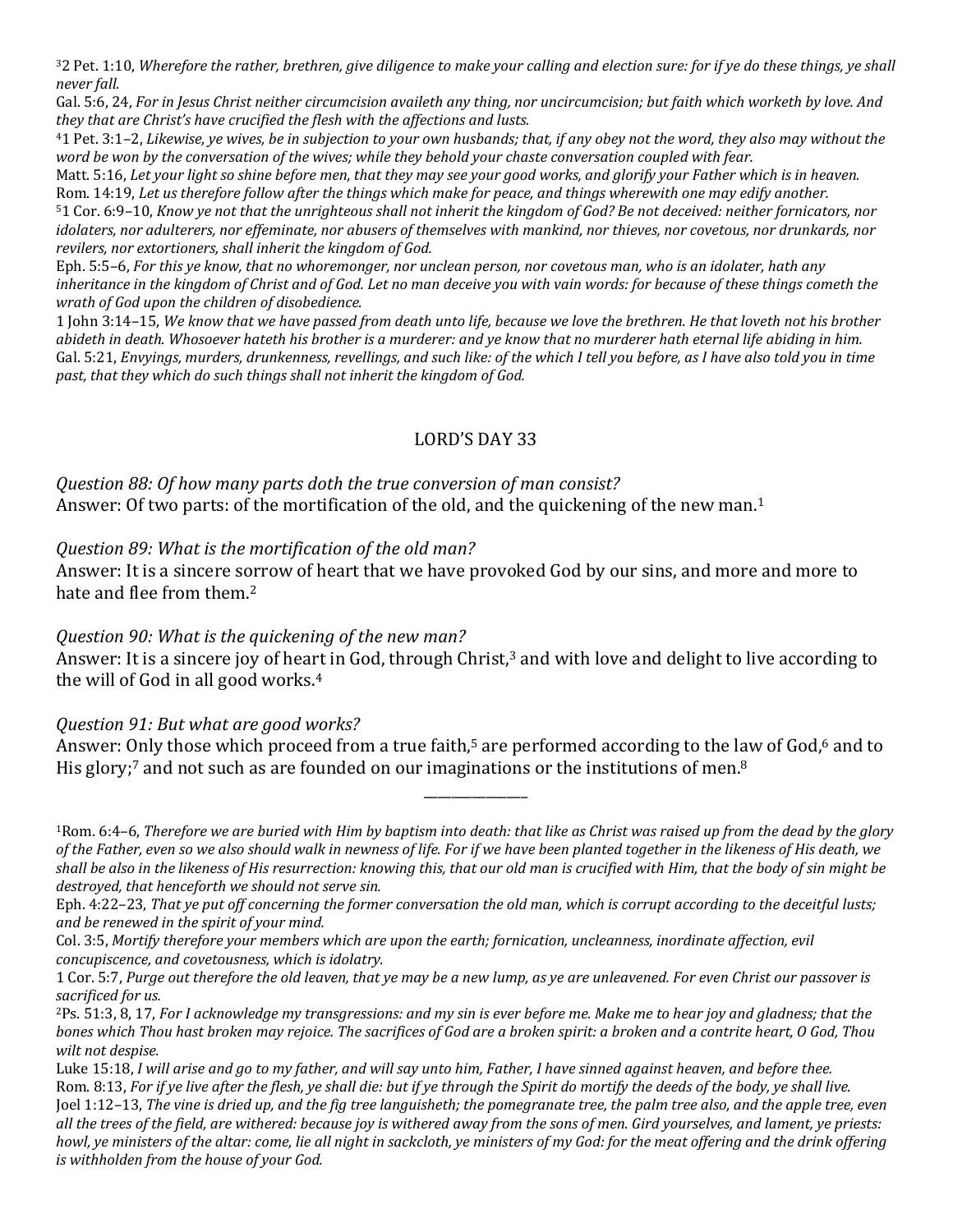[3]2 Pet. 1:10, *Wherefore the rather, brethren, give diligence to make your calling and election sure: for if ye do these things, ye shall never fall.*

Gal. 5:6, 24, *For in Jesus Christ neither circumcision availeth any thing, nor uncircumcision; but faith which worketh by love. And they that are Christ's have crucified the flesh with the affections and lusts.*

[4]1 Pet. 3:1–2, *Likewise, ye wives, be in subjection to your own husbands; that, if any obey not the word, they also may without the word be won by the conversation of the wives; while they behold your chaste conversation coupled with fear.*

Matt. 5:16, *Let your light so shine before men, that they may see your good works, and glorify your Father which is in heaven.*

Rom. 14:19, *Let us therefore follow after the things which make for peace, and things wherewith one may edify another.*

[5]1 Cor. 6:9–10, *Know ye not that the unrighteous shall not inherit the kingdom of God? Be not deceived: neither fornicators, nor idolaters, nor adulterers, nor effeminate, nor abusers of themselves with mankind, nor thieves, nor covetous, nor drunkards, nor revilers, nor extortioners, shall inherit the kingdom of God.*

Eph. 5:5–6, *For this ye know, that no whoremonger, nor unclean person, nor covetous man, who is an idolater, hath any inheritance in the kingdom of Christ and of God. Let no man deceive you with vain words: for because of these things cometh the wrath of God upon the children of disobedience.*

1 John 3:14–15, *We know that we have passed from death unto life, because we love the brethren. He that loveth not his brother abideth in death. Whosoever hateth his brother is a murderer: and ye know that no murderer hath eternal life abiding in him.*

Gal. 5:21, *Envyings, murders, drunkenness, revellings, and such like: of the which I tell you before, as I have also told you in time past, that they which do such things shall not inherit the kingdom of God.*

## LORD'S DAY 33

*Question 88: Of how many parts doth the true conversion of man consist?*
Answer: Of two parts: of the mortification of the old, and the quickening of the new man.[1]

*Question 89: What is the mortification of the old man?*
Answer: It is a sincere sorrow of heart that we have provoked God by our sins, and more and more to hate and flee from them.[2]

*Question 90: What is the quickening of the new man?*
Answer: It is a sincere joy of heart in God, through Christ,[3] and with love and delight to live according to the will of God in all good works.[4]

*Question 91: But what are good works?*
Answer: Only those which proceed from a true faith,[5] are performed according to the law of God,[6] and to His glory;[7] and not such as are founded on our imaginations or the institutions of men.[8]

\_\_\_\_\_\_\_\_\_\_\_\_\_\_\_\_

[1]Rom. 6:4–6, *Therefore we are buried with Him by baptism into death: that like as Christ was raised up from the dead by the glory of the Father, even so we also should walk in newness of life. For if we have been planted together in the likeness of His death, we shall be also in the likeness of His resurrection: knowing this, that our old man is crucified with Him, that the body of sin might be destroyed, that henceforth we should not serve sin.*

Eph. 4:22–23, *That ye put off concerning the former conversation the old man, which is corrupt according to the deceitful lusts; and be renewed in the spirit of your mind.*

Col. 3:5, *Mortify therefore your members which are upon the earth; fornication, uncleanness, inordinate affection, evil concupiscence, and covetousness, which is idolatry.*

1 Cor. 5:7, *Purge out therefore the old leaven, that ye may be a new lump, as ye are unleavened. For even Christ our passover is sacrificed for us.*

[2]Ps. 51:3, 8, 17, *For I acknowledge my transgressions: and my sin is ever before me. Make me to hear joy and gladness; that the bones which Thou hast broken may rejoice. The sacrifices of God are a broken spirit: a broken and a contrite heart, O God, Thou wilt not despise.*

Luke 15:18, *I will arise and go to my father, and will say unto him, Father, I have sinned against heaven, and before thee.*

Rom. 8:13, *For if ye live after the flesh, ye shall die: but if ye through the Spirit do mortify the deeds of the body, ye shall live.*

Joel 1:12–13, *The vine is dried up, and the fig tree languisheth; the pomegranate tree, the palm tree also, and the apple tree, even all the trees of the field, are withered: because joy is withered away from the sons of men. Gird yourselves, and lament, ye priests: howl, ye ministers of the altar: come, lie all night in sackcloth, ye ministers of my God: for the meat offering and the drink offering is withholden from the house of your God.*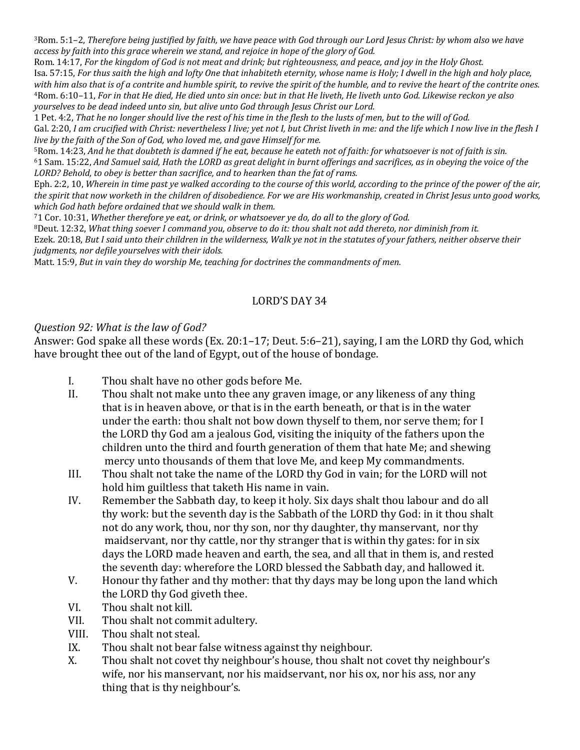[3]Rom. 5:1–2, *Therefore being justified by faith, we have peace with God through our Lord Jesus Christ: by whom also we have access by faith into this grace wherein we stand, and rejoice in hope of the glory of God.*
Rom. 14:17, *For the kingdom of God is not meat and drink; but righteousness, and peace, and joy in the Holy Ghost.*
Isa. 57:15, *For thus saith the high and lofty One that inhabiteth eternity, whose name is Holy; I dwell in the high and holy place, with him also that is of a contrite and humble spirit, to revive the spirit of the humble, and to revive the heart of the contrite ones.*
[4]Rom. 6:10–11, *For in that He died, He died unto sin once: but in that He liveth, He liveth unto God. Likewise reckon ye also yourselves to be dead indeed unto sin, but alive unto God through Jesus Christ our Lord.*
1 Pet. 4:2, *That he no longer should live the rest of his time in the flesh to the lusts of men, but to the will of God.*
Gal. 2:20, *I am crucified with Christ: nevertheless I live; yet not I, but Christ liveth in me: and the life which I now live in the flesh I live by the faith of the Son of God, who loved me, and gave Himself for me.*
[5]Rom. 14:23, *And he that doubteth is damned if he eat, because he eateth not of faith: for whatsoever is not of faith is sin.*
[6]1 Sam. 15:22, *And Samuel said, Hath the LORD as great delight in burnt offerings and sacrifices, as in obeying the voice of the LORD? Behold, to obey is better than sacrifice, and to hearken than the fat of rams.*
Eph. 2:2, 10, *Wherein in time past ye walked according to the course of this world, according to the prince of the power of the air, the spirit that now worketh in the children of disobedience. For we are His workmanship, created in Christ Jesus unto good works, which God hath before ordained that we should walk in them.*
[7]1 Cor. 10:31, *Whether therefore ye eat, or drink, or whatsoever ye do, do all to the glory of God.*
[8]Deut. 12:32, *What thing soever I command you, observe to do it: thou shalt not add thereto, nor diminish from it.*
Ezek. 20:18, *But I said unto their children in the wilderness, Walk ye not in the statutes of your fathers, neither observe their judgments, nor defile yourselves with their idols.*
Matt. 15:9, *But in vain they do worship Me, teaching for doctrines the commandments of men.*

## LORD'S DAY 34

*Question 92: What is the law of God?*
Answer: God spake all these words (Ex. 20:1–17; Deut. 5:6–21), saying, I am the LORD thy God, which have brought thee out of the land of Egypt, out of the house of bondage.

I. Thou shalt have no other gods before Me.
II. Thou shalt not make unto thee any graven image, or any likeness of any thing that is in heaven above, or that is in the earth beneath, or that is in the water under the earth: thou shalt not bow down thyself to them, nor serve them; for I the LORD thy God am a jealous God, visiting the iniquity of the fathers upon the children unto the third and fourth generation of them that hate Me; and shewing mercy unto thousands of them that love Me, and keep My commandments.
III. Thou shalt not take the name of the LORD thy God in vain; for the LORD will not hold him guiltless that taketh His name in vain.
IV. Remember the Sabbath day, to keep it holy. Six days shalt thou labour and do all thy work: but the seventh day is the Sabbath of the LORD thy God: in it thou shalt not do any work, thou, nor thy son, nor thy daughter, thy manservant, nor thy maidservant, nor thy cattle, nor thy stranger that is within thy gates: for in six days the LORD made heaven and earth, the sea, and all that in them is, and rested the seventh day: wherefore the LORD blessed the Sabbath day, and hallowed it.
V. Honour thy father and thy mother: that thy days may be long upon the land which the LORD thy God giveth thee.
VI. Thou shalt not kill.
VII. Thou shalt not commit adultery.
VIII. Thou shalt not steal.
IX. Thou shalt not bear false witness against thy neighbour.
X. Thou shalt not covet thy neighbour's house, thou shalt not covet thy neighbour's wife, nor his manservant, nor his maidservant, nor his ox, nor his ass, nor any thing that is thy neighbour's.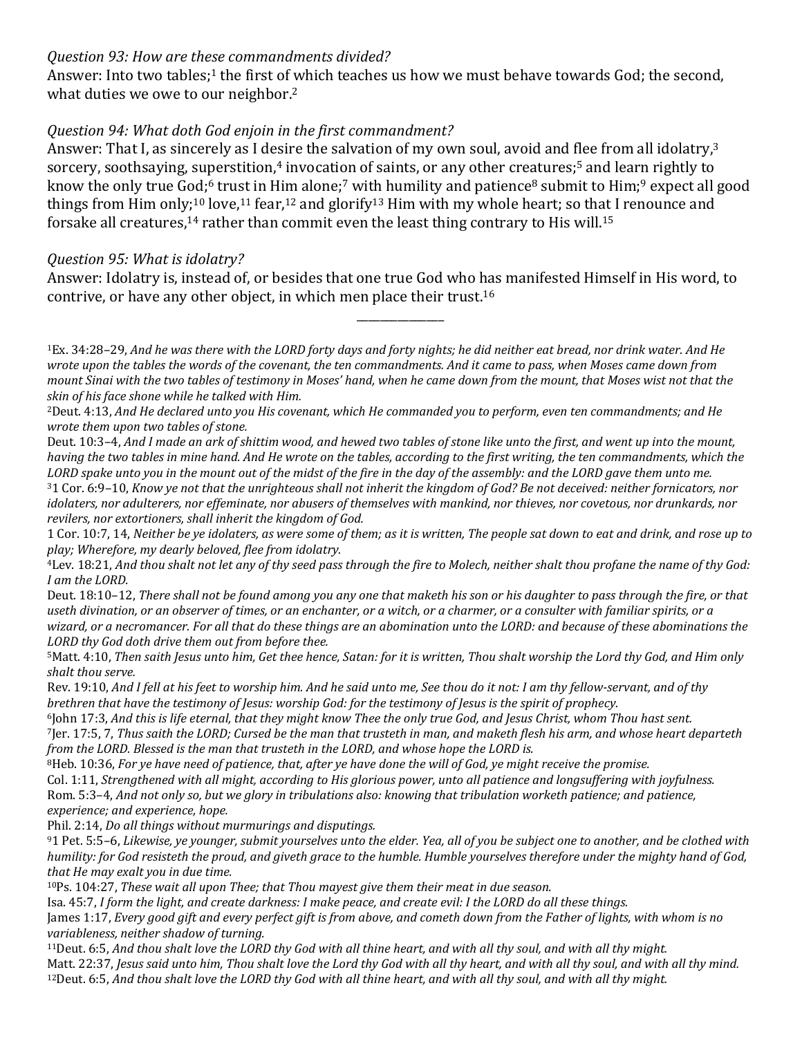*Question 93: How are these commandments divided?*
Answer: Into two tables;[1] the first of which teaches us how we must behave towards God; the second, what duties we owe to our neighbor.[2]

*Question 94: What doth God enjoin in the first commandment?*
Answer: That I, as sincerely as I desire the salvation of my own soul, avoid and flee from all idolatry,[3] sorcery, soothsaying, superstition,[4] invocation of saints, or any other creatures;[5] and learn rightly to know the only true God;[6] trust in Him alone;[7] with humility and patience[8] submit to Him;[9] expect all good things from Him only;[10] love,[11] fear,[12] and glorify[13] Him with my whole heart; so that I renounce and forsake all creatures,[14] rather than commit even the least thing contrary to His will.[15]

*Question 95: What is idolatry?*
Answer: Idolatry is, instead of, or besides that one true God who has manifested Himself in His word, to contrive, or have any other object, in which men place their trust.[16]

_______________

[1]Ex. 34:28–29, *And he was there with the LORD forty days and forty nights; he did neither eat bread, nor drink water. And He wrote upon the tables the words of the covenant, the ten commandments. And it came to pass, when Moses came down from mount Sinai with the two tables of testimony in Moses' hand, when he came down from the mount, that Moses wist not that the skin of his face shone while he talked with Him.*

[2]Deut. 4:13, *And He declared unto you His covenant, which He commanded you to perform, even ten commandments; and He wrote them upon two tables of stone.*
Deut. 10:3–4, *And I made an ark of shittim wood, and hewed two tables of stone like unto the first, and went up into the mount, having the two tables in mine hand. And He wrote on the tables, according to the first writing, the ten commandments, which the LORD spake unto you in the mount out of the midst of the fire in the day of the assembly: and the LORD gave them unto me.*

[3]1 Cor. 6:9–10, *Know ye not that the unrighteous shall not inherit the kingdom of God? Be not deceived: neither fornicators, nor idolaters, nor adulterers, nor effeminate, nor abusers of themselves with mankind, nor thieves, nor covetous, nor drunkards, nor revilers, nor extortioners, shall inherit the kingdom of God.*
1 Cor. 10:7, 14, *Neither be ye idolaters, as were some of them; as it is written, The people sat down to eat and drink, and rose up to play; Wherefore, my dearly beloved, flee from idolatry.*

[4]Lev. 18:21, *And thou shalt not let any of thy seed pass through the fire to Molech, neither shalt thou profane the name of thy God: I am the LORD.*
Deut. 18:10–12, *There shall not be found among you any one that maketh his son or his daughter to pass through the fire, or that useth divination, or an observer of times, or an enchanter, or a witch, or a charmer, or a consulter with familiar spirits, or a wizard, or a necromancer. For all that do these things are an abomination unto the LORD: and because of these abominations the LORD thy God doth drive them out from before thee.*

[5]Matt. 4:10, *Then saith Jesus unto him, Get thee hence, Satan: for it is written, Thou shalt worship the Lord thy God, and Him only shalt thou serve.*
Rev. 19:10, *And I fell at his feet to worship him. And he said unto me, See thou do it not: I am thy fellow-servant, and of thy brethren that have the testimony of Jesus: worship God: for the testimony of Jesus is the spirit of prophecy.*

[6]John 17:3, *And this is life eternal, that they might know Thee the only true God, and Jesus Christ, whom Thou hast sent.*

[7]Jer. 17:5, 7, *Thus saith the LORD; Cursed be the man that trusteth in man, and maketh flesh his arm, and whose heart departeth from the LORD. Blessed is the man that trusteth in the LORD, and whose hope the LORD is.*

[8]Heb. 10:36, *For ye have need of patience, that, after ye have done the will of God, ye might receive the promise.*
Col. 1:11, *Strengthened with all might, according to His glorious power, unto all patience and longsuffering with joyfulness.*
Rom. 5:3–4, *And not only so, but we glory in tribulations also: knowing that tribulation worketh patience; and patience, experience; and experience, hope.*
Phil. 2:14, *Do all things without murmurings and disputings.*

[9]1 Pet. 5:5–6, *Likewise, ye younger, submit yourselves unto the elder. Yea, all of you be subject one to another, and be clothed with humility: for God resisteth the proud, and giveth grace to the humble. Humble yourselves therefore under the mighty hand of God, that He may exalt you in due time.*

[10]Ps. 104:27, *These wait all upon Thee; that Thou mayest give them their meat in due season.*
Isa. 45:7, *I form the light, and create darkness: I make peace, and create evil: I the LORD do all these things.*
James 1:17, *Every good gift and every perfect gift is from above, and cometh down from the Father of lights, with whom is no variableness, neither shadow of turning.*

[11]Deut. 6:5, *And thou shalt love the LORD thy God with all thine heart, and with all thy soul, and with all thy might.*
Matt. 22:37, *Jesus said unto him, Thou shalt love the Lord thy God with all thy heart, and with all thy soul, and with all thy mind.*

[12]Deut. 6:5, *And thou shalt love the LORD thy God with all thine heart, and with all thy soul, and with all thy might.*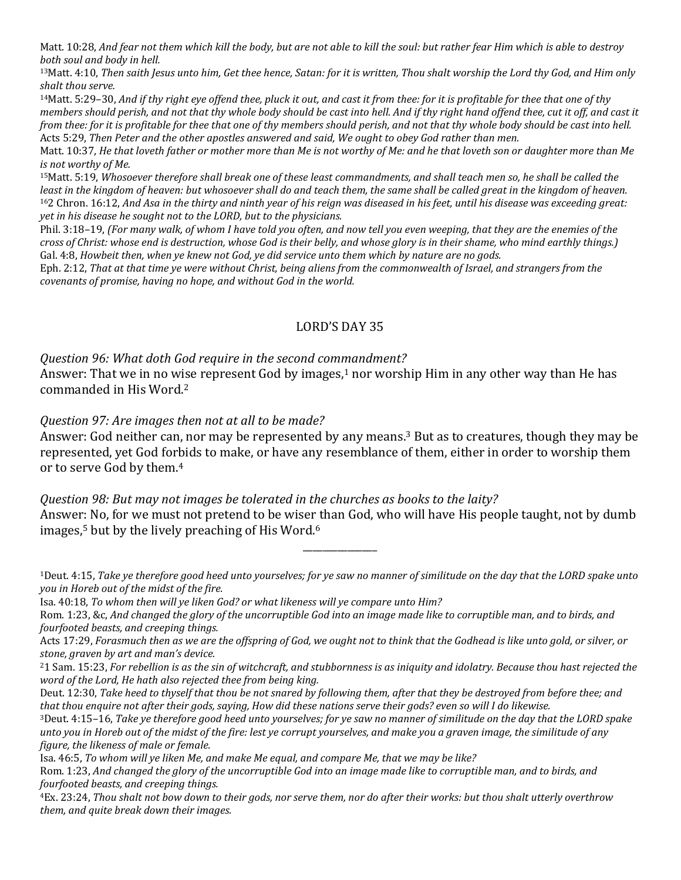Matt. 10:28, *And fear not them which kill the body, but are not able to kill the soul: but rather fear Him which is able to destroy both soul and body in hell.*

[13]Matt. 4:10, *Then saith Jesus unto him, Get thee hence, Satan: for it is written, Thou shalt worship the Lord thy God, and Him only shalt thou serve.*

[14]Matt. 5:29–30, *And if thy right eye offend thee, pluck it out, and cast it from thee: for it is profitable for thee that one of thy members should perish, and not that thy whole body should be cast into hell. And if thy right hand offend thee, cut it off, and cast it from thee: for it is profitable for thee that one of thy members should perish, and not that thy whole body should be cast into hell.*

Acts 5:29, *Then Peter and the other apostles answered and said, We ought to obey God rather than men.*

Matt. 10:37, *He that loveth father or mother more than Me is not worthy of Me: and he that loveth son or daughter more than Me is not worthy of Me.*

[15]Matt. 5:19, *Whosoever therefore shall break one of these least commandments, and shall teach men so, he shall be called the least in the kingdom of heaven: but whosoever shall do and teach them, the same shall be called great in the kingdom of heaven.*

[16]2 Chron. 16:12, *And Asa in the thirty and ninth year of his reign was diseased in his feet, until his disease was exceeding great: yet in his disease he sought not to the LORD, but to the physicians.*

Phil. 3:18–19, *(For many walk, of whom I have told you often, and now tell you even weeping, that they are the enemies of the cross of Christ: whose end is destruction, whose God is their belly, and whose glory is in their shame, who mind earthly things.)*

Gal. 4:8, *Howbeit then, when ye knew not God, ye did service unto them which by nature are no gods.*

Eph. 2:12, *That at that time ye were without Christ, being aliens from the commonwealth of Israel, and strangers from the covenants of promise, having no hope, and without God in the world.*

## LORD'S DAY 35

*Question 96: What doth God require in the second commandment?*

Answer: That we in no wise represent God by images,[1] nor worship Him in any other way than He has commanded in His Word.[2]

*Question 97: Are images then not at all to be made?*

Answer: God neither can, nor may be represented by any means.[3] But as to creatures, though they may be represented, yet God forbids to make, or have any resemblance of them, either in order to worship them or to serve God by them.[4]

*Question 98: But may not images be tolerated in the churches as books to the laity?*

Answer: No, for we must not pretend to be wiser than God, who will have His people taught, not by dumb images,[5] but by the lively preaching of His Word.[6]

---

[1]Deut. 4:15, *Take ye therefore good heed unto yourselves; for ye saw no manner of similitude on the day that the LORD spake unto you in Horeb out of the midst of the fire.*

Isa. 40:18, *To whom then will ye liken God? or what likeness will ye compare unto Him?*

Rom. 1:23, &c, *And changed the glory of the uncorruptible God into an image made like to corruptible man, and to birds, and fourfooted beasts, and creeping things.*

Acts 17:29, *Forasmuch then as we are the offspring of God, we ought not to think that the Godhead is like unto gold, or silver, or stone, graven by art and man's device.*

[2]1 Sam. 15:23, *For rebellion is as the sin of witchcraft, and stubbornness is as iniquity and idolatry. Because thou hast rejected the word of the Lord, He hath also rejected thee from being king.*

Deut. 12:30, *Take heed to thyself that thou be not snared by following them, after that they be destroyed from before thee; and that thou enquire not after their gods, saying, How did these nations serve their gods? even so will I do likewise.*

[3]Deut. 4:15–16, *Take ye therefore good heed unto yourselves; for ye saw no manner of similitude on the day that the LORD spake unto you in Horeb out of the midst of the fire: lest ye corrupt yourselves, and make you a graven image, the similitude of any figure, the likeness of male or female.*

Isa. 46:5, *To whom will ye liken Me, and make Me equal, and compare Me, that we may be like?*

Rom. 1:23, *And changed the glory of the uncorruptible God into an image made like to corruptible man, and to birds, and fourfooted beasts, and creeping things.*

[4]Ex. 23:24, *Thou shalt not bow down to their gods, nor serve them, nor do after their works: but thou shalt utterly overthrow them, and quite break down their images.*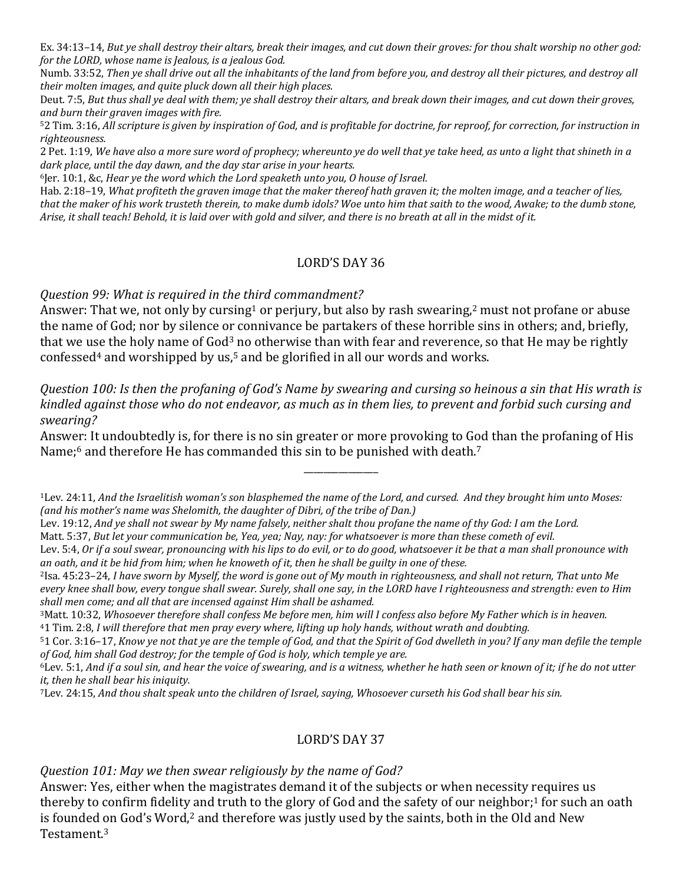Ex. 34:13–14, *But ye shall destroy their altars, break their images, and cut down their groves: for thou shalt worship no other god: for the LORD, whose name is Jealous, is a jealous God.*

Numb. 33:52, *Then ye shall drive out all the inhabitants of the land from before you, and destroy all their pictures, and destroy all their molten images, and quite pluck down all their high places.*

Deut. 7:5, *But thus shall ye deal with them; ye shall destroy their altars, and break down their images, and cut down their groves, and burn their graven images with fire.*

[5]2 Tim. 3:16, *All scripture is given by inspiration of God, and is profitable for doctrine, for reproof, for correction, for instruction in righteousness.*

2 Pet. 1:19, *We have also a more sure word of prophecy; whereunto ye do well that ye take heed, as unto a light that shineth in a dark place, until the day dawn, and the day star arise in your hearts.*

[6]Jer. 10:1, &c, *Hear ye the word which the Lord speaketh unto you, O house of Israel.*

Hab. 2:18–19, *What profiteth the graven image that the maker thereof hath graven it; the molten image, and a teacher of lies, that the maker of his work trusteth therein, to make dumb idols? Woe unto him that saith to the wood, Awake; to the dumb stone, Arise, it shall teach! Behold, it is laid over with gold and silver, and there is no breath at all in the midst of it.*

## LORD'S DAY 36

*Question 99: What is required in the third commandment?*

Answer: That we, not only by cursing[1] or perjury, but also by rash swearing,[2] must not profane or abuse the name of God; nor by silence or connivance be partakers of these horrible sins in others; and, briefly, that we use the holy name of God[3] no otherwise than with fear and reverence, so that He may be rightly confessed[4] and worshipped by us,[5] and be glorified in all our words and works.

*Question 100: Is then the profaning of God's Name by swearing and cursing so heinous a sin that His wrath is kindled against those who do not endeavor, as much as in them lies, to prevent and forbid such cursing and swearing?*

Answer: It undoubtedly is, for there is no sin greater or more provoking to God than the profaning of His Name;[6] and therefore He has commanded this sin to be punished with death.[7]

\_\_\_\_\_\_\_\_\_\_\_\_\_\_\_

[1]Lev. 24:11, *And the Israelitish woman's son blasphemed the name of the Lord, and cursed. And they brought him unto Moses: (and his mother's name was Shelomith, the daughter of Dibri, of the tribe of Dan.)*

Lev. 19:12, *And ye shall not swear by My name falsely, neither shalt thou profane the name of thy God: I am the Lord.*

Matt. 5:37, *But let your communication be, Yea, yea; Nay, nay: for whatsoever is more than these cometh of evil.*

Lev. 5:4, *Or if a soul swear, pronouncing with his lips to do evil, or to do good, whatsoever it be that a man shall pronounce with an oath, and it be hid from him; when he knoweth of it, then he shall be guilty in one of these.*

[2]Isa. 45:23–24, *I have sworn by Myself, the word is gone out of My mouth in righteousness, and shall not return, That unto Me every knee shall bow, every tongue shall swear. Surely, shall one say, in the LORD have I righteousness and strength: even to Him shall men come; and all that are incensed against Him shall be ashamed.*

[3]Matt. 10:32, *Whosoever therefore shall confess Me before men, him will I confess also before My Father which is in heaven.*

[4]1 Tim. 2:8, *I will therefore that men pray every where, lifting up holy hands, without wrath and doubting.*

[5]1 Cor. 3:16–17, *Know ye not that ye are the temple of God, and that the Spirit of God dwelleth in you? If any man defile the temple of God, him shall God destroy; for the temple of God is holy, which temple ye are.*

[6]Lev. 5:1, *And if a soul sin, and hear the voice of swearing, and is a witness, whether he hath seen or known of it; if he do not utter it, then he shall bear his iniquity.*

[7]Lev. 24:15, *And thou shalt speak unto the children of Israel, saying, Whosoever curseth his God shall bear his sin.*

## LORD'S DAY 37

*Question 101: May we then swear religiously by the name of God?*

Answer: Yes, either when the magistrates demand it of the subjects or when necessity requires us thereby to confirm fidelity and truth to the glory of God and the safety of our neighbor;[1] for such an oath is founded on God's Word,[2] and therefore was justly used by the saints, both in the Old and New Testament.[3]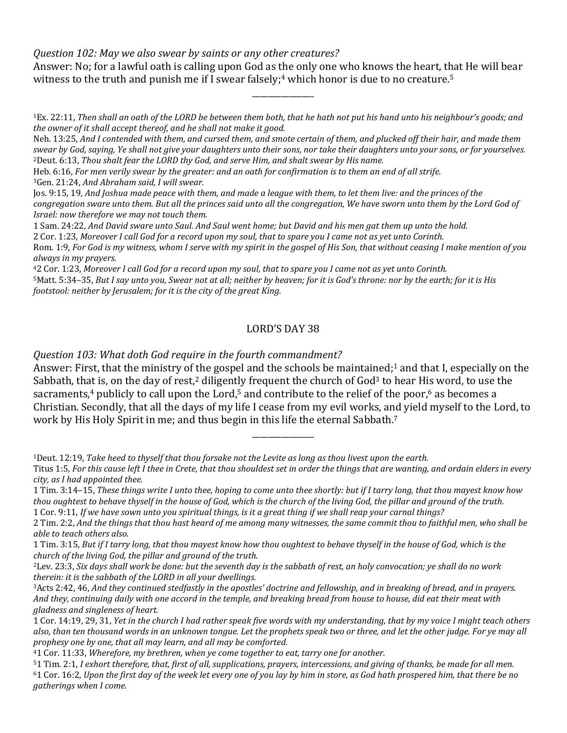*Question 102: May we also swear by saints or any other creatures?*
Answer: No; for a lawful oath is calling upon God as the only one who knows the heart, that He will bear witness to the truth and punish me if I swear falsely;[4] which honor is due to no creature.[5]

\_\_\_\_\_\_\_\_\_\_\_\_\_\_\_\_

[1]Ex. 22:11, *Then shall an oath of the LORD be between them both, that he hath not put his hand unto his neighbour's goods; and the owner of it shall accept thereof, and he shall not make it good.*

Neh. 13:25, *And I contended with them, and cursed them, and smote certain of them, and plucked off their hair, and made them swear by God, saying, Ye shall not give your daughters unto their sons, nor take their daughters unto your sons, or for yourselves.*

[2]Deut. 6:13, *Thou shalt fear the LORD thy God, and serve Him, and shalt swear by His name.*

Heb. 6:16, *For men verily swear by the greater: and an oath for confirmation is to them an end of all strife.*

[3]Gen. 21:24, *And Abraham said, I will swear.*

Jos. 9:15, 19, *And Joshua made peace with them, and made a league with them, to let them live: and the princes of the congregation sware unto them. But all the princes said unto all the congregation, We have sworn unto them by the Lord God of Israel: now therefore we may not touch them.*

1 Sam. 24:22, *And David sware unto Saul. And Saul went home; but David and his men gat them up unto the hold.*

2 Cor. 1:23, *Moreover I call God for a record upon my soul, that to spare you I came not as yet unto Corinth.*

Rom. 1:9, *For God is my witness, whom I serve with my spirit in the gospel of His Son, that without ceasing I make mention of you always in my prayers.*

[4]2 Cor. 1:23, *Moreover I call God for a record upon my soul, that to spare you I came not as yet unto Corinth.*

[5]Matt. 5:34–35, *But I say unto you, Swear not at all; neither by heaven; for it is God's throne: nor by the earth; for it is His footstool: neither by Jerusalem; for it is the city of the great King.*

## LORD'S DAY 38

*Question 103: What doth God require in the fourth commandment?*
Answer: First, that the ministry of the gospel and the schools be maintained;[1] and that I, especially on the Sabbath, that is, on the day of rest,[2] diligently frequent the church of God[3] to hear His word, to use the sacraments,[4] publicly to call upon the Lord,[5] and contribute to the relief of the poor,[6] as becomes a Christian. Secondly, that all the days of my life I cease from my evil works, and yield myself to the Lord, to work by His Holy Spirit in me; and thus begin in this life the eternal Sabbath.[7]

\_\_\_\_\_\_\_\_\_\_\_\_\_\_\_\_

[1]Deut. 12:19, *Take heed to thyself that thou forsake not the Levite as long as thou livest upon the earth.*

Titus 1:5, *For this cause left I thee in Crete, that thou shouldest set in order the things that are wanting, and ordain elders in every city, as I had appointed thee.*

1 Tim. 3:14–15, *These things write I unto thee, hoping to come unto thee shortly: but if I tarry long, that thou mayest know how thou oughtest to behave thyself in the house of God, which is the church of the living God, the pillar and ground of the truth.*

1 Cor. 9:11, *If we have sown unto you spiritual things, is it a great thing if we shall reap your carnal things?*

2 Tim. 2:2, *And the things that thou hast heard of me among many witnesses, the same commit thou to faithful men, who shall be able to teach others also.*

1 Tim. 3:15, *But if I tarry long, that thou mayest know how thou oughtest to behave thyself in the house of God, which is the church of the living God, the pillar and ground of the truth.*

[2]Lev. 23:3, *Six days shall work be done: but the seventh day is the sabbath of rest, an holy convocation; ye shall do no work therein: it is the sabbath of the LORD in all your dwellings.*

[3]Acts 2:42, 46, *And they continued stedfastly in the apostles' doctrine and fellowship, and in breaking of bread, and in prayers. And they, continuing daily with one accord in the temple, and breaking bread from house to house, did eat their meat with gladness and singleness of heart.*

1 Cor. 14:19, 29, 31, *Yet in the church I had rather speak five words with my understanding, that by my voice I might teach others also, than ten thousand words in an unknown tongue. Let the prophets speak two or three, and let the other judge. For ye may all prophesy one by one, that all may learn, and all may be comforted.*

[4]1 Cor. 11:33, *Wherefore, my brethren, when ye come together to eat, tarry one for another.*

[5]1 Tim. 2:1, *I exhort therefore, that, first of all, supplications, prayers, intercessions, and giving of thanks, be made for all men.*

[6]1 Cor. 16:2, *Upon the first day of the week let every one of you lay by him in store, as God hath prospered him, that there be no gatherings when I come.*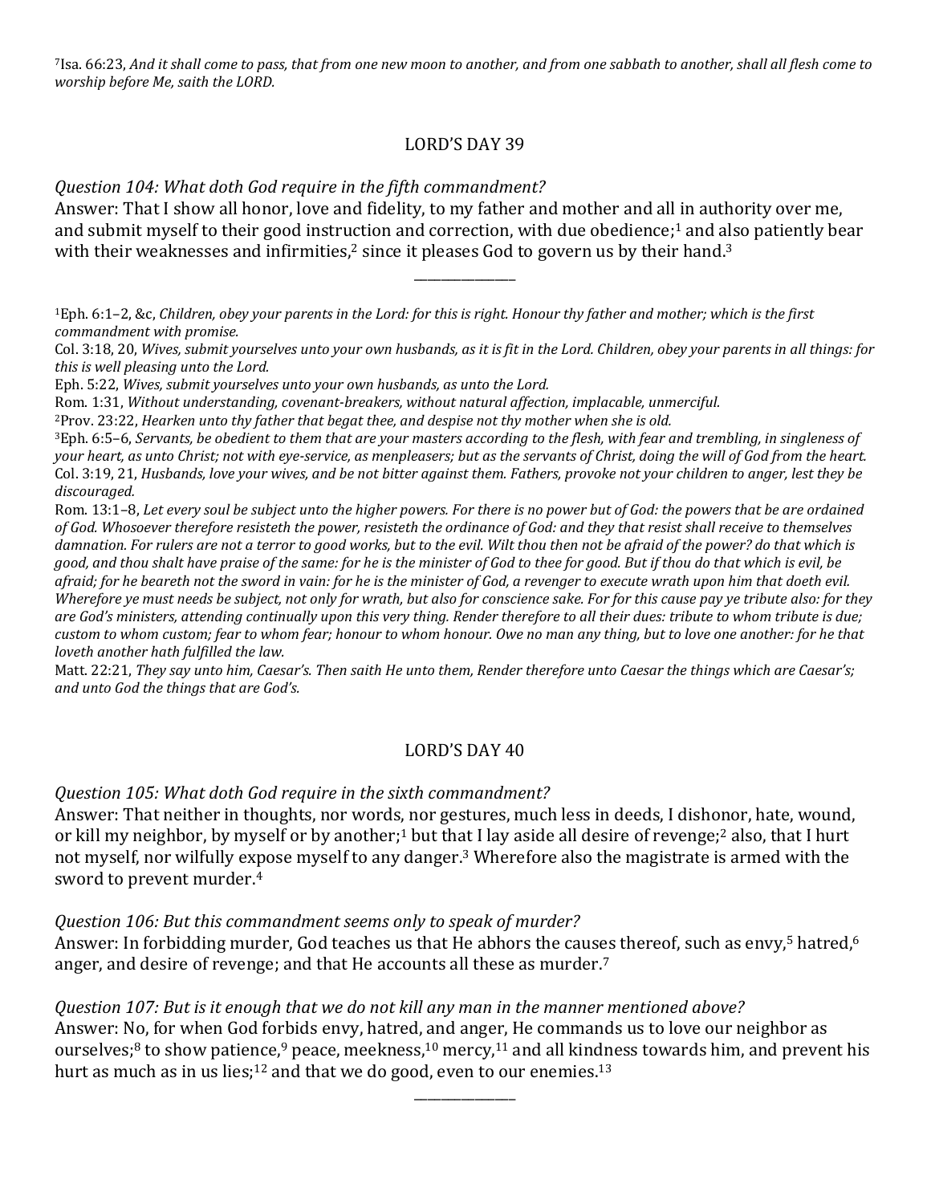[7]Isa. 66:23, *And it shall come to pass, that from one new moon to another, and from one sabbath to another, shall all flesh come to worship before Me, saith the LORD.*

## LORD'S DAY 39

*Question 104: What doth God require in the fifth commandment?*
Answer: That I show all honor, love and fidelity, to my father and mother and all in authority over me, and submit myself to their good instruction and correction, with due obedience;[1] and also patiently bear with their weaknesses and infirmities,[2] since it pleases God to govern us by their hand.[3]

\_\_\_\_\_\_\_\_\_\_\_\_\_\_\_

[1]Eph. 6:1–2, &c, *Children, obey your parents in the Lord: for this is right. Honour thy father and mother; which is the first commandment with promise.*
Col. 3:18, 20, *Wives, submit yourselves unto your own husbands, as it is fit in the Lord. Children, obey your parents in all things: for this is well pleasing unto the Lord.*
Eph. 5:22, *Wives, submit yourselves unto your own husbands, as unto the Lord.*
Rom. 1:31, *Without understanding, covenant-breakers, without natural affection, implacable, unmerciful.*
[2]Prov. 23:22, *Hearken unto thy father that begat thee, and despise not thy mother when she is old.*
[3]Eph. 6:5–6, *Servants, be obedient to them that are your masters according to the flesh, with fear and trembling, in singleness of your heart, as unto Christ; not with eye-service, as menpleasers; but as the servants of Christ, doing the will of God from the heart.*
Col. 3:19, 21, *Husbands, love your wives, and be not bitter against them. Fathers, provoke not your children to anger, lest they be discouraged.*
Rom. 13:1–8, *Let every soul be subject unto the higher powers. For there is no power but of God: the powers that be are ordained of God. Whosoever therefore resisteth the power, resisteth the ordinance of God: and they that resist shall receive to themselves damnation. For rulers are not a terror to good works, but to the evil. Wilt thou then not be afraid of the power? do that which is good, and thou shalt have praise of the same: for he is the minister of God to thee for good. But if thou do that which is evil, be afraid; for he beareth not the sword in vain: for he is the minister of God, a revenger to execute wrath upon him that doeth evil. Wherefore ye must needs be subject, not only for wrath, but also for conscience sake. For for this cause pay ye tribute also: for they are God's ministers, attending continually upon this very thing. Render therefore to all their dues: tribute to whom tribute is due; custom to whom custom; fear to whom fear; honour to whom honour. Owe no man any thing, but to love one another: for he that loveth another hath fulfilled the law.*
Matt. 22:21, *They say unto him, Caesar's. Then saith He unto them, Render therefore unto Caesar the things which are Caesar's; and unto God the things that are God's.*

## LORD'S DAY 40

*Question 105: What doth God require in the sixth commandment?*
Answer: That neither in thoughts, nor words, nor gestures, much less in deeds, I dishonor, hate, wound, or kill my neighbor, by myself or by another;[1] but that I lay aside all desire of revenge;[2] also, that I hurt not myself, nor wilfully expose myself to any danger.[3] Wherefore also the magistrate is armed with the sword to prevent murder.[4]

*Question 106: But this commandment seems only to speak of murder?*
Answer: In forbidding murder, God teaches us that He abhors the causes thereof, such as envy,[5] hatred,[6] anger, and desire of revenge; and that He accounts all these as murder.[7]

*Question 107: But is it enough that we do not kill any man in the manner mentioned above?*
Answer: No, for when God forbids envy, hatred, and anger, He commands us to love our neighbor as ourselves;[8] to show patience,[9] peace, meekness,[10] mercy,[11] and all kindness towards him, and prevent his hurt as much as in us lies;[12] and that we do good, even to our enemies.[13]

\_\_\_\_\_\_\_\_\_\_\_\_\_\_\_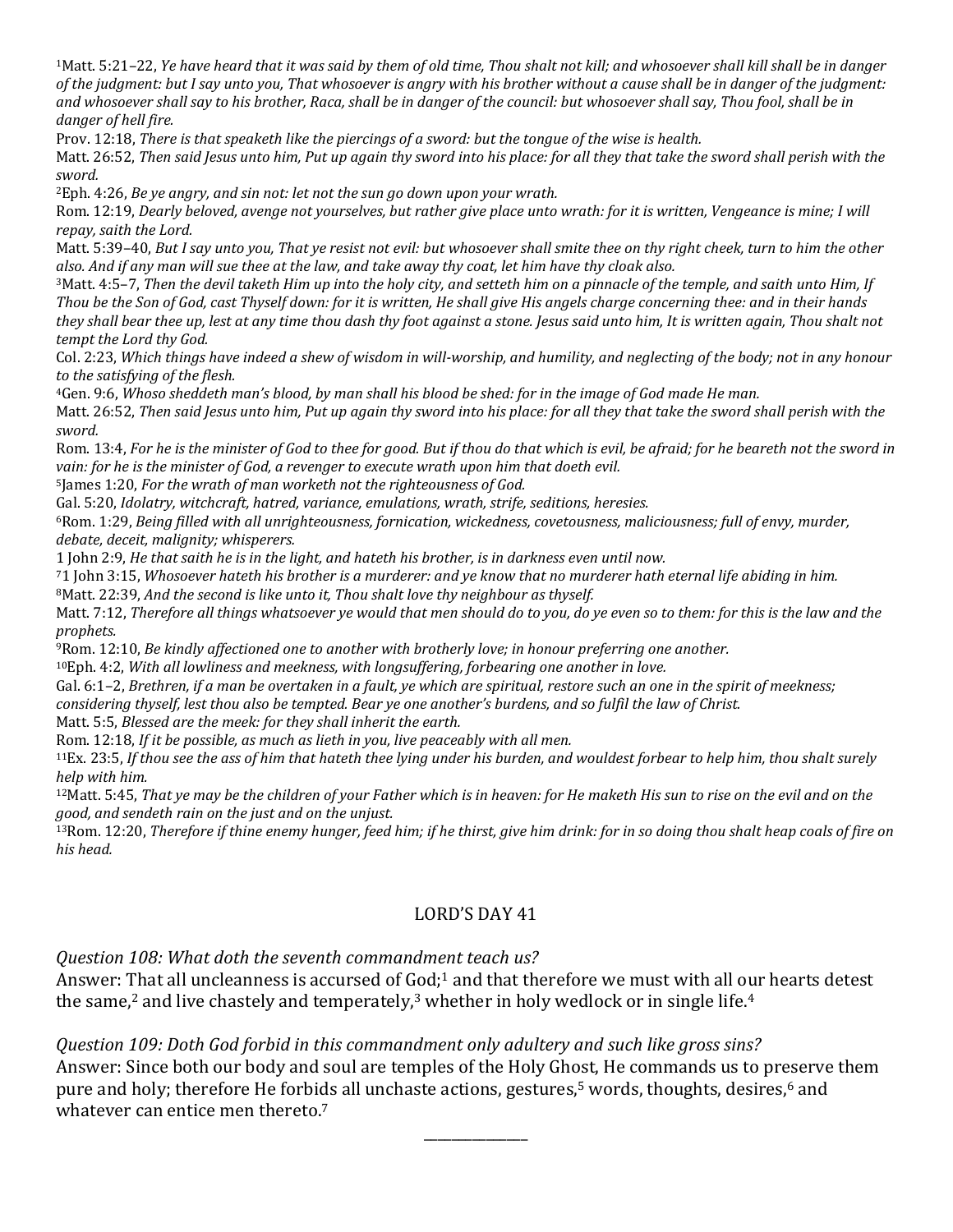[1]Matt. 5:21–22, *Ye have heard that it was said by them of old time, Thou shalt not kill; and whosoever shall kill shall be in danger of the judgment: but I say unto you, That whosoever is angry with his brother without a cause shall be in danger of the judgment: and whosoever shall say to his brother, Raca, shall be in danger of the council: but whosoever shall say, Thou fool, shall be in danger of hell fire.*
Prov. 12:18, *There is that speaketh like the piercings of a sword: but the tongue of the wise is health.*
Matt. 26:52, *Then said Jesus unto him, Put up again thy sword into his place: for all they that take the sword shall perish with the sword.*
[2]Eph. 4:26, *Be ye angry, and sin not: let not the sun go down upon your wrath.*
Rom. 12:19, *Dearly beloved, avenge not yourselves, but rather give place unto wrath: for it is written, Vengeance is mine; I will repay, saith the Lord.*
Matt. 5:39–40, *But I say unto you, That ye resist not evil: but whosoever shall smite thee on thy right cheek, turn to him the other also. And if any man will sue thee at the law, and take away thy coat, let him have thy cloak also.*
[3]Matt. 4:5–7, *Then the devil taketh Him up into the holy city, and setteth him on a pinnacle of the temple, and saith unto Him, If Thou be the Son of God, cast Thyself down: for it is written, He shall give His angels charge concerning thee: and in their hands they shall bear thee up, lest at any time thou dash thy foot against a stone. Jesus said unto him, It is written again, Thou shalt not tempt the Lord thy God.*
Col. 2:23, *Which things have indeed a shew of wisdom in will-worship, and humility, and neglecting of the body; not in any honour to the satisfying of the flesh.*
[4]Gen. 9:6, *Whoso sheddeth man's blood, by man shall his blood be shed: for in the image of God made He man.*
Matt. 26:52, *Then said Jesus unto him, Put up again thy sword into his place: for all they that take the sword shall perish with the sword.*
Rom. 13:4, *For he is the minister of God to thee for good. But if thou do that which is evil, be afraid; for he beareth not the sword in vain: for he is the minister of God, a revenger to execute wrath upon him that doeth evil.*
[5]James 1:20, *For the wrath of man worketh not the righteousness of God.*
Gal. 5:20, *Idolatry, witchcraft, hatred, variance, emulations, wrath, strife, seditions, heresies.*
[6]Rom. 1:29, *Being filled with all unrighteousness, fornication, wickedness, covetousness, maliciousness; full of envy, murder, debate, deceit, malignity; whisperers.*
1 John 2:9, *He that saith he is in the light, and hateth his brother, is in darkness even until now.*
[7]1 John 3:15, *Whosoever hateth his brother is a murderer: and ye know that no murderer hath eternal life abiding in him.*
[8]Matt. 22:39, *And the second is like unto it, Thou shalt love thy neighbour as thyself.*
Matt. 7:12, *Therefore all things whatsoever ye would that men should do to you, do ye even so to them: for this is the law and the prophets.*
[9]Rom. 12:10, *Be kindly affectioned one to another with brotherly love; in honour preferring one another.*
[10]Eph. 4:2, *With all lowliness and meekness, with longsuffering, forbearing one another in love.*
Gal. 6:1–2, *Brethren, if a man be overtaken in a fault, ye which are spiritual, restore such an one in the spirit of meekness; considering thyself, lest thou also be tempted. Bear ye one another's burdens, and so fulfil the law of Christ.*
Matt. 5:5, *Blessed are the meek: for they shall inherit the earth.*
Rom. 12:18, *If it be possible, as much as lieth in you, live peaceably with all men.*
[11]Ex. 23:5, *If thou see the ass of him that hateth thee lying under his burden, and wouldest forbear to help him, thou shalt surely help with him.*
[12]Matt. 5:45, *That ye may be the children of your Father which is in heaven: for He maketh His sun to rise on the evil and on the good, and sendeth rain on the just and on the unjust.*
[13]Rom. 12:20, *Therefore if thine enemy hunger, feed him; if he thirst, give him drink: for in so doing thou shalt heap coals of fire on his head.*

## LORD'S DAY 41

*Question 108: What doth the seventh commandment teach us?*
Answer: That all uncleanness is accursed of God;[1] and that therefore we must with all our hearts detest the same,[2] and live chastely and temperately,[3] whether in holy wedlock or in single life.[4]

*Question 109: Doth God forbid in this commandment only adultery and such like gross sins?*
Answer: Since both our body and soul are temples of the Holy Ghost, He commands us to preserve them pure and holy; therefore He forbids all unchaste actions, gestures,[5] words, thoughts, desires,[6] and whatever can entice men thereto.[7]

\_\_\_\_\_\_\_\_\_\_\_\_\_\_\_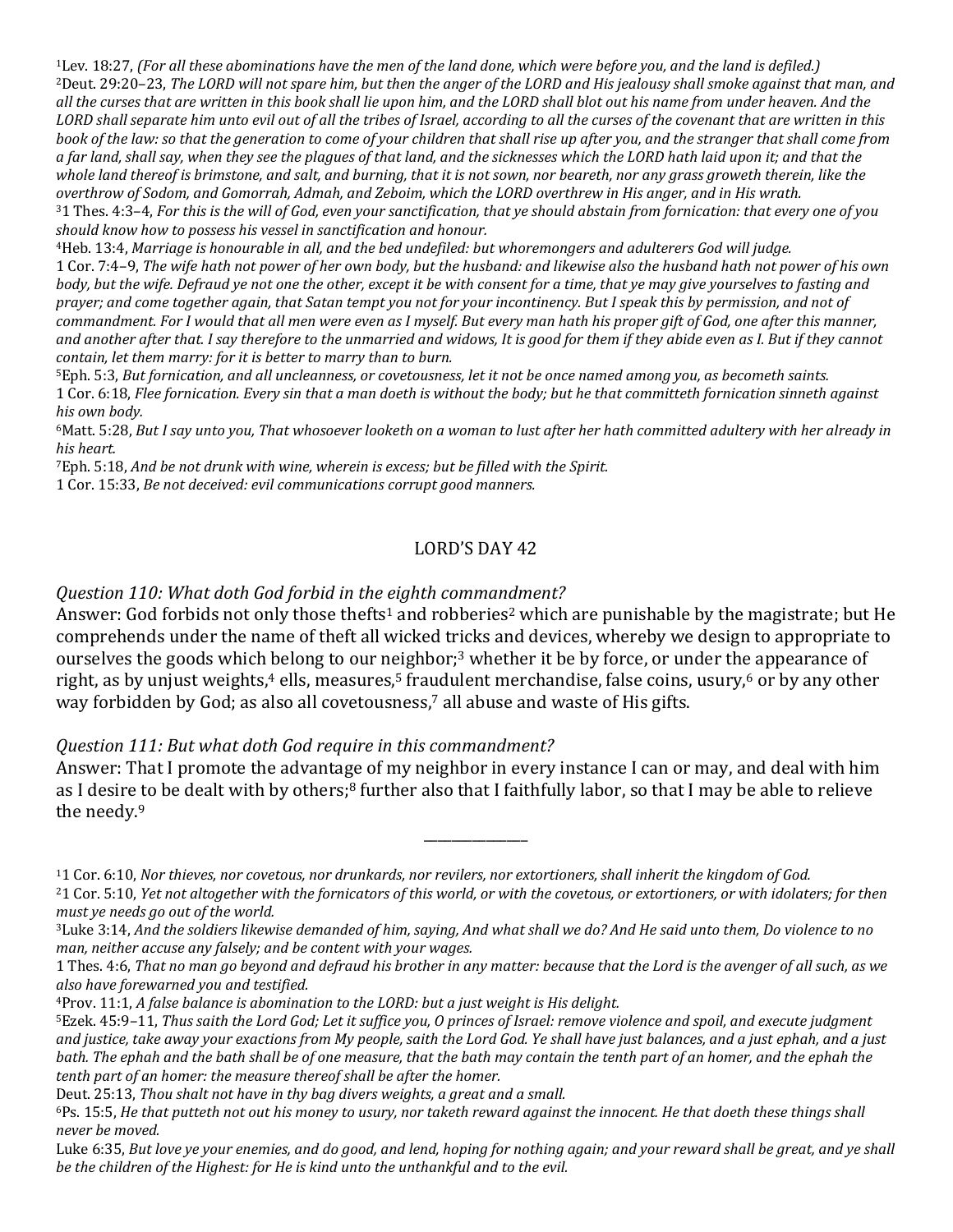[1]Lev. 18:27, *(For all these abominations have the men of the land done, which were before you, and the land is defiled.)*
[2]Deut. 29:20–23, *The LORD will not spare him, but then the anger of the LORD and His jealousy shall smoke against that man, and all the curses that are written in this book shall lie upon him, and the LORD shall blot out his name from under heaven. And the LORD shall separate him unto evil out of all the tribes of Israel, according to all the curses of the covenant that are written in this book of the law: so that the generation to come of your children that shall rise up after you, and the stranger that shall come from a far land, shall say, when they see the plagues of that land, and the sicknesses which the LORD hath laid upon it; and that the whole land thereof is brimstone, and salt, and burning, that it is not sown, nor beareth, nor any grass groweth therein, like the overthrow of Sodom, and Gomorrah, Admah, and Zeboim, which the LORD overthrew in His anger, and in His wrath.*
[3]1 Thes. 4:3–4, *For this is the will of God, even your sanctification, that ye should abstain from fornication: that every one of you should know how to possess his vessel in sanctification and honour.*
[4]Heb. 13:4, *Marriage is honourable in all, and the bed undefiled: but whoremongers and adulterers God will judge.*
1 Cor. 7:4–9, *The wife hath not power of her own body, but the husband: and likewise also the husband hath not power of his own body, but the wife. Defraud ye not one the other, except it be with consent for a time, that ye may give yourselves to fasting and prayer; and come together again, that Satan tempt you not for your incontinency. But I speak this by permission, and not of commandment. For I would that all men were even as I myself. But every man hath his proper gift of God, one after this manner, and another after that. I say therefore to the unmarried and widows, It is good for them if they abide even as I. But if they cannot contain, let them marry: for it is better to marry than to burn.*
[5]Eph. 5:3, *But fornication, and all uncleanness, or covetousness, let it not be once named among you, as becometh saints.*
1 Cor. 6:18, *Flee fornication. Every sin that a man doeth is without the body; but he that committeth fornication sinneth against his own body.*
[6]Matt. 5:28, *But I say unto you, That whosoever looketh on a woman to lust after her hath committed adultery with her already in his heart.*
[7]Eph. 5:18, *And be not drunk with wine, wherein is excess; but be filled with the Spirit.*
1 Cor. 15:33, *Be not deceived: evil communications corrupt good manners.*

## LORD'S DAY 42

*Question 110: What doth God forbid in the eighth commandment?*
Answer: God forbids not only those thefts[1] and robberies[2] which are punishable by the magistrate; but He comprehends under the name of theft all wicked tricks and devices, whereby we design to appropriate to ourselves the goods which belong to our neighbor;[3] whether it be by force, or under the appearance of right, as by unjust weights,[4] ells, measures,[5] fraudulent merchandise, false coins, usury,[6] or by any other way forbidden by God; as also all covetousness,[7] all abuse and waste of His gifts.

*Question 111: But what doth God require in this commandment?*
Answer: That I promote the advantage of my neighbor in every instance I can or may, and deal with him as I desire to be dealt with by others;[8] further also that I faithfully labor, so that I may be able to relieve the needy.[9]

---

[1]1 Cor. 6:10, *Nor thieves, nor covetous, nor drunkards, nor revilers, nor extortioners, shall inherit the kingdom of God.*
[2]1 Cor. 5:10, *Yet not altogether with the fornicators of this world, or with the covetous, or extortioners, or with idolaters; for then must ye needs go out of the world.*
[3]Luke 3:14, *And the soldiers likewise demanded of him, saying, And what shall we do? And He said unto them, Do violence to no man, neither accuse any falsely; and be content with your wages.*
1 Thes. 4:6, *That no man go beyond and defraud his brother in any matter: because that the Lord is the avenger of all such, as we also have forewarned you and testified.*
[4]Prov. 11:1, *A false balance is abomination to the LORD: but a just weight is His delight.*
[5]Ezek. 45:9–11, *Thus saith the Lord God; Let it suffice you, O princes of Israel: remove violence and spoil, and execute judgment and justice, take away your exactions from My people, saith the Lord God. Ye shall have just balances, and a just ephah, and a just bath. The ephah and the bath shall be of one measure, that the bath may contain the tenth part of an homer, and the ephah the tenth part of an homer: the measure thereof shall be after the homer.*
Deut. 25:13, *Thou shalt not have in thy bag divers weights, a great and a small.*
[6]Ps. 15:5, *He that putteth not out his money to usury, nor taketh reward against the innocent. He that doeth these things shall never be moved.*
Luke 6:35, *But love ye your enemies, and do good, and lend, hoping for nothing again; and your reward shall be great, and ye shall be the children of the Highest: for He is kind unto the unthankful and to the evil.*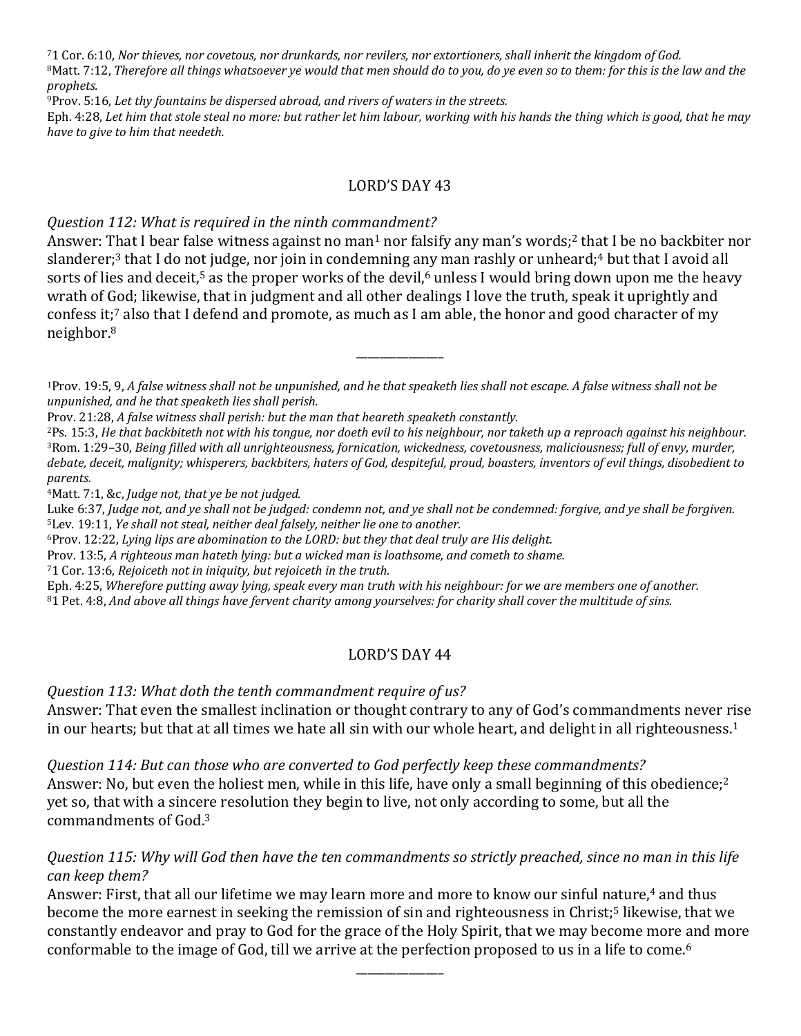[7]1 Cor. 6:10, *Nor thieves, nor covetous, nor drunkards, nor revilers, nor extortioners, shall inherit the kingdom of God.*
[8]Matt. 7:12, *Therefore all things whatsoever ye would that men should do to you, do ye even so to them: for this is the law and the prophets.*
[9]Prov. 5:16, *Let thy fountains be dispersed abroad, and rivers of waters in the streets.*
Eph. 4:28, *Let him that stole steal no more: but rather let him labour, working with his hands the thing which is good, that he may have to give to him that needeth.*

## LORD'S DAY 43

*Question 112: What is required in the ninth commandment?*
Answer: That I bear false witness against no man[1] nor falsify any man's words;[2] that I be no backbiter nor slanderer;[3] that I do not judge, nor join in condemning any man rashly or unheard;[4] but that I avoid all sorts of lies and deceit,[5] as the proper works of the devil,[6] unless I would bring down upon me the heavy wrath of God; likewise, that in judgment and all other dealings I love the truth, speak it uprightly and confess it;[7] also that I defend and promote, as much as I am able, the honor and good character of my neighbor.[8]

\_\_\_\_\_\_\_\_\_\_\_\_\_\_\_

[1]Prov. 19:5, 9, *A false witness shall not be unpunished, and he that speaketh lies shall not escape. A false witness shall not be unpunished, and he that speaketh lies shall perish.*
Prov. 21:28, *A false witness shall perish: but the man that heareth speaketh constantly.*
[2]Ps. 15:3, *He that backbiteth not with his tongue, nor doeth evil to his neighbour, nor taketh up a reproach against his neighbour.*
[3]Rom. 1:29–30, *Being filled with all unrighteousness, fornication, wickedness, covetousness, maliciousness; full of envy, murder, debate, deceit, malignity; whisperers, backbiters, haters of God, despiteful, proud, boasters, inventors of evil things, disobedient to parents.*
[4]Matt. 7:1, &c, *Judge not, that ye be not judged.*
Luke 6:37, *Judge not, and ye shall not be judged: condemn not, and ye shall not be condemned: forgive, and ye shall be forgiven.*
[5]Lev. 19:11, *Ye shall not steal, neither deal falsely, neither lie one to another.*
[6]Prov. 12:22, *Lying lips are abomination to the LORD: but they that deal truly are His delight.*
Prov. 13:5, *A righteous man hateth lying: but a wicked man is loathsome, and cometh to shame.*
[7]1 Cor. 13:6, *Rejoiceth not in iniquity, but rejoiceth in the truth.*
Eph. 4:25, *Wherefore putting away lying, speak every man truth with his neighbour: for we are members one of another.*
[8]1 Pet. 4:8, *And above all things have fervent charity among yourselves: for charity shall cover the multitude of sins.*

## LORD'S DAY 44

*Question 113: What doth the tenth commandment require of us?*
Answer: That even the smallest inclination or thought contrary to any of God's commandments never rise in our hearts; but that at all times we hate all sin with our whole heart, and delight in all righteousness.[1]

*Question 114: But can those who are converted to God perfectly keep these commandments?*
Answer: No, but even the holiest men, while in this life, have only a small beginning of this obedience;[2] yet so, that with a sincere resolution they begin to live, not only according to some, but all the commandments of God.[3]

*Question 115: Why will God then have the ten commandments so strictly preached, since no man in this life can keep them?*
Answer: First, that all our lifetime we may learn more and more to know our sinful nature,[4] and thus become the more earnest in seeking the remission of sin and righteousness in Christ;[5] likewise, that we constantly endeavor and pray to God for the grace of the Holy Spirit, that we may become more and more conformable to the image of God, till we arrive at the perfection proposed to us in a life to come.[6]

\_\_\_\_\_\_\_\_\_\_\_\_\_\_\_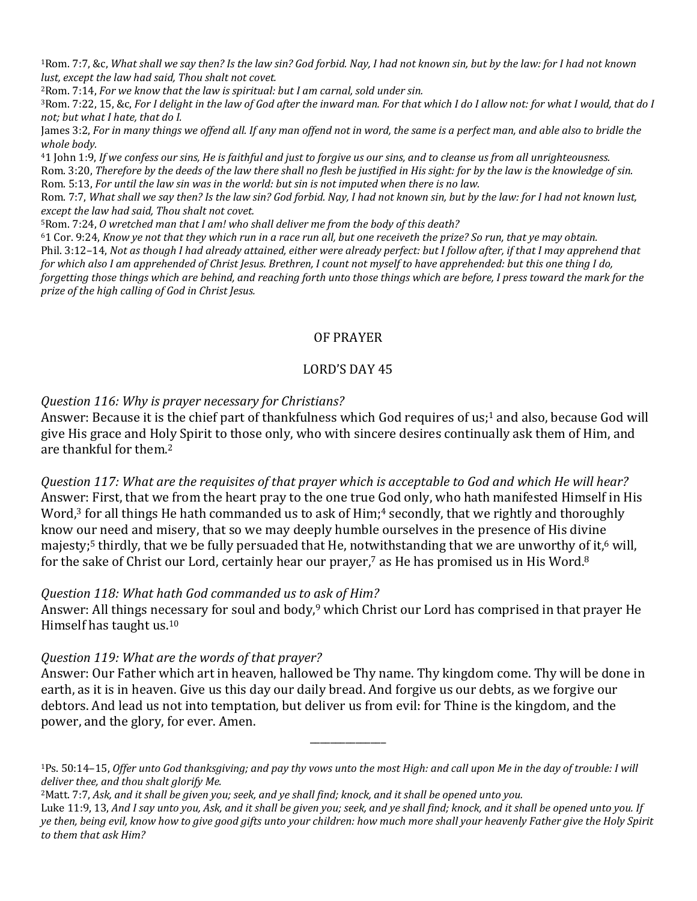[1]Rom. 7:7, &c, *What shall we say then? Is the law sin? God forbid. Nay, I had not known sin, but by the law: for I had not known lust, except the law had said, Thou shalt not covet.*

[2]Rom. 7:14, *For we know that the law is spiritual: but I am carnal, sold under sin.*

[3]Rom. 7:22, 15, &c, *For I delight in the law of God after the inward man. For that which I do I allow not: for what I would, that do I not; but what I hate, that do I.*

James 3:2, *For in many things we offend all. If any man offend not in word, the same is a perfect man, and able also to bridle the whole body.*

[4]1 John 1:9, *If we confess our sins, He is faithful and just to forgive us our sins, and to cleanse us from all unrighteousness.*

Rom. 3:20, *Therefore by the deeds of the law there shall no flesh be justified in His sight: for by the law is the knowledge of sin.*

Rom. 5:13, *For until the law sin was in the world: but sin is not imputed when there is no law.*

Rom. 7:7, *What shall we say then? Is the law sin? God forbid. Nay, I had not known sin, but by the law: for I had not known lust, except the law had said, Thou shalt not covet.*

[5]Rom. 7:24, *O wretched man that I am! who shall deliver me from the body of this death?*

[6]1 Cor. 9:24, *Know ye not that they which run in a race run all, but one receiveth the prize? So run, that ye may obtain.*

Phil. 3:12–14, *Not as though I had already attained, either were already perfect: but I follow after, if that I may apprehend that for which also I am apprehended of Christ Jesus. Brethren, I count not myself to have apprehended: but this one thing I do, forgetting those things which are behind, and reaching forth unto those things which are before, I press toward the mark for the prize of the high calling of God in Christ Jesus.*

## OF PRAYER

## LORD'S DAY 45

*Question 116: Why is prayer necessary for Christians?*
Answer: Because it is the chief part of thankfulness which God requires of us;[1] and also, because God will give His grace and Holy Spirit to those only, who with sincere desires continually ask them of Him, and are thankful for them.[2]

*Question 117: What are the requisites of that prayer which is acceptable to God and which He will hear?*
Answer: First, that we from the heart pray to the one true God only, who hath manifested Himself in His Word,[3] for all things He hath commanded us to ask of Him;[4] secondly, that we rightly and thoroughly know our need and misery, that so we may deeply humble ourselves in the presence of His divine majesty;[5] thirdly, that we be fully persuaded that He, notwithstanding that we are unworthy of it,[6] will, for the sake of Christ our Lord, certainly hear our prayer,[7] as He has promised us in His Word.[8]

*Question 118: What hath God commanded us to ask of Him?*
Answer: All things necessary for soul and body,[9] which Christ our Lord has comprised in that prayer He Himself has taught us.[10]

*Question 119: What are the words of that prayer?*
Answer: Our Father which art in heaven, hallowed be Thy name. Thy kingdom come. Thy will be done in earth, as it is in heaven. Give us this day our daily bread. And forgive us our debts, as we forgive our debtors. And lead us not into temptation, but deliver us from evil: for Thine is the kingdom, and the power, and the glory, for ever. Amen.

\_\_\_\_\_\_\_\_\_\_\_\_\_\_\_

[1]Ps. 50:14–15, *Offer unto God thanksgiving; and pay thy vows unto the most High: and call upon Me in the day of trouble: I will deliver thee, and thou shalt glorify Me.*

[2]Matt. 7:7, *Ask, and it shall be given you; seek, and ye shall find; knock, and it shall be opened unto you.*

Luke 11:9, 13, *And I say unto you, Ask, and it shall be given you; seek, and ye shall find; knock, and it shall be opened unto you. If ye then, being evil, know how to give good gifts unto your children: how much more shall your heavenly Father give the Holy Spirit to them that ask Him?*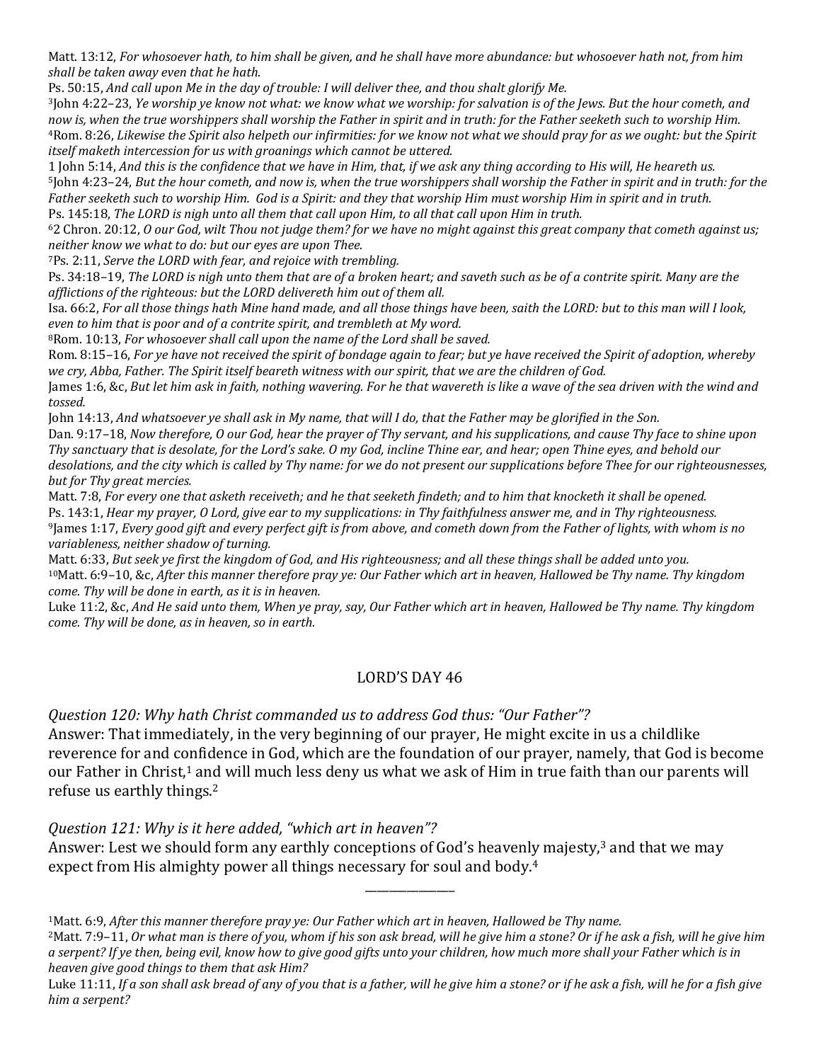Matt. 13:12, *For whosoever hath, to him shall be given, and he shall have more abundance: but whosoever hath not, from him shall be taken away even that he hath.*

Ps. 50:15, *And call upon Me in the day of trouble: I will deliver thee, and thou shalt glorify Me.*

[3]John 4:22–23, *Ye worship ye know not what: we know what we worship: for salvation is of the Jews. But the hour cometh, and now is, when the true worshippers shall worship the Father in spirit and in truth: for the Father seeketh such to worship Him.*

[4]Rom. 8:26, *Likewise the Spirit also helpeth our infirmities: for we know not what we should pray for as we ought: but the Spirit itself maketh intercession for us with groanings which cannot be uttered.*

1 John 5:14, *And this is the confidence that we have in Him, that, if we ask any thing according to His will, He heareth us.*

[5]John 4:23–24, *But the hour cometh, and now is, when the true worshippers shall worship the Father in spirit and in truth: for the Father seeketh such to worship Him. God is a Spirit: and they that worship Him must worship Him in spirit and in truth.*

Ps. 145:18, *The LORD is nigh unto all them that call upon Him, to all that call upon Him in truth.*

[6]2 Chron. 20:12, *O our God, wilt Thou not judge them? for we have no might against this great company that cometh against us; neither know we what to do: but our eyes are upon Thee.*

[7]Ps. 2:11, *Serve the LORD with fear, and rejoice with trembling.*

Ps. 34:18–19, *The LORD is nigh unto them that are of a broken heart; and saveth such as be of a contrite spirit. Many are the afflictions of the righteous: but the LORD delivereth him out of them all.*

Isa. 66:2, *For all those things hath Mine hand made, and all those things have been, saith the LORD: but to this man will I look, even to him that is poor and of a contrite spirit, and trembleth at My word.*

[8]Rom. 10:13, *For whosoever shall call upon the name of the Lord shall be saved.*

Rom. 8:15–16, *For ye have not received the spirit of bondage again to fear; but ye have received the Spirit of adoption, whereby we cry, Abba, Father. The Spirit itself beareth witness with our spirit, that we are the children of God.*

James 1:6, &c, *But let him ask in faith, nothing wavering. For he that wavereth is like a wave of the sea driven with the wind and tossed.*

John 14:13, *And whatsoever ye shall ask in My name, that will I do, that the Father may be glorified in the Son.*

Dan. 9:17–18, *Now therefore, O our God, hear the prayer of Thy servant, and his supplications, and cause Thy face to shine upon Thy sanctuary that is desolate, for the Lord's sake. O my God, incline Thine ear, and hear; open Thine eyes, and behold our desolations, and the city which is called by Thy name: for we do not present our supplications before Thee for our righteousnesses, but for Thy great mercies.*

Matt. 7:8, *For every one that asketh receiveth; and he that seeketh findeth; and to him that knocketh it shall be opened.*

Ps. 143:1, *Hear my prayer, O Lord, give ear to my supplications: in Thy faithfulness answer me, and in Thy righteousness.*

[9]James 1:17, *Every good gift and every perfect gift is from above, and cometh down from the Father of lights, with whom is no variableness, neither shadow of turning.*

Matt. 6:33, *But seek ye first the kingdom of God, and His righteousness; and all these things shall be added unto you.*

[10]Matt. 6:9–10, &c, *After this manner therefore pray ye: Our Father which art in heaven, Hallowed be Thy name. Thy kingdom come. Thy will be done in earth, as it is in heaven.*

Luke 11:2, &c, *And He said unto them, When ye pray, say, Our Father which art in heaven, Hallowed be Thy name. Thy kingdom come. Thy will be done, as in heaven, so in earth.*

## LORD'S DAY 46

*Question 120: Why hath Christ commanded us to address God thus: "Our Father"?*

Answer: That immediately, in the very beginning of our prayer, He might excite in us a childlike reverence for and confidence in God, which are the foundation of our prayer, namely, that God is become our Father in Christ,[1] and will much less deny us what we ask of Him in true faith than our parents will refuse us earthly things.[2]

*Question 121: Why is it here added, "which art in heaven"?*

Answer: Lest we should form any earthly conceptions of God's heavenly majesty,[3] and that we may expect from His almighty power all things necessary for soul and body.[4]

\_\_\_\_\_\_\_\_\_\_\_\_\_\_\_

[1]Matt. 6:9, *After this manner therefore pray ye: Our Father which art in heaven, Hallowed be Thy name.*

[2]Matt. 7:9–11, *Or what man is there of you, whom if his son ask bread, will he give him a stone? Or if he ask a fish, will he give him a serpent? If ye then, being evil, know how to give good gifts unto your children, how much more shall your Father which is in heaven give good things to them that ask Him?*

Luke 11:11, *If a son shall ask bread of any of you that is a father, will he give him a stone? or if he ask a fish, will he for a fish give him a serpent?*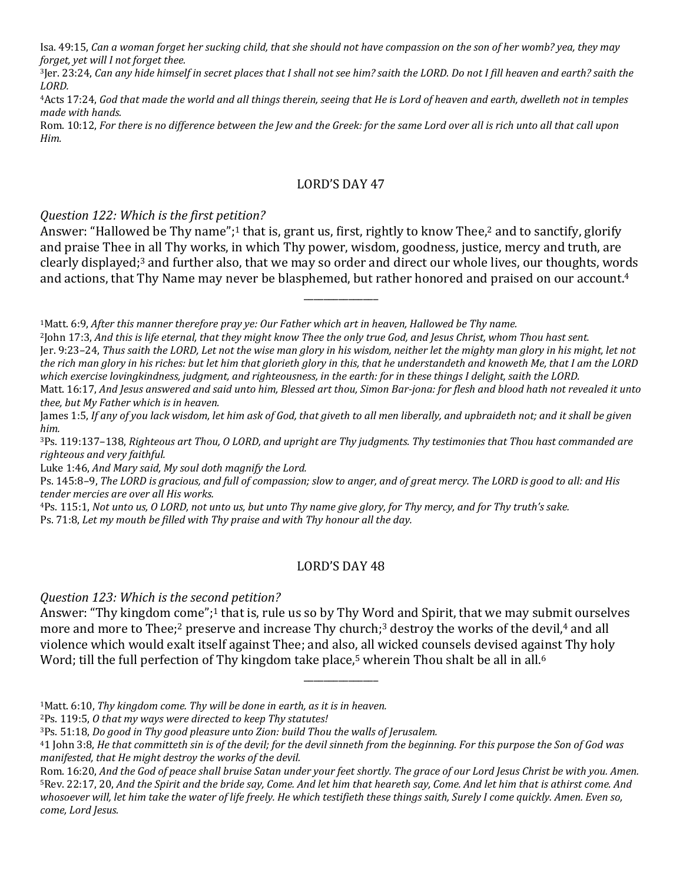Isa. 49:15, *Can a woman forget her sucking child, that she should not have compassion on the son of her womb? yea, they may forget, yet will I not forget thee.*

[3]Jer. 23:24, *Can any hide himself in secret places that I shall not see him? saith the LORD. Do not I fill heaven and earth? saith the LORD.*

[4]Acts 17:24, *God that made the world and all things therein, seeing that He is Lord of heaven and earth, dwelleth not in temples made with hands.*

Rom. 10:12, *For there is no difference between the Jew and the Greek: for the same Lord over all is rich unto all that call upon Him.*

## LORD'S DAY 47

*Question 122: Which is the first petition?*

Answer: "Hallowed be Thy name";[1] that is, grant us, first, rightly to know Thee,[2] and to sanctify, glorify and praise Thee in all Thy works, in which Thy power, wisdom, goodness, justice, mercy and truth, are clearly displayed;[3] and further also, that we may so order and direct our whole lives, our thoughts, words and actions, that Thy Name may never be blasphemed, but rather honored and praised on our account.[4]

\_\_\_\_\_\_\_\_\_\_\_\_\_\_\_

[1]Matt. 6:9, *After this manner therefore pray ye: Our Father which art in heaven, Hallowed be Thy name.*

[2]John 17:3, *And this is life eternal, that they might know Thee the only true God, and Jesus Christ, whom Thou hast sent.*

Jer. 9:23–24, *Thus saith the LORD, Let not the wise man glory in his wisdom, neither let the mighty man glory in his might, let not the rich man glory in his riches: but let him that glorieth glory in this, that he understandeth and knoweth Me, that I am the LORD which exercise lovingkindness, judgment, and righteousness, in the earth: for in these things I delight, saith the LORD.*

Matt. 16:17, *And Jesus answered and said unto him, Blessed art thou, Simon Bar-jona: for flesh and blood hath not revealed it unto thee, but My Father which is in heaven.*

James 1:5, *If any of you lack wisdom, let him ask of God, that giveth to all men liberally, and upbraideth not; and it shall be given him.*

[3]Ps. 119:137–138, *Righteous art Thou, O LORD, and upright are Thy judgments. Thy testimonies that Thou hast commanded are righteous and very faithful.*

Luke 1:46, *And Mary said, My soul doth magnify the Lord.*

Ps. 145:8–9, *The LORD is gracious, and full of compassion; slow to anger, and of great mercy. The LORD is good to all: and His tender mercies are over all His works.*

[4]Ps. 115:1, *Not unto us, O LORD, not unto us, but unto Thy name give glory, for Thy mercy, and for Thy truth's sake.*

Ps. 71:8, *Let my mouth be filled with Thy praise and with Thy honour all the day.*

## LORD'S DAY 48

*Question 123: Which is the second petition?*

Answer: "Thy kingdom come";[1] that is, rule us so by Thy Word and Spirit, that we may submit ourselves more and more to Thee;[2] preserve and increase Thy church;[3] destroy the works of the devil,[4] and all violence which would exalt itself against Thee; and also, all wicked counsels devised against Thy holy Word; till the full perfection of Thy kingdom take place,[5] wherein Thou shalt be all in all.[6]

\_\_\_\_\_\_\_\_\_\_\_\_\_\_\_

[1]Matt. 6:10, *Thy kingdom come. Thy will be done in earth, as it is in heaven.*

[2]Ps. 119:5, *O that my ways were directed to keep Thy statutes!*

[3]Ps. 51:18, *Do good in Thy good pleasure unto Zion: build Thou the walls of Jerusalem.*

[4]1 John 3:8, *He that committeth sin is of the devil; for the devil sinneth from the beginning. For this purpose the Son of God was manifested, that He might destroy the works of the devil.*

Rom. 16:20, *And the God of peace shall bruise Satan under your feet shortly. The grace of our Lord Jesus Christ be with you. Amen.*

[5]Rev. 22:17, 20, *And the Spirit and the bride say, Come. And let him that heareth say, Come. And let him that is athirst come. And whosoever will, let him take the water of life freely. He which testifieth these things saith, Surely I come quickly. Amen. Even so, come, Lord Jesus.*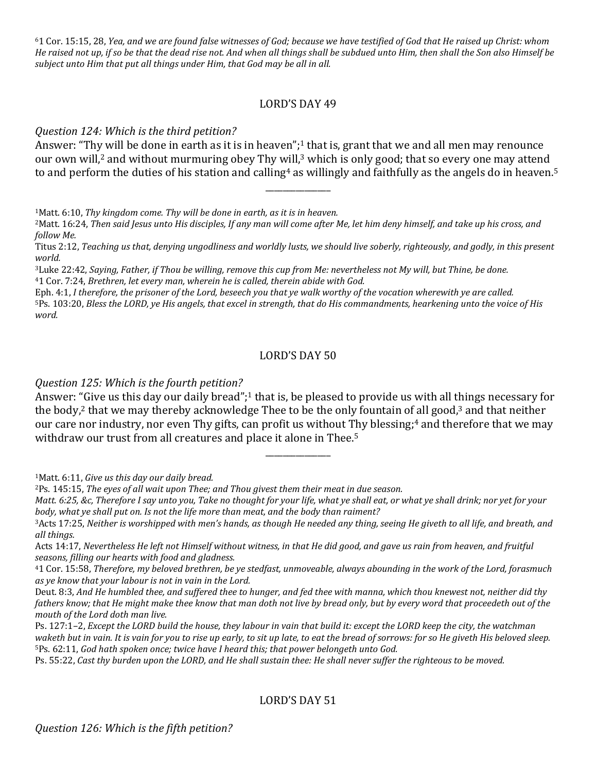[6]1 Cor. 15:15, 28, *Yea, and we are found false witnesses of God; because we have testified of God that He raised up Christ: whom He raised not up, if so be that the dead rise not. And when all things shall be subdued unto Him, then shall the Son also Himself be subject unto Him that put all things under Him, that God may be all in all.*

## LORD'S DAY 49

*Question 124: Which is the third petition?*

Answer: "Thy will be done in earth as it is in heaven";[1] that is, grant that we and all men may renounce our own will,[2] and without murmuring obey Thy will,[3] which is only good; that so every one may attend to and perform the duties of his station and calling[4] as willingly and faithfully as the angels do in heaven.[5]

\_\_\_\_\_\_\_\_\_\_\_\_\_\_\_

[1]Matt. 6:10, *Thy kingdom come. Thy will be done in earth, as it is in heaven.*

[2]Matt. 16:24, *Then said Jesus unto His disciples, If any man will come after Me, let him deny himself, and take up his cross, and follow Me.*

Titus 2:12, *Teaching us that, denying ungodliness and worldly lusts, we should live soberly, righteously, and godly, in this present world.*

[3]Luke 22:42, *Saying, Father, if Thou be willing, remove this cup from Me: nevertheless not My will, but Thine, be done.*

[4]1 Cor. 7:24, *Brethren, let every man, wherein he is called, therein abide with God.*

Eph. 4:1, *I therefore, the prisoner of the Lord, beseech you that ye walk worthy of the vocation wherewith ye are called.*

[5]Ps. 103:20, *Bless the LORD, ye His angels, that excel in strength, that do His commandments, hearkening unto the voice of His word.*

## LORD'S DAY 50

*Question 125: Which is the fourth petition?*

Answer: "Give us this day our daily bread";[1] that is, be pleased to provide us with all things necessary for the body,[2] that we may thereby acknowledge Thee to be the only fountain of all good,[3] and that neither our care nor industry, nor even Thy gifts, can profit us without Thy blessing;[4] and therefore that we may withdraw our trust from all creatures and place it alone in Thee.[5]

\_\_\_\_\_\_\_\_\_\_\_\_\_\_\_

[1]Matt. 6:11, *Give us this day our daily bread.*

[2]Ps. 145:15, *The eyes of all wait upon Thee; and Thou givest them their meat in due season.*

*Matt. 6:25, &c, Therefore I say unto you, Take no thought for your life, what ye shall eat, or what ye shall drink; nor yet for your body, what ye shall put on. Is not the life more than meat, and the body than raiment?*

[3]Acts 17:25, *Neither is worshipped with men's hands, as though He needed any thing, seeing He giveth to all life, and breath, and all things.*

Acts 14:17, *Nevertheless He left not Himself without witness, in that He did good, and gave us rain from heaven, and fruitful seasons, filling our hearts with food and gladness.*

[4]1 Cor. 15:58, *Therefore, my beloved brethren, be ye stedfast, unmoveable, always abounding in the work of the Lord, forasmuch as ye know that your labour is not in vain in the Lord.*

Deut. 8:3, *And He humbled thee, and suffered thee to hunger, and fed thee with manna, which thou knewest not, neither did thy fathers know; that He might make thee know that man doth not live by bread only, but by every word that proceedeth out of the mouth of the Lord doth man live.*

Ps. 127:1–2, *Except the LORD build the house, they labour in vain that build it: except the LORD keep the city, the watchman waketh but in vain. It is vain for you to rise up early, to sit up late, to eat the bread of sorrows: for so He giveth His beloved sleep.*

[5]Ps. 62:11, *God hath spoken once; twice have I heard this; that power belongeth unto God.*

Ps. 55:22, *Cast thy burden upon the LORD, and He shall sustain thee: He shall never suffer the righteous to be moved.*

## LORD'S DAY 51

*Question 126: Which is the fifth petition?*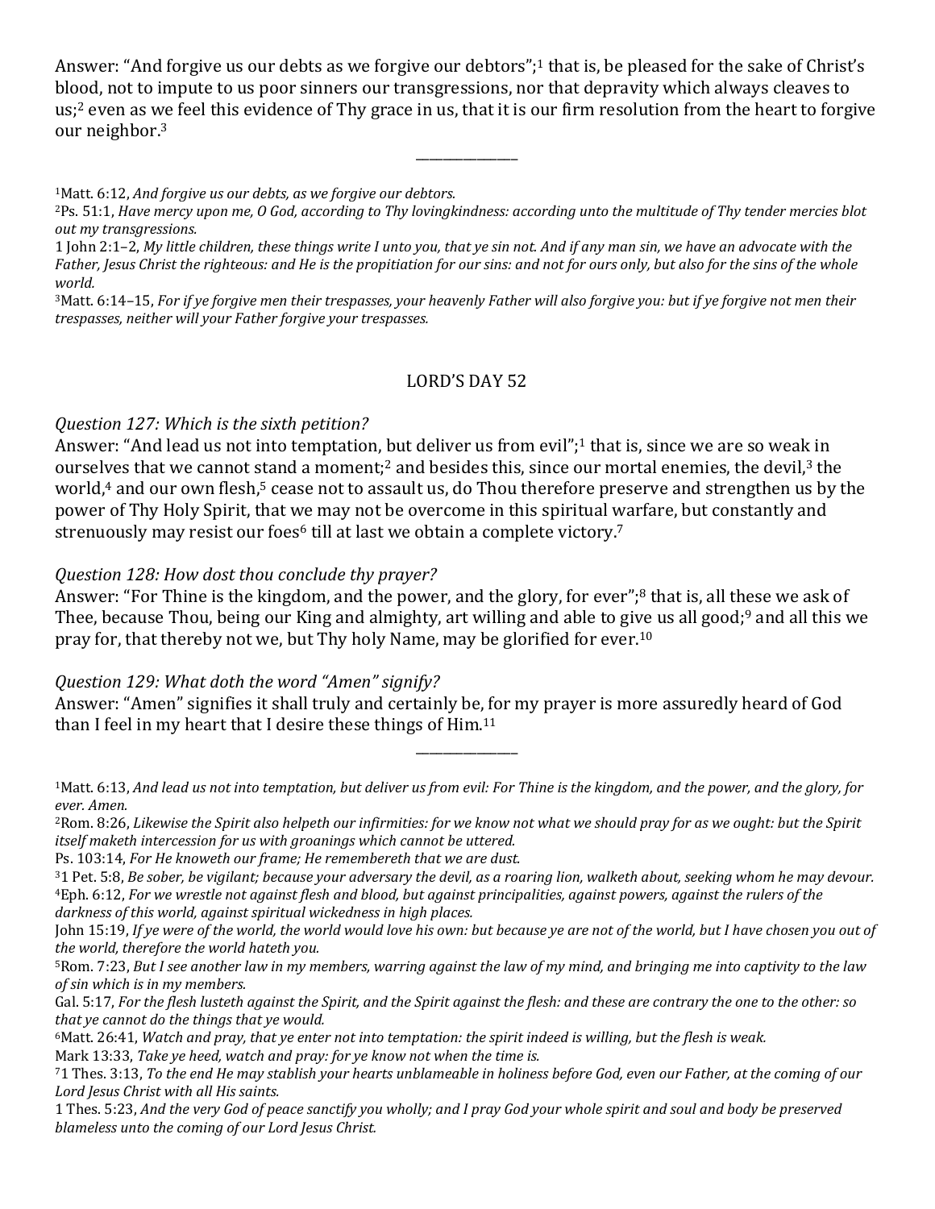Answer: "And forgive us our debts as we forgive our debtors";[1] that is, be pleased for the sake of Christ's blood, not to impute to us poor sinners our transgressions, nor that depravity which always cleaves to us;[2] even as we feel this evidence of Thy grace in us, that it is our firm resolution from the heart to forgive our neighbor.[3]

\_\_\_\_\_\_\_\_\_\_\_\_\_\_\_

[1]Matt. 6:12, *And forgive us our debts, as we forgive our debtors.*

[2]Ps. 51:1, *Have mercy upon me, O God, according to Thy lovingkindness: according unto the multitude of Thy tender mercies blot out my transgressions.*

1 John 2:1–2, *My little children, these things write I unto you, that ye sin not. And if any man sin, we have an advocate with the Father, Jesus Christ the righteous: and He is the propitiation for our sins: and not for ours only, but also for the sins of the whole world.*

[3]Matt. 6:14–15, *For if ye forgive men their trespasses, your heavenly Father will also forgive you: but if ye forgive not men their trespasses, neither will your Father forgive your trespasses.*

## LORD'S DAY 52

*Question 127: Which is the sixth petition?*

Answer: "And lead us not into temptation, but deliver us from evil";[1] that is, since we are so weak in ourselves that we cannot stand a moment;[2] and besides this, since our mortal enemies, the devil,[3] the world,[4] and our own flesh,[5] cease not to assault us, do Thou therefore preserve and strengthen us by the power of Thy Holy Spirit, that we may not be overcome in this spiritual warfare, but constantly and strenuously may resist our foes[6] till at last we obtain a complete victory.[7]

*Question 128: How dost thou conclude thy prayer?*

Answer: "For Thine is the kingdom, and the power, and the glory, for ever";[8] that is, all these we ask of Thee, because Thou, being our King and almighty, art willing and able to give us all good;[9] and all this we pray for, that thereby not we, but Thy holy Name, may be glorified for ever.[10]

*Question 129: What doth the word "Amen" signify?*

Answer: "Amen" signifies it shall truly and certainly be, for my prayer is more assuredly heard of God than I feel in my heart that I desire these things of Him.[11]

\_\_\_\_\_\_\_\_\_\_\_\_\_\_\_

[1]Matt. 6:13, *And lead us not into temptation, but deliver us from evil: For Thine is the kingdom, and the power, and the glory, for ever. Amen.*

[2]Rom. 8:26, *Likewise the Spirit also helpeth our infirmities: for we know not what we should pray for as we ought: but the Spirit itself maketh intercession for us with groanings which cannot be uttered.*

Ps. 103:14, *For He knoweth our frame; He remembereth that we are dust.*

[3]1 Pet. 5:8, *Be sober, be vigilant; because your adversary the devil, as a roaring lion, walketh about, seeking whom he may devour.*

[4]Eph. 6:12, *For we wrestle not against flesh and blood, but against principalities, against powers, against the rulers of the darkness of this world, against spiritual wickedness in high places.*

John 15:19, *If ye were of the world, the world would love his own: but because ye are not of the world, but I have chosen you out of the world, therefore the world hateth you.*

[5]Rom. 7:23, *But I see another law in my members, warring against the law of my mind, and bringing me into captivity to the law of sin which is in my members.*

Gal. 5:17, *For the flesh lusteth against the Spirit, and the Spirit against the flesh: and these are contrary the one to the other: so that ye cannot do the things that ye would.*

[6]Matt. 26:41, *Watch and pray, that ye enter not into temptation: the spirit indeed is willing, but the flesh is weak.*

Mark 13:33, *Take ye heed, watch and pray: for ye know not when the time is.*

[7]1 Thes. 3:13, *To the end He may stablish your hearts unblameable in holiness before God, even our Father, at the coming of our Lord Jesus Christ with all His saints.*

1 Thes. 5:23, *And the very God of peace sanctify you wholly; and I pray God your whole spirit and soul and body be preserved blameless unto the coming of our Lord Jesus Christ.*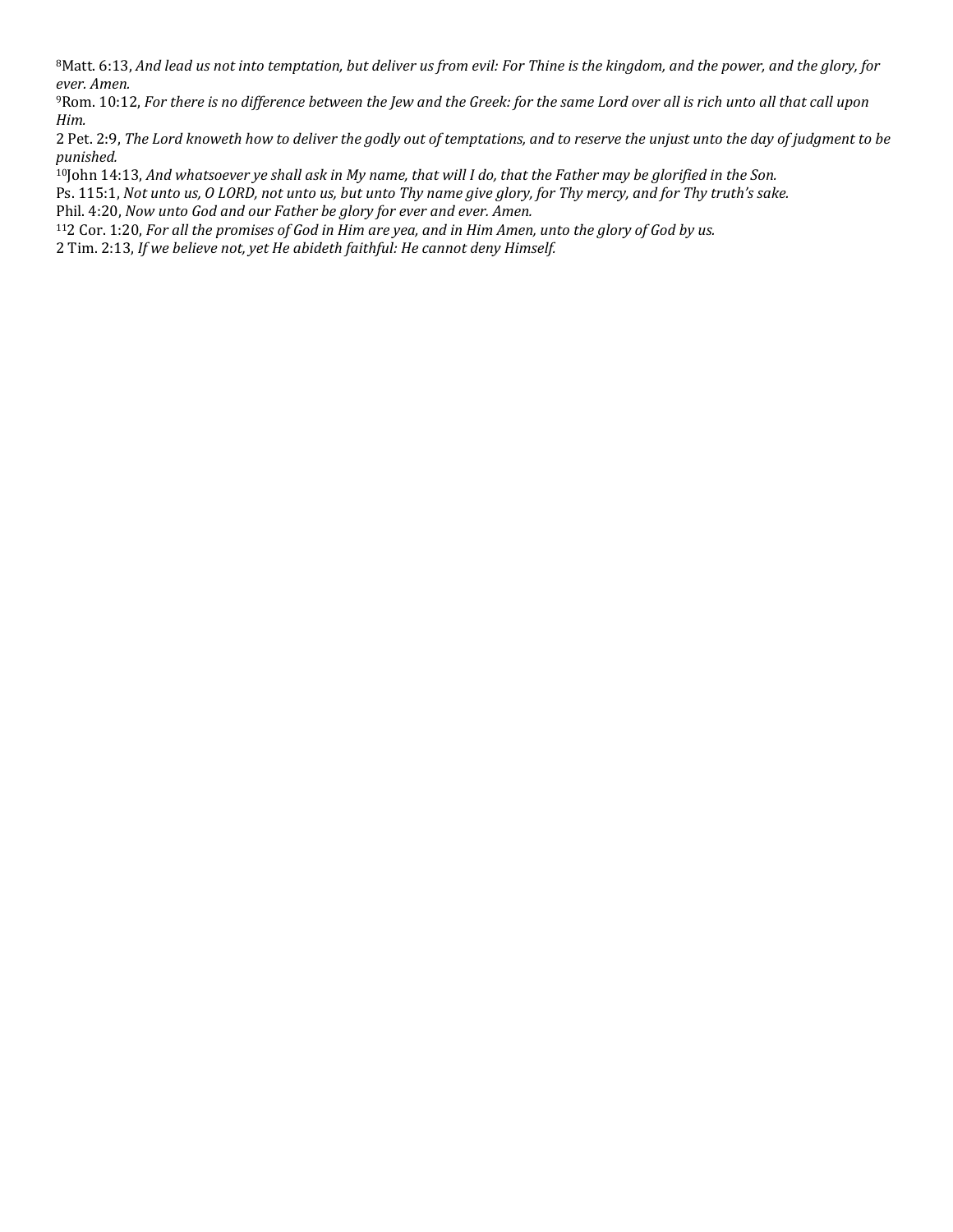[8]Matt. 6:13, *And lead us not into temptation, but deliver us from evil: For Thine is the kingdom, and the power, and the glory, for ever. Amen.*

[9]Rom. 10:12, *For there is no difference between the Jew and the Greek: for the same Lord over all is rich unto all that call upon Him.*

2 Pet. 2:9, *The Lord knoweth how to deliver the godly out of temptations, and to reserve the unjust unto the day of judgment to be punished.*

[10]John 14:13, *And whatsoever ye shall ask in My name, that will I do, that the Father may be glorified in the Son.*

Ps. 115:1, *Not unto us, O LORD, not unto us, but unto Thy name give glory, for Thy mercy, and for Thy truth's sake.*

Phil. 4:20, *Now unto God and our Father be glory for ever and ever. Amen.*

[11]2 Cor. 1:20, *For all the promises of God in Him are yea, and in Him Amen, unto the glory of God by us.*

2 Tim. 2:13, *If we believe not, yet He abideth faithful: He cannot deny Himself.*